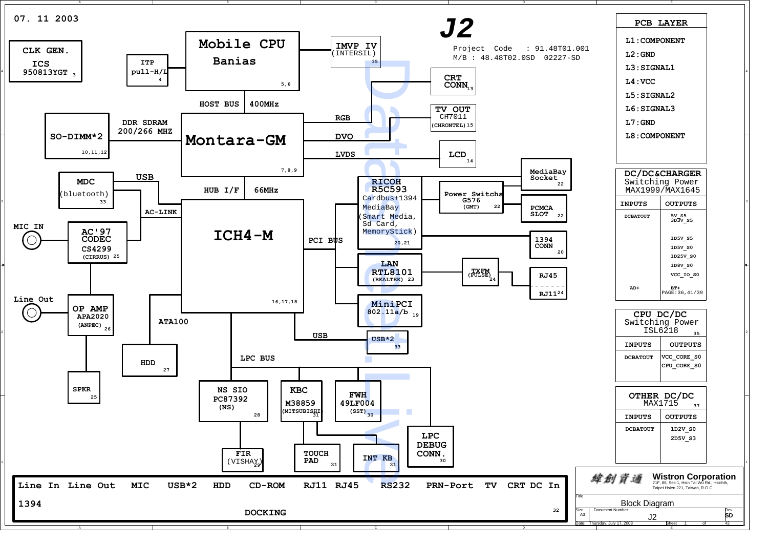07. 11 2003

# J2

Project Code : 91.48T01.001
M/B : 48.48T02.0SD 02227-SD

**CLK GEN.** ICS 950813YGT 3

**ITP** pull-H/L 4

**Mobile CPU** Banias 5,6

**IMVP IV** (INTERSIL) 35

**CRT CONN** 13

**TV OUT** CH7011 (CHRONTEL) 15

**LCD** 14

HOST BUS 400MHz

**SO-DIMM*2** 10,11,12

DDR SDRAM 200/266 MHZ

**Montara-GM** 7,8,9

RGB

DVO

LVDS

**MDC** (bluetooth) 33

USB

AC-LINK

HUB I/F 66MHz

**ICH4-M** 16,17,18

**RICOH R5C593** Cardbus+1394 MediaBay (Smart Media, Sd Card, MemoryStick) 20,21

**MediaBay Socket** 22

**Power Switchs** G576 (GMT) 22

**PCMCA SLOT** 22

**1394 CONN** 20

MIC IN

**AC'97 CODEC** CS4299 (CIRRUS) 25

PCI BUS

**LAN RTL8101** (REALTEK) 23

**TXFM** (PULSE) 24

**RJ45**

**RJ11** 24

Line Out

**OP AMP** APA2020 (ANPEC) 26

ATA100

**MiniPCI** 802.11a/b 19

USB

**USB*2** 33

**HDD** 27

LPC BUS

**SPKR** 25

**NS SIO** PC87392 (NS) 28

**KBC** M38859 (MITSUBISHI) 31

**FWH** 49LF004 (SST) 30

**LPC DEBUG CONN.** 30

**FIR** (VISHAY) 29

**TOUCH PAD** 31

**INT KB** 31

Line In Line Out MIC USB*2 HDD CD-ROM RJ11 RJ45 RS232 PRN-Port TV CRT DC In 1394

**DOCKING** 32

## PCB LAYER

- L1:COMPONENT
- L2:GND
- L3:SIGNAL1
- L4:VCC
- L5:SIGNAL2
- L6:SIGNAL3
- L7:GND
- L8:COMPONENT

## DC/DC&CHARGER

Switching Power MAX1999/MAX1645

| INPUTS | OUTPUTS |
|---|---|
| DCBATOUT | 5V_S5, 3D3V_S5, 1D5V_S5, 1D5V_S0, 1D25V_S0, 1D8V_S0, VCC_IO_S0 |
| AD+ | BT+ PAGE:36,41/39 |

## CPU DC/DC

Switching Power ISL6218 35

| INPUTS | OUTPUTS |
|---|---|
| DCBATOUT | VCC_CORE_S0, CPU_CORE_S0 |

## OTHER DC/DC

MAX1715 37

| INPUTS | OUTPUTS |
|---|---|
| DCBATOUT | 1D2V_S0, 2D5V_S3 |

緯創資通 **Wistron Corporation**
21F, 88, Sec.1, Hsin Tai Wu Rd., Hsichih, Taipei Hsien 221, Taiwan, R.O.C.

| Title | Block Diagram | |
|---|---|---|
| Size: A3 | Document Number: J2 | Rev: SD |
| Date: Thursday, July 17, 2003 | Sheet 1 of 42 | |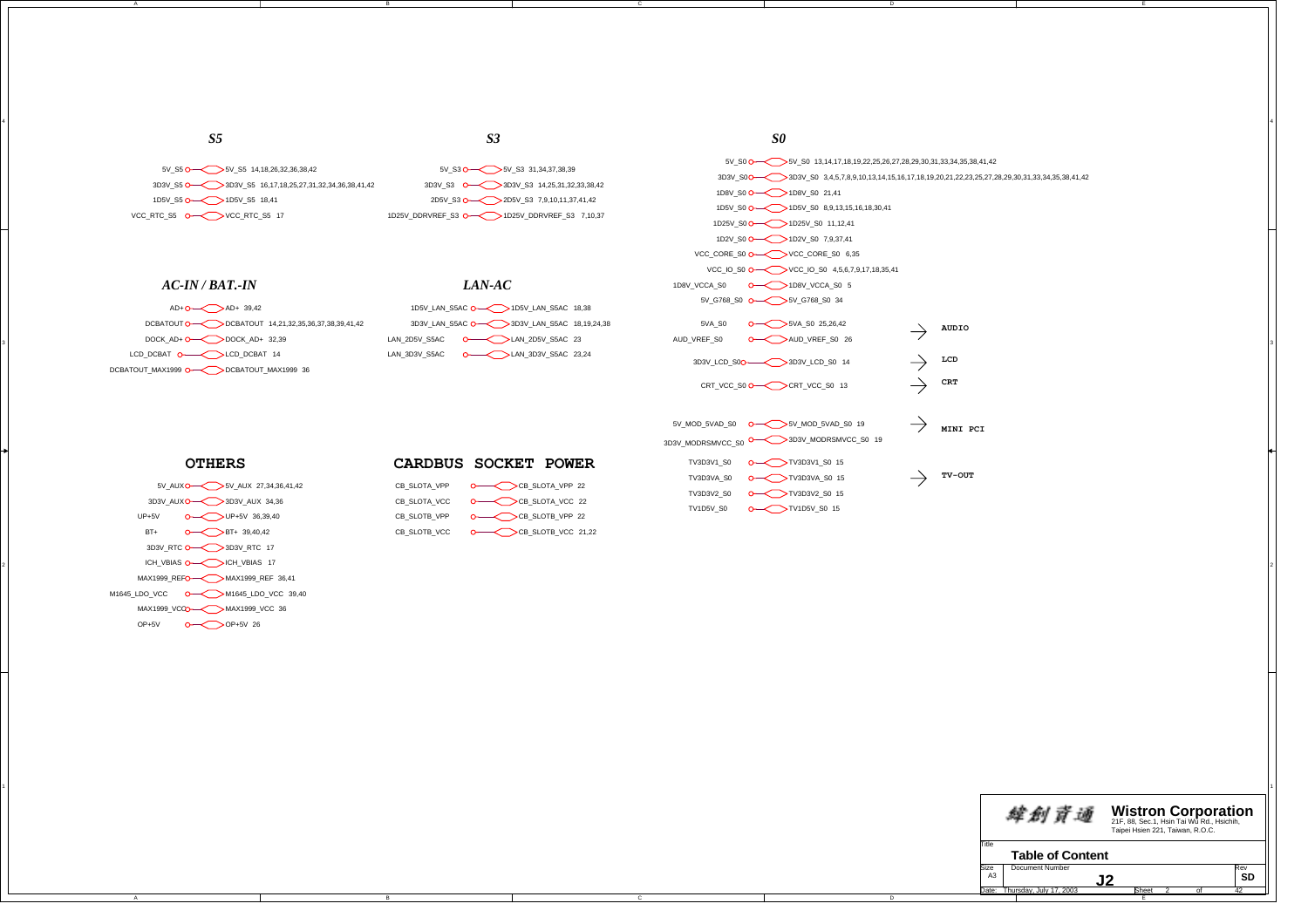## S5

| Net | Off-page connector | Pages |
|---|---|---|
| 5V_S5 | 5V_S5 | 14,18,26,32,36,38,42 |
| 3D3V_S5 | 3D3V_S5 | 16,17,18,25,27,31,32,34,36,38,41,42 |
| 1D5V_S5 | 1D5V_S5 | 18,41 |
| VCC_RTC_S5 | VCC_RTC_S5 | 17 |

## S3

| Net | Off-page connector | Pages |
|---|---|---|
| 5V_S3 | 5V_S3 | 31,34,37,38,39 |
| 3D3V_S3 | 3D3V_S3 | 14,25,31,32,33,38,42 |
| 2D5V_S3 | 2D5V_S3 | 7,9,10,11,37,41,42 |
| 1D25V_DDRVREF_S3 | 1D25V_DDRVREF_S3 | 7,10,37 |

## S0

| Net | Off-page connector | Pages |
|---|---|---|
| 5V_S0 | 5V_S0 | 13,14,17,18,19,22,25,26,27,28,29,30,31,33,34,35,38,41,42 |
| 3D3V_S0 | 3D3V_S0 | 3,4,5,7,8,9,10,13,14,15,16,17,18,19,20,21,22,23,25,27,28,29,30,31,33,34,35,38,41,42 |
| 1D8V_S0 | 1D8V_S0 | 21,41 |
| 1D5V_S0 | 1D5V_S0 | 8,9,13,15,16,18,30,41 |
| 1D25V_S0 | 1D25V_S0 | 11,12,41 |
| 1D2V_S0 | 1D2V_S0 | 7,9,37,41 |
| VCC_CORE_S0 | VCC_CORE_S0 | 6,35 |
| VCC_IO_S0 | VCC_IO_S0 | 4,5,6,7,9,17,18,35,41 |
| 1D8V_VCCA_S0 | 1D8V_VCCA_S0 | 5 |
| 5V_G768_S0 | 5V_G768_S0 | 34 |
| 5VA_S0 | 5VA_S0 | 25,26,42 |
| AUD_VREF_S0 | AUD_VREF_S0 | 26 |
| 3D3V_LCD_S0 | 3D3V_LCD_S0 | 14 |
| CRT_VCC_S0 | CRT_VCC_S0 | 13 |
| 5V_MOD_5VAD_S0 | 5V_MOD_5VAD_S0 | 19 |
| 3D3V_MODRSMVCC_S0 | 3D3V_MODRSMVCC_S0 | 19 |
| TV3D3V1_S0 | TV3D3V1_S0 | 15 |
| TV3D3VA_S0 | TV3D3VA_S0 | 15 |
| TV3D3V2_S0 | TV3D3V2_S0 | 15 |
| TV1D5V_S0 | TV1D5V_S0 | 15 |

→ AUDIO (5VA_S0, AUD_VREF_S0)
→ LCD (3D3V_LCD_S0)
→ CRT (CRT_VCC_S0)
→ MINI PCI (5V_MOD_5VAD_S0, 3D3V_MODRSMVCC_S0)
→ TV-OUT (TV3D3V1_S0, TV3D3VA_S0, TV3D3V2_S0, TV1D5V_S0)

## AC-IN / BAT.-IN

| Net | Off-page connector | Pages |
|---|---|---|
| AD+ | AD+ | 39,42 |
| DCBATOUT | DCBATOUT | 14,21,32,35,36,37,38,39,41,42 |
| DOCK_AD+ | DOCK_AD+ | 32,39 |
| LCD_DCBAT | LCD_DCBAT | 14 |
| DCBATOUT_MAX1999 | DCBATOUT_MAX1999 | 36 |

## LAN-AC

| Net | Off-page connector | Pages |
|---|---|---|
| 1D5V_LAN_S5AC | 1D5V_LAN_S5AC | 18,38 |
| 3D3V_LAN_S5AC | 3D3V_LAN_S5AC | 18,19,24,38 |
| LAN_2D5V_S5AC | LAN_2D5V_S5AC | 23 |
| LAN_3D3V_S5AC | LAN_3D3V_S5AC | 23,24 |

## OTHERS

| Net | Off-page connector | Pages |
|---|---|---|
| 5V_AUX | 5V_AUX | 27,34,36,41,42 |
| 3D3V_AUX | 3D3V_AUX | 34,36 |
| UP+5V | UP+5V | 36,39,40 |
| BT+ | BT+ | 39,40,42 |
| 3D3V_RTC | 3D3V_RTC | 17 |
| ICH_VBIAS | ICH_VBIAS | 17 |
| MAX1999_REF | MAX1999_REF | 36,41 |
| M1645_LDO_VCC | M1645_LDO_VCC | 39,40 |
| MAX1999_VCC | MAX1999_VCC | 36 |
| OP+5V | OP+5V | 26 |

## CARDBUS SOCKET POWER

| Net | Off-page connector | Pages |
|---|---|---|
| CB_SLOTA_VPP | CB_SLOTA_VPP | 22 |
| CB_SLOTA_VCC | CB_SLOTA_VCC | 22 |
| CB_SLOTB_VPP | CB_SLOTB_VPP | 22 |
| CB_SLOTB_VCC | CB_SLOTB_VCC | 21,22 |

---

緯創資通 **Wistron Corporation**
21F, 88, Sec.1, Hsin Tai Wu Rd., Hsichih, Taipei Hsien 221, Taiwan, R.O.C.

| Title | Table of Content | |
|---|---|---|
| Size: A3 | Document Number: J2 | Rev: SD |
| Date: Thursday, July 17, 2003 | Sheet 2 of 42 | |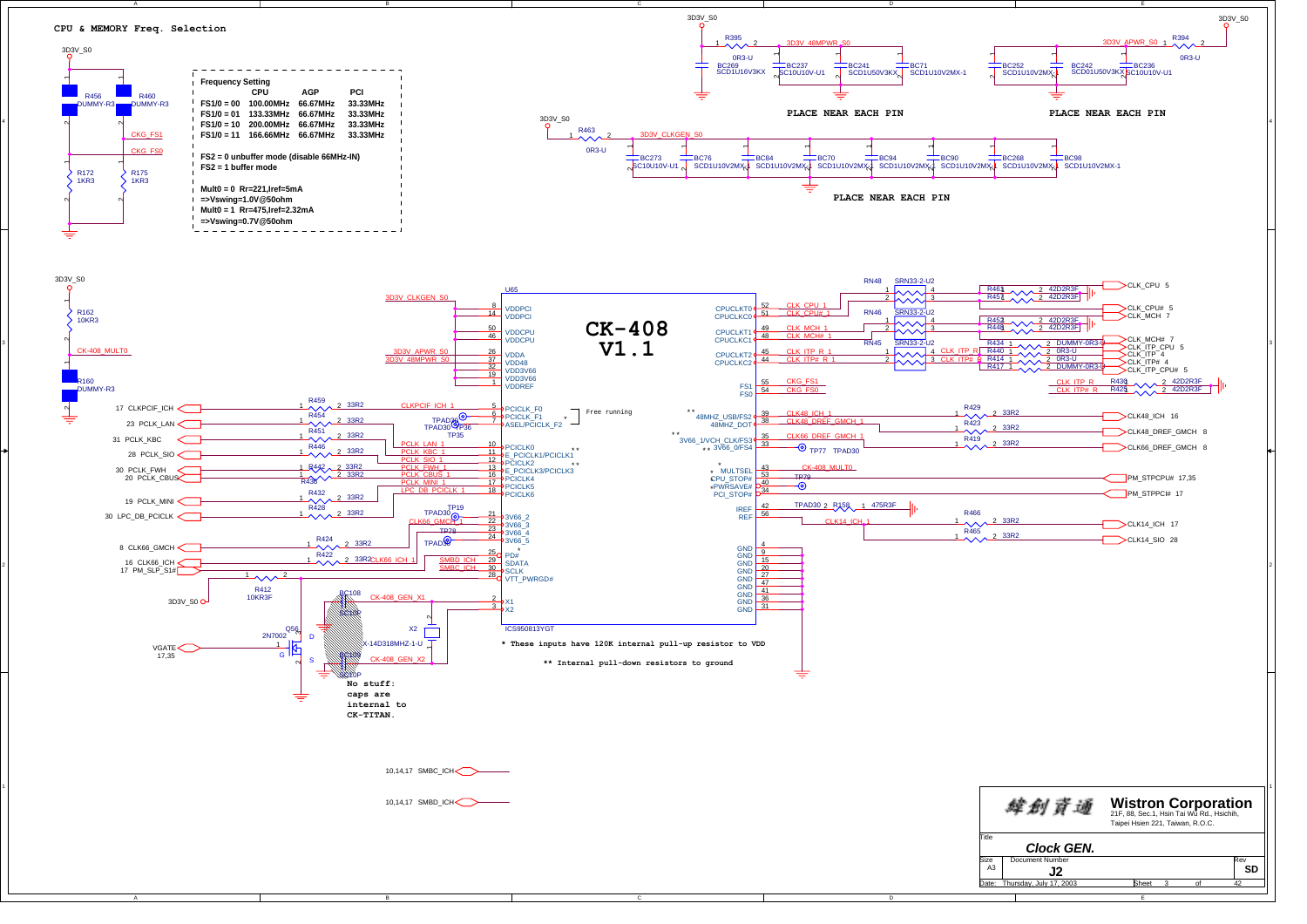## CPU & MEMORY Freq. Selection

**Frequency Setting**

| | CPU | AGP | PCI |
|---|---|---|---|
| FS1/0 = 00 | 100.00MHz | 66.67MHz | 33.33MHz |
| FS1/0 = 01 | 133.33MHz | 66.67MHz | 33.33MHz |
| FS1/0 = 10 | 200.00MHz | 66.67MHz | 33.33MHz |
| FS1/0 = 11 | 166.66MHz | 66.67MHz | 33.33MHz |

**FS2 = 0 unbuffer mode (disable 66MHz-IN)**
**FS2 = 1 buffer mode**

**Mult0 = 0 Rr=221,Iref=5mA**
**=>Vswing=1.0V@50ohm**
**Mult0 = 1 Rr=475,Iref=2.32mA**
**=>Vswing=0.7V@50ohm**

3D3V_S0, R456 DUMMY-R3, R460 DUMMY-R3, CKG_FS1, CKG_FS0, R172 1KR3, R175 1KR3

3D3V_S0, R395 0R3-U, 3D3V_48MPWR_S0, BC269 SCD1U16V3KX, BC237 SC10U10V-U1, BC241 SCD1U50V3KX, BC71 SCD1U10V2MX-1

BC252 SCD1U10V2MX, BC242 SCD01U50V3KX, BC236 SC10U10V-U1, 3D3V_APWR_S0, R394 0R3-U, 3D3V_S0

PLACE NEAR EACH PIN

PLACE NEAR EACH PIN

3D3V_S0, R463 0R3-U, 3D3V_CLKGEN_S0, BC273 SC10U10V-U1, BC76 SCD1U10V2MX, BC84 SCD1U10V2MX, BC70 SCD1U10V2MX, BC94 SCD1U10V2MX, BC90 SCD1U10V2MX, BC268 SCD1U10V2MX, BC98 SCD1U10V2MX-1

PLACE NEAR EACH PIN

U65 — **CK-408 V1.1** (ICS950813YGT)

3D3V_S0, R162 10KR3, CK-408_MULT0, R160 DUMMY-R3

| Pin | Name | Net |
|---|---|---|
| 8, 14 | VDDPCI | 3D3V_CLKGEN_S0 |
| 50, 46 | VDDCPU | |
| 26 | VDDA | 3D3V_APWR_S0 |
| 37 | VDD48 | 3D3V_48MPWR_S0 |
| 32, 19 | VDD3V66 | |
| 1 | VDDREF | |
| 5 | PCICLK_F0 | CLKPCIF_ICH (R459 33R2) → 17 CLKPCIF_ICH |
| 6 | PCICLK_F1 | TPAD30 TP36 |
| 7 | ASEL/PCICLK_F2 | TPAD30 TP35 |
| 10 | PCICLK0 | PCLK_LAN (R454 33R2) → 23 PCLK_LAN |
| 11 | E_PCICLK1/PCICLK1 | PCLK_KBC (R451 33R2) → 31 PCLK_KBC |
| 12 | PCICLK2 | PCLK_SIO (R446 33R2) → 28 PCLK_SIO |
| 13 | E_PCICLK3/PCICLK3 | PCLK_FWH (R442 33R2) → 30 PCLK_FWH |
| 16 | PCICLK4 | PCLK_CBUS (R436 33R2) → 20 PCLK_CBUS |
| 17 | PCICLK5 | PCLK_MINI (R432 33R2) → 19 PCLK_MINI |
| 18 | PCICLK6 | LPC_DB_PCICLK (R428 33R2) → 30 LPC_DB_PCICLK |
| 21 | 3V66_2 | TPAD30 TP19 |
| 22 | 3V66_3 | CLK66_GMCH (R424 33R2) → 8 CLK66_GMCH |
| 23 | 3V66_4 | TP78 TPAD30 |
| 24 | 3V66_5 | CLK66_ICH (R422 33R2) → 16 CLK66_ICH |
| 25 | PD# | 17 PM_SLP_S1# |
| 29 | SDATA | SMBD_ICH |
| 30 | SCLK | SMBC_ICH |
| 28 | VTT_PWRGD# | R412 10KR3F, 3D3V_S0, Q56 2N7002, VGATE 17,35 |
| 2 | X1 | CK-408_GEN_X1 (BC108 SC15P) |
| 3 | X2 | CK-408_GEN_X2 (BC109 SC10P) |
| 52 | CPUCLKT0 | CLK_CPU |
| 51 | CPUCLKC0 | CLK_CPU# |
| 49 | CPUCLKT1 | CLK_MCH |
| 48 | CPUCLKC1 | CLK_MCH# |
| 45 | CPUCLKT2 | CLK_ITP_R |
| 44 | CPUCLKC2 | CLK_ITP#_R |
| 55 | FS1 | CKG_FS1 |
| 54 | FS0 | CKG_FS0 |
| 39 | 48MHZ_USB/FS2 | CLK48_ICH (R429 33R2) → CLK48_ICH 16 |
| 38 | 48MHZ_DOT | CLK48_DREF_GMCH (R423 33R2) → CLK48_DREF_GMCH 8 |
| 35 | 3V66_1/VCH_CLK/FS3 | CLK66_DREF_GMCH (R419 33R2) → CLK66_DREF_GMCH 8 |
| 33 | 3V66_0/FS4 | TP77 TPAD30 |
| 43 | MULTSEL | CK-408_MULT0 |
| 53 | CPU_STOP# | PM_STPCPU# 17,35 |
| 40 | PWRSAVE# | TP79 |
| 34 | PCI_STOP# | PM_STPPCI# 17 |
| 42 | IREF | TPAD30, R159 475R3F |
| 56 | REF | CLK14_ICH (R466 33R2) → CLK14_ICH 17; (R465 33R2) → CLK14_SIO 28 |
| 4, 9, 15, 20, 27, 47, 41, 36, 31 | GND | |

Free running

RN48 SRN33-2-U2, RN46 SRN33-2-U2, RN45 SRN33-2-U2

R461, R457 42D2R3F → CLK_CPU 5, CLK_CPU# 5
R452, R448 42D2R3F → CLK_MCH 7, CLK_MCH# 7
R434 DUMMY-0R3-U, R440 0R3-U, R414 0R3-U, R417 DUMMY-0R3-U → CLK_ITP_CPU 5, CLK_ITP 4, CLK_ITP# 4, CLK_ITP_CPU# 5
CLK_ITP_R, CLK_ITP#_R: R430, R425 42D2R3F

X2 X-14D318MHZ-1-U

No stuff: caps are internal to CK-TITAN.

\* These inputs have 120K internal pull-up resistor to VDD

\*\* Internal pull-down resistors to ground

10,14,17 SMBC_ICH

10,14,17 SMBD_ICH

**Wistron Corporation**
21F, 88, Sec.1, Hsin Tai Wu Rd., Hsichih, Taipei Hsien 221, Taiwan, R.O.C.

| Title | Clock GEN. | | |
|---|---|---|---|
| Size A3 | Document Number J2 | | Rev SD |
| Date: Thursday, July 17, 2003 | Sheet 3 | of 42 | |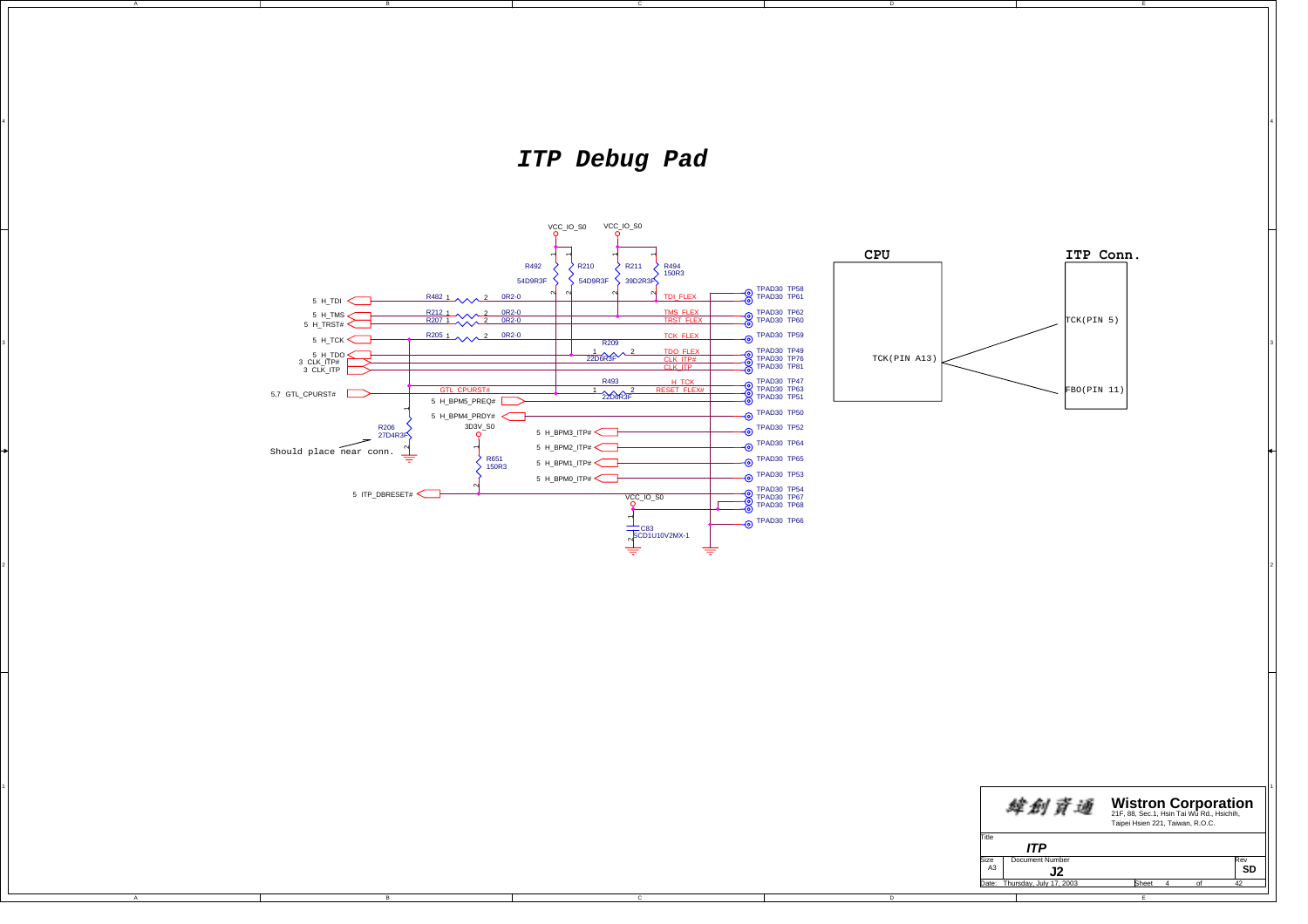# ITP Debug Pad

VCC_IO_S0 VCC_IO_S0

R492 54D9R3F

R210 54D9R3F

R211 39D2R3F

R494 150R3

5 H_TDI — R482 0R2-0 — TDI_FLEX — TPAD30 TP58, TPAD30 TP61

5 H_TMS — R212 0R2-0 — TMS_FLEX — TPAD30 TP62

5 H_TRST# — R207 0R2-0 — TRST_FLEX — TPAD30 TP60

5 H_TCK — R205 0R2-0 — TCK_FLEX — TPAD30 TP59

5 H_TDO — R209 22D6R3F — TDO_FLEX — TPAD30 TP49

3 CLK_ITP# — CLK_ITP# — TPAD30 TP76

3 CLK_ITP — CLK_ITP — TPAD30 TP81

5,7 GTL_CPURST# — GTL_CPURST# — R493 22D6R3F — H_TCK, RESET_FLEX# — TPAD30 TP47, TPAD30 TP63, TPAD30 TP51

5 H_BPM5_PREQ#

5 H_BPM4_PRDY# — TPAD30 TP50

R206 27D4R3F

Should place near conn.

3D3V_S0

R651 150R3

5 H_BPM3_ITP# — TPAD30 TP52

5 H_BPM2_ITP# — TPAD30 TP64

5 H_BPM1_ITP# — TPAD30 TP65

5 H_BPM0_ITP# — TPAD30 TP53

5 ITP_DBRESET# — TPAD30 TP54

VCC_IO_S0 — TPAD30 TP67, TPAD30 TP68

C83 SCD1U10V2MX-1

TPAD30 TP66

**CPU**

TCK(PIN A13)

**ITP Conn.**

TCK(PIN 5)

FBO(PIN 11)

緯創資通 **Wistron Corporation**
21F, 88, Sec.1, Hsin Tai Wu Rd., Hsichih, Taipei Hsien 221, Taiwan, R.O.C.

| Title | ITP | |
|---|---|---|
| Size A3 | Document Number J2 | Rev SD |
| Date: Thursday, July 17, 2003 | Sheet 4 of 42 | |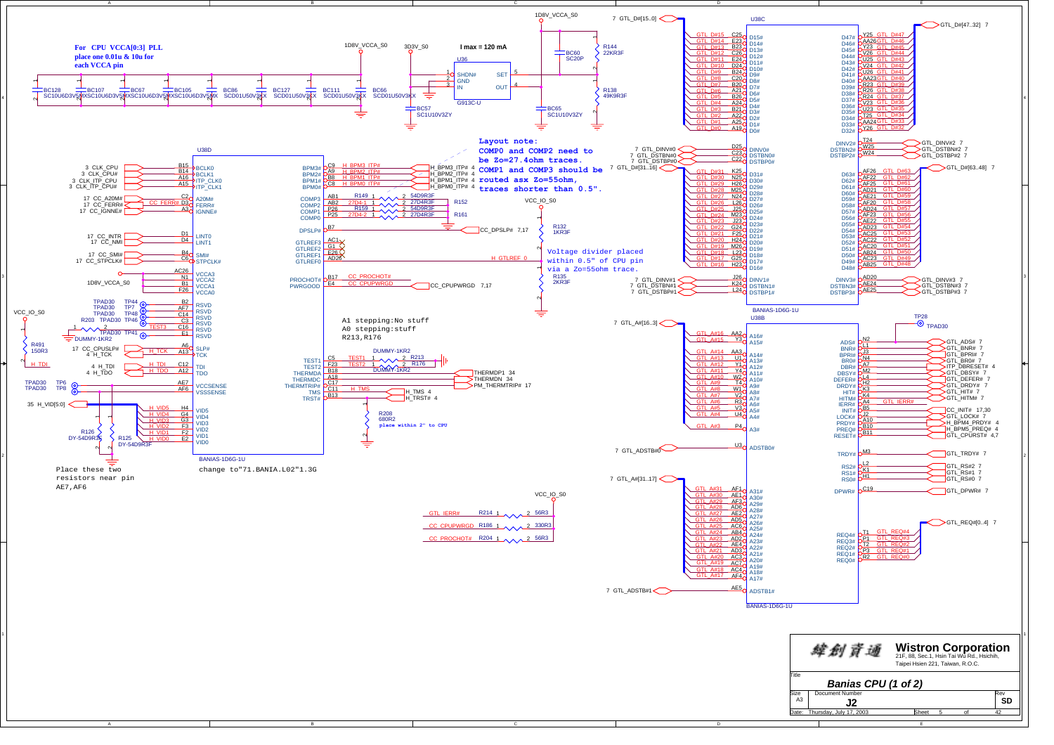For CPU VCCA[0:3] PLL place one 0.01u & 10u for each VCCA pin

BC128 SC10U6D3V5MX, BC107 SC10U6D3V5MX, BC67 SC10U6D3V5MX, BC105 SC10U6D3V5MX, BC86 SCD01U50V3KX, BC127 SCD01U50V3KX, BC111 SCD01U50V3KX, BC66 SCD01U50V3KX

1D8V_VCCA_S0 3D3V_S0 I max = 120 mA

U36 G913C-U: 1 SHDN#, 2 GND, 3 IN, 5 SET, 4 OUT

BC57 SC1U10V3ZY, BC65 SC1U10V3ZY, BC60 SC20P, R144 22KR3F, R138 49K9R3F

Layout note:
COMP0 and COMP2 need to be Zo=27.4ohm traces.
COMP1 and COMP3 should be routed asx Zo=55ohm, traces shorter than 0.5".

Voltage divider placed within 0.5" of CPU pin via a Zo=55ohm trace.

R132 1KR3F, R135 2KR3F, VCC_IO_S0, H_GTLREF_0

A1 stepping:No stuff
A0 stepping:stuff
R213,R176

R208 680R2 place within 2" to CPU

Place these two resistors near pin AE7,AF6

change to"71.BANIA.L02"1.3G

U38D BANIAS-1D6G-1U

| Signal | Pin | Name |
|---|---|---|
| 3 CLK_CPU | B15 | BCLK0 |
| 3 CLK_CPU# | B14 | BCLK1 |
| 3 CLK_ITP_CPU | A16 | ITP_CLK0 |
| 3 CLK_ITP_CPU# | A15 | ITP_CLK1 |
| 17 CC_A20M# | C2 | A20M# |
| 17 CC_FERR# (CC_FERR#) | D3 | FERR# |
| 17 CC_IGNNE# | A3 | IGNNE# |
| 17 CC_INTR | D1 | LINT0 |
| 17 CC_NMI | D4 | LINT1 |
| 17 CC_SMI# | B4 | SMI# |
| 17 CC_STPCLK# | C6 | STPCLK# |
| | AC26 | VCCA3 |
| 1D8V_VCCA_S0 | N1 | VCCA2 |
| | B1 | VCCA1 |
| | F26 | VCCA0 |
| TPAD30 TP44 | B2 | RSVD |
| TPAD30 TP7 | AF7 | RSVD |
| TPAD30 TP48 | C14 | RSVD |
| R203 TPAD30 TP46 | C3 | RSVD |
| TEST3 (R491 150R3, DUMMY-1KR2) | C16 | RSVD |
| TPAD30 TP41 | E1 | RSVD |
| 17 CC_CPUSLP# | A6 | SLP# |
| 4 H_TCK | A13 | TCK |
| 4 H_TDI | C12 | TDI |
| 4 H_TDO | A12 | TDO |
| TPAD30 TP6 | AE7 | VCCSENSE |
| TPAD30 TP8 | AF6 | VSSSENSE |
| 35 H_VID[5:0] H_VID5 | H4 | VID5 |
| H_VID4 | G4 | VID4 |
| H_VID3 | G3 | VID3 |
| H_VID2 | F3 | VID2 |
| H_VID1 | F2 | VID1 |
| H_VID0 | E2 | VID0 |
| H_BPM3_ITP# 4 | C9 | BPM3# |
| H_BPM2_ITP# 4 | A9 | BPM2# |
| H_BPM1_ITP# 4 | B8 | BPM1# |
| H_BPM0_ITP# 4 | C8 | BPM0# |
| R149 54D9R3F | AB1 | COMP3 |
| R152 27D4R3F | AB2 | COMP2 |
| R159 54D9R3F | P26 | COMP1 |
| R161 27D4R3F | P25 | COMP0 |
| CC_DPSLP# 7,17 | B7 | DPSLP# |
| | AC1 | GTLREF3 |
| | G1 | GTLREF2 |
| | E26 | GTLREF1 |
| H_GTLREF_0 | AD26 | GTLREF0 |
| CC_PROCHOT# | B17 | PROCHOT# |
| CC_CPUPWRGD 7,17 | E4 | PWRGOOD |
| TEST1 (R213 DUMMY-1KR2) | C5 | TEST1 |
| TEST2 (R176 DUMMY-1KR2) | F23 | TEST2 |
| THERMDP1 34 | B18 | THERMDA |
| THERMDN 34 | A18 | THERMDC |
| PM_THERMTRIP# 17 | C17 | THERMTRIP# |
| H_TMS 4 | C11 | TMS |
| H_TRST# 4 | B13 | TRST# |

R126 DY-54D9R3F, R125 DY-54D9R3F

Pull-ups to VCC_IO_S0: GTL_IERR# R214 56R3; CC_CPUPWRGD R186 330R3; CC_PROCHOT# R204 56R3

U38C BANIAS-1D6G-1U

| Signal | Pin | Name | Name | Pin | Signal |
|---|---|---|---|---|---|
| GTL_D#15 | C25 | D15# | D47# | Y25 | GTL_D#47 |
| GTL_D#14 | E23 | D14# | D46# | AA26 | GTL_D#46 |
| GTL_D#13 | B23 | D13# | D45# | Y23 | GTL_D#45 |
| GTL_D#12 | C26 | D12# | D44# | V26 | GTL_D#44 |
| GTL_D#11 | E24 | D11# | D43# | U25 | GTL_D#43 |
| GTL_D#10 | D24 | D10# | D42# | V24 | GTL_D#42 |
| GTL_D#9 | B24 | D9# | D41# | U26 | GTL_D#41 |
| GTL_D#8 | C20 | D8# | D40# | AA23 | GTL_D#40 |
| GTL_D#7 | B20 | D7# | D39# | R23 | GTL_D#39 |
| GTL_D#6 | A21 | D6# | D38# | R26 | GTL_D#38 |
| GTL_D#5 | B26 | D5# | D37# | R24 | GTL_D#37 |
| GTL_D#4 | A24 | D4# | D36# | V23 | GTL_D#36 |
| GTL_D#3 | B21 | D3# | D35# | U23 | GTL_D#35 |
| GTL_D#2 | A22 | D2# | D34# | T25 | GTL_D#34 |
| GTL_D#1 | A25 | D1# | D33# | AA24 | GTL_D#33 |
| GTL_D#0 | A19 | D0# | D32# | Y26 | GTL_D#32 |
| 7 GTL_DINV#0 | D25 | DINV0# | DINV2# | T24 | GTL_DINV#2 7 |
| 7 GTL_DSTBN#0 | C23 | DSTBN0# | DSTBN2# | W25 | GTL_DSTBN#2 7 |
| 7 GTL_DSTBP#0 | C22 | DSTBP0# | DSTBP2# | W24 | GTL_DSTBP#2 7 |
| GTL_D#31 | K25 | D31# | D63# | AF26 | GTL_D#63 |
| GTL_D#30 | N25 | D30# | D62# | AF22 | GTL_D#62 |
| GTL_D#29 | H26 | D29# | D61# | AF25 | GTL_D#61 |
| GTL_D#28 | M25 | D28# | D60# | AD21 | GTL_D#60 |
| GTL_D#27 | N24 | D27# | D59# | AE21 | GTL_D#59 |
| GTL_D#26 | L26 | D26# | D58# | AF20 | GTL_D#58 |
| GTL_D#25 | J25 | D25# | D57# | AD24 | GTL_D#57 |
| GTL_D#24 | M23 | D24# | D56# | AF23 | GTL_D#56 |
| GTL_D#23 | J23 | D23# | D55# | AE22 | GTL_D#55 |
| GTL_D#22 | G24 | D22# | D54# | AD23 | GTL_D#54 |
| GTL_D#21 | F25 | D21# | D53# | AC25 | GTL_D#53 |
| GTL_D#20 | H24 | D20# | D52# | AC22 | GTL_D#52 |
| GTL_D#19 | M26 | D19# | D51# | AC20 | GTL_D#51 |
| GTL_D#18 | L23 | D18# | D50# | AB24 | GTL_D#50 |
| GTL_D#17 | G25 | D17# | D49# | AC23 | GTL_D#49 |
| GTL_D#16 | H23 | D16# | D48# | AB25 | GTL_D#48 |
| 7 GTL_DINV#1 | J26 | DINV1# | DINV3# | AD20 | GTL_DINV#3 7 |
| 7 GTL_DSTBN#1 | K24 | DSTBN1# | DSTBN3# | AE24 | GTL_DSTBN#3 7 |
| 7 GTL_DSTBP#1 | L24 | DSTBP1# | DSTBP3# | AE25 | GTL_DSTBP#3 7 |

Buses: 7 GTL_D#[15..0], GTL_D#[47..32] 7, 7 GTL_D#[31..16], GTL_D#[63..48] 7

U38B BANIAS-1D6G-1U

| Signal | Pin | Name | Name | Pin | Signal |
|---|---|---|---|---|---|
| GTL_A#16 | AA2 | A16# | ADS# | N2 | GTL_ADS# 7 |
| GTL_A#15 | Y3 | A15# | BNR# | L1 | GTL_BNR# 7 |
| GTL_A#14 | AA3 | A14# | BPRI# | J3 | GTL_BPRI# 7 |
| GTL_A#13 | U1 | A13# | BR0# | N4 | GTL_BR0# 7 |
| GTL_A#12 | Y1 | A12# | DBR# | A7 | ITP_DBRESET# 4 |
| GTL_A#11 | Y4 | A11# | DBSY# | M2 | GTL_DBSY# 7 |
| GTL_A#10 | W2 | A10# | DEFER# | L4 | GTL_DEFER# 7 |
| GTL_A#9 | T4 | A9# | DRDY# | H2 | GTL_DRDY# 7 |
| GTL_A#8 | W1 | A8# | HIT# | K3 | GTL_HIT# 7 |
| GTL_A#7 | V2 | A7# | HITM# | K4 | GTL_HITM# 7 |
| GTL_A#6 | R3 | A6# | IERR# | A4 | GTL_IERR# |
| GTL_A#5 | V3 | A5# | INIT# | B5 | CC_INIT# 17,30 |
| GTL_A#4 | U4 | A4# | LOCK# | J2 | GTL_LOCK# 7 |
| GTL_A#3 | P4 | A3# | PRDY# | A10 | H_BPM4_PRDY# 4 |
| 7 GTL_ADSTB#0 | U3 | ADSTB0# | PREQ# | B10 | H_BPM5_PREQ# 4 |
| | | | RESET# | B11 | GTL_CPURST# 4,7 |
| | | | TRDY# | M3 | GTL_TRDY# 7 |
| | | | RS2# | L2 | GTL_RS#2 7 |
| | | | RS1# | K1 | GTL_RS#1 7 |
| | | | RS0# | H1 | GTL_RS#0 7 |
| | | | DPWR# | C19 | GTL_DPWR# 7 |
| GTL_A#31 | AF1 | A31# | | | |
| GTL_A#30 | AE1 | A30# | | | |
| GTL_A#29 | AF3 | A29# | | | |
| GTL_A#28 | AD6 | A28# | | | |
| GTL_A#27 | AE2 | A27# | | | |
| GTL_A#26 | AD5 | A26# | | | |
| GTL_A#25 | AC6 | A25# | | | |
| GTL_A#24 | AB4 | A24# | REQ4# | T1 | GTL_REQ#4 |
| GTL_A#23 | AD2 | A23# | REQ3# | P1 | GTL_REQ#3 |
| GTL_A#22 | AE4 | A22# | REQ2# | T2 | GTL_REQ#2 |
| GTL_A#21 | AD3 | A21# | REQ1# | P3 | GTL_REQ#1 |
| GTL_A#20 | AC3 | A20# | REQ0# | R2 | GTL_REQ#0 |
| GTL_A#19 | AC7 | A19# | | | |
| GTL_A#18 | AC4 | A18# | | | |
| GTL_A#17 | AF4 | A17# | | | |
| 7 GTL_ADSTB#1 | AE5 | ADSTB1# | | | |

Buses: 7 GTL_A#[16..3], 7 GTL_A#[31..17], GTL_REQ#[0..4] 7; TP28 TPAD30

Wistron Corporation
21F, 88, Sec.1, Hsin Tai Wu Rd., Hsichih, Taipei Hsien 221, Taiwan, R.O.C.

| Title | Banias CPU (1 of 2) | | |
|---|---|---|---|
| Size A3 | Document Number J2 | | Rev SD |
| Date: Thursday, July 17, 2003 | Sheet 5 of 42 | | |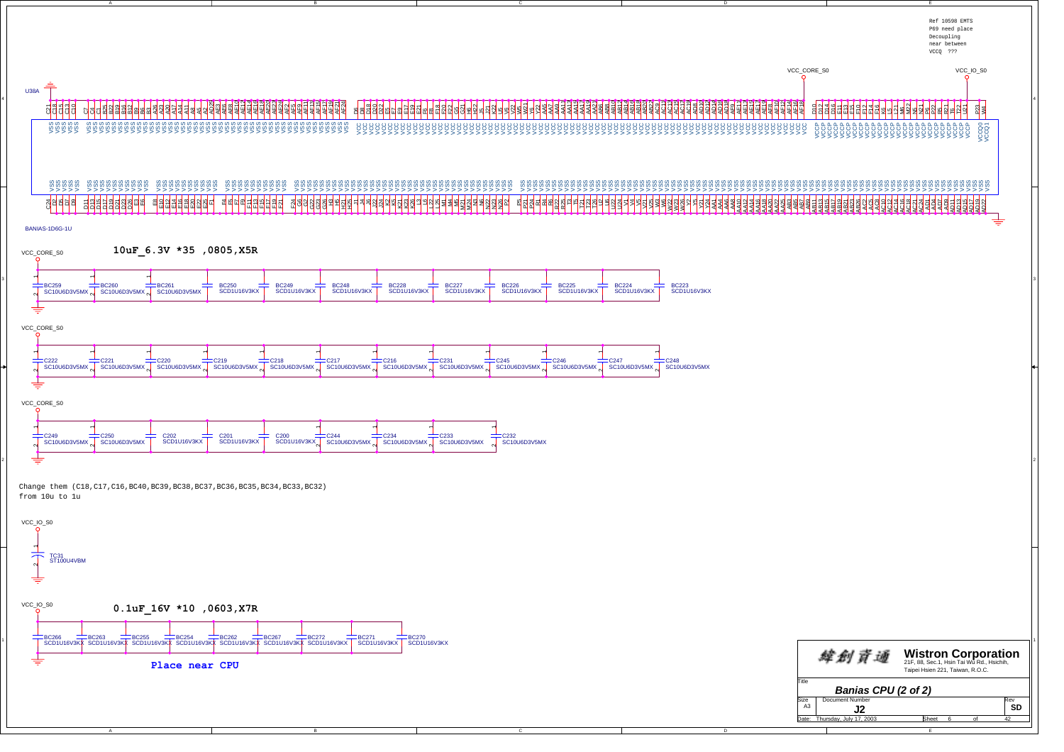Ref 10598 EMTS
P69 need place
Decoupling
near between
VCCQ ???

VCC_CORE_S0

VCC_IO_S0

U38A

BANIAS-1D6G-1U

VCC_CORE_S0

**10uF_6.3V *35 ,0805,X5R**

| Ref | Part |
|---|---|
| BC259 | SC10U6D3V5MX |
| BC260 | SC10U6D3V5MX |
| BC261 | SC10U6D3V5MX |
| BC250 | SCD1U16V3KX |
| BC249 | SCD1U16V3KX |
| BC248 | SCD1U16V3KX |
| BC228 | SCD1U16V3KX |
| BC227 | SCD1U16V3KX |
| BC226 | SCD1U16V3KX |
| BC225 | SCD1U16V3KX |
| BC224 | SCD1U16V3KX |
| BC223 | SCD1U16V3KX |

VCC_CORE_S0

| Ref | Part |
|---|---|
| C222 | SC10U6D3V5MX |
| C221 | SC10U6D3V5MX |
| C220 | SC10U6D3V5MX |
| C219 | SC10U6D3V5MX |
| C218 | SC10U6D3V5MX |
| C217 | SC10U6D3V5MX |
| C216 | SC10U6D3V5MX |
| C231 | SC10U6D3V5MX |
| C245 | SC10U6D3V5MX |
| C246 | SC10U6D3V5MX |
| C247 | SC10U6D3V5MX |
| C248 | SC10U6D3V5MX |

VCC_CORE_S0

| Ref | Part |
|---|---|
| C249 | SC10U6D3V5MX |
| C250 | SC10U6D3V5MX |
| C202 | SCD1U16V3KX |
| C201 | SCD1U16V3KX |
| C200 | SCD1U16V3KX |
| C244 | SC10U6D3V5MX |
| C234 | SC10U6D3V5MX |
| C233 | SC10U6D3V5MX |
| C232 | SC10U6D3V5MX |

Change them (C18,C17,C16,BC40,BC39,BC38,BC37,BC36,BC35,BC34,BC33,BC32)
from 10u to 1u

VCC_IO_S0

TC31
ST100U4VBM

VCC_IO_S0

**0.1uF_16V *10 ,0603,X7R**

| Ref | Part |
|---|---|
| BC266 | SCD1U16V3KX |
| BC263 | SCD1U16V3KX |
| BC255 | SCD1U16V3KX |
| BC254 | SCD1U16V3KX |
| BC262 | SCD1U16V3KX |
| BC267 | SCD1U16V3KX |
| BC272 | SCD1U16V3KX |
| BC271 | SCD1U16V3KX |
| BC270 | SCD1U16V3KX |

**Place near CPU**

緯創資通 **Wistron Corporation**
21F, 88, Sec.1, Hsin Tai Wu Rd., Hsichih,
Taipei Hsien 221, Taiwan, R.O.C.

| Title | | |
|---|---|---|
| *Banias CPU (2 of 2)* | | |
| Size: A3 | Document Number: J2 | Rev: SD |
| Date: Thursday, July 17, 2003 | Sheet 6 of 42 | |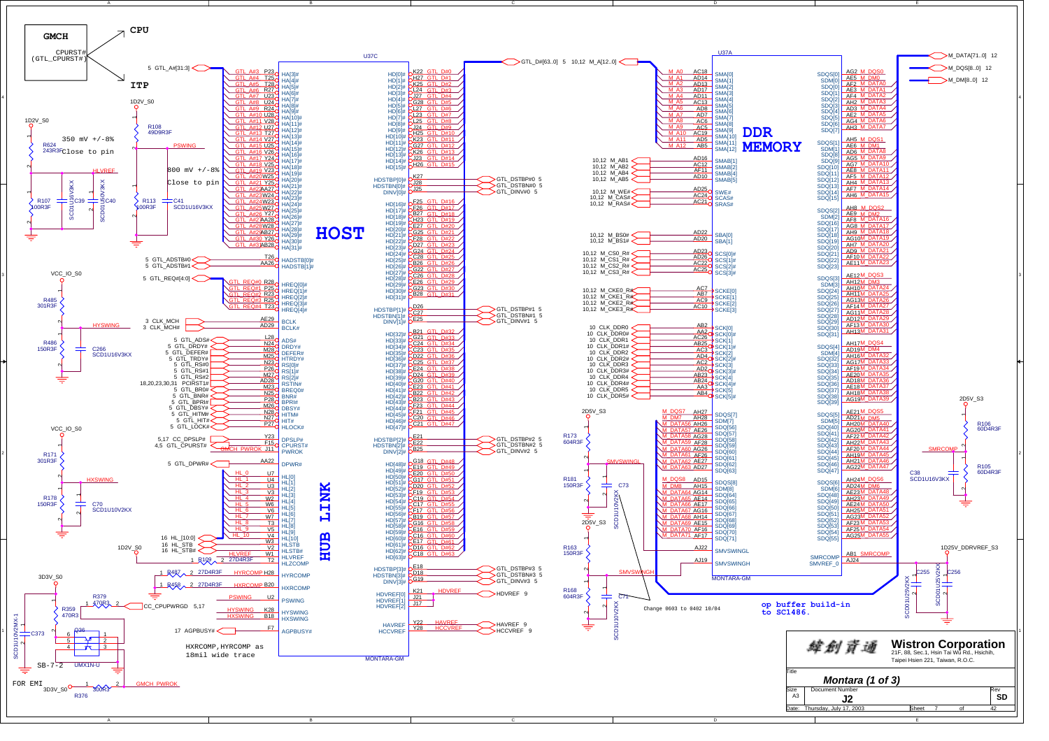# GMCH

CPURST# (GTL_CPURST#)

# CPU

# ITP

# HOST

# HUB LINK

# DDR MEMORY

U37C

U37A

1D2V_S0

R624 243R3F — 350 mV +/-8% Close to pin

R108 49D9R3F — PSWING

800 mV +/-8% Close to pin — HLVREF

R107 100R3F, C39 SCD1U16V3KX, C40 SCD1U16V3KX

R113 100R3F, C41 SCD1U16V3KX

VCC_IO_S0

R485 301R3F — HYSWING

R486 150R3F, C266 SCD1U16V3KX

VCC_IO_S0

R171 301R3F — HXSWING

R178 150R3F, C70 SCD1U10V2KX

1D2V_S0 — HLVREF

3D3V_S0

R497 27D4R3F — HYRCOMP

R458 27D4R3F — HXRCOMP

R379 470R3

R359 470R3

CC_CPUPWRGD 5,17

C373 SCD1U10V2MX-1

Q36

SB-7-2 — UMX1N-U

FOR EMI — 3D3V_S0 — R376 33R3 — GMCH_PWROK

HXRCOMP, HYRCOMP as 18mil wide trace

MONTARA-GM

5 GTL_A#[31:3]

| Net | Pin | Signal |
|---|---|---|
| GTL_A#3 | P23 | HA[3]# |
| GTL_A#4 | T25 | HA[4]# |
| GTL_A#5 | T28 | HA[5]# |
| GTL_A#6 | R27 | HA[6]# |
| GTL_A#7 | U23 | HA[7]# |
| GTL_A#8 | U24 | HA[8]# |
| GTL_A#9 | R24 | HA[9]# |
| GTL_A#10 | U28 | HA[10]# |
| GTL_A#11 | V28 | HA[11]# |
| GTL_A#12 | U27 | HA[12]# |
| GTL_A#13 | T27 | HA[13]# |
| GTL_A#14 | V27 | HA[14]# |
| GTL_A#15 | U25 | HA[15]# |
| GTL_A#16 | V26 | HA[16]# |
| GTL_A#17 | Y24 | HA[17]# |
| GTL_A#18 | V25 | HA[18]# |
| GTL_A#19 | V23 | HA[19]# |
| GTL_A#20 | W25 | HA[20]# |
| GTL_A#21 | Y25 | HA[21]# |
| GTL_A#22 | AA27 | HA[22]# |
| GTL_A#23 | W24 | HA[23]# |
| GTL_A#24 | W23 | HA[24]# |
| GTL_A#25 | W27 | HA[25]# |
| GTL_A#26 | Y27 | HA[26]# |
| GTL_A#27 | AA28 | HA[27]# |
| GTL_A#28 | W28 | HA[28]# |
| GTL_A#29 | AB27 | HA[29]# |
| GTL_A#30 | Y26 | HA[30]# |
| GTL_A#31 | AB28 | HA[31]# |
| 5 GTL_ADSTB#0 | T26 | HADSTB[0]# |
| 5 GTL_ADSTB#1 | AA26 | HADSTB[1]# |
| GTL_REQ#0 | R28 | HREQ[0]# |
| GTL_REQ#1 | P25 | HREQ[1]# |
| GTL_REQ#2 | R23 | HREQ[2]# |
| GTL_REQ#3 | R25 | HREQ[3]# |
| GTL_REQ#4 | T23 | HREQ[4]# |
| 3 CLK_MCH | AE29 | BCLK |
| 3 CLK_MCH# | AD29 | BCLK# |
| 5 GTL_ADS# | L28 | ADS# |
| 5 GTL_DRDY# | N24 | DRDY# |
| 5 GTL_DEFER# | M28 | DEFER# |
| 5 GTL_TRDY# | M25 | HTRDY# |
| 5 GTL_RS#0 | N23 | RS[0]# |
| 5 GTL_RS#1 | P26 | RS[1]# |
| 5 GTL_RS#2 | M27 | RS[2]# |
| 18,20,23,30,31 PCIRST1# | AD28 | RSTIN# |
| 5 GTL_BR0# | M23 | BREQ0# |
| 5 GTL_BNR# | N25 | BNR# |
| 5 GTL_BPRI# | P28 | BPRI# |
| 5 GTL_DBSY# | M26 | DBSY# |
| 5 GTL_HITM# | N28 | HITM# |
| 5 GTL_HIT# | N27 | HIT# |
| 5 GTL_LOCK# | P27 | HLOCK# |
| 5,17 CC_DPSLP# | Y23 | DPSLP# |
| 4,5 GTL_CPURST# | F15 | CPURST# |
| GMCH_PWROK | J11 | PWROK |
| 5 GTL_DPWR# | AA22 | DPWR# |
| HL_0 | U7 | HL[0] |
| HL_1 | U4 | HL[1] |
| HL_2 | U3 | HL[2] |
| HL_3 | V3 | HL[3] |
| HL_4 | W2 | HL[4] |
| HL_5 | W6 | HL[5] |
| HL_6 | V6 | HL[6] |
| HL_7 | W7 | HL[7] |
| HL_8 | T3 | HL[8] |
| HL_9 | V5 | HL[9] |
| HL_10 | V4 | HL[10] |
| 16 HL_STB | W3 | HLSTB |
| 16 HL_STB# | V2 | HLSTB# |
| HLVREF | W1 | HLVREF |
| R109 27D4R3F | T2 | HLZCOMP |
| HYRCOMP | H28 | HYRCOMP |
| HXRCOMP | B20 | HXRCOMP |
| PSWING | U2 | PSWING |
| HYSWING | K28 | HYSWING |
| HXSWING | B18 | HXSWING |
| 17 AGPBUSY# | F7 | AGPBUSY# |

16 HL_[10:0]

GTL_D#[63..0] 5 — 10,12 M_A[12..0]

| Signal | Pin | Net |
|---|---|---|
| HD[0]# | K22 | GTL_D#0 |
| HD[1]# | H27 | GTL_D#1 |
| HD[2]# | K25 | GTL_D#2 |
| HD[3]# | L24 | GTL_D#3 |
| HD[4]# | J27 | GTL_D#4 |
| HD[5]# | G28 | GTL_D#5 |
| HD[6]# | L27 | GTL_D#6 |
| HD[7]# | L23 | GTL_D#7 |
| HD[8]# | L25 | GTL_D#8 |
| HD[9]# | J24 | GTL_D#9 |
| HD[10]# | H25 | GTL_D#10 |
| HD[11]# | K23 | GTL_D#11 |
| HD[12]# | G27 | GTL_D#12 |
| HD[13]# | K26 | GTL_D#13 |
| HD[14]# | J23 | GTL_D#14 |
| HD[15]# | H26 | GTL_D#15 |
| HDSTBP[0]# | K27 | GTL_DSTBP#0 5 |
| HDSTBN[0]# | J28 | GTL_DSTBN#0 5 |
| DINV[0]# | J25 | GTL_DINV#0 5 |
| HD[16]# | F25 | GTL_D#16 |
| HD[17]# | F26 | GTL_D#17 |
| HD[18]# | B27 | GTL_D#18 |
| HD[19]# | H23 | GTL_D#19 |
| HD[20]# | E27 | GTL_D#20 |
| HD[21]# | G25 | GTL_D#21 |
| HD[22]# | F28 | GTL_D#22 |
| HD[23]# | D27 | GTL_D#23 |
| HD[24]# | G24 | GTL_D#24 |
| HD[25]# | C28 | GTL_D#25 |
| HD[26]# | B26 | GTL_D#26 |
| HD[27]# | G22 | GTL_D#27 |
| HD[28]# | C26 | GTL_D#28 |
| HD[29]# | E26 | GTL_D#29 |
| HD[30]# | G23 | GTL_D#30 |
| HD[31]# | B28 | GTL_D#31 |
| HDSTBP[1]# | D26 | GTL_DSTBP#1 5 |
| HDSTBN[1]# | C27 | GTL_DSTBN#1 5 |
| DINV[1]# | E25 | GTL_DINV#1 5 |
| HD[32]# | B21 | GTL_D#32 |
| HD[33]# | G21 | GTL_D#33 |
| HD[34]# | C24 | GTL_D#34 |
| HD[35]# | C23 | GTL_D#35 |
| HD[36]# | D22 | GTL_D#36 |
| HD[37]# | C25 | GTL_D#37 |
| HD[38]# | E24 | GTL_D#38 |
| HD[39]# | D24 | GTL_D#39 |
| HD[40]# | G20 | GTL_D#40 |
| HD[41]# | E23 | GTL_D#41 |
| HD[42]# | B22 | GTL_D#42 |
| HD[43]# | B23 | GTL_D#43 |
| HD[44]# | F23 | GTL_D#44 |
| HD[45]# | F21 | GTL_D#45 |
| HD[46]# | C20 | GTL_D#46 |
| HD[47]# | C21 | GTL_D#47 |
| HDSTBP[2]# | E21 | GTL_DSTBP#2 5 |
| HDSTBN[2]# | E22 | GTL_DSTBN#2 5 |
| DINV[2]# | B25 | GTL_DINV#2 5 |
| HD[48]# | G18 | GTL_D#48 |
| HD[49]# | E19 | GTL_D#49 |
| HD[50]# | E20 | GTL_D#50 |
| HD[51]# | G17 | GTL_D#51 |
| HD[52]# | D20 | GTL_D#52 |
| HD[53]# | F19 | GTL_D#53 |
| HD[54]# | C19 | GTL_D#54 |
| HD[55]# | C17 | GTL_D#55 |
| HD[56]# | F17 | GTL_D#56 |
| HD[57]# | B19 | GTL_D#57 |
| HD[58]# | G16 | GTL_D#58 |
| HD[59]# | E16 | GTL_D#59 |
| HD[60]# | C16 | GTL_D#60 |
| HD[61]# | E17 | GTL_D#61 |
| HD[62]# | D16 | GTL_D#62 |
| HD[63]# | C18 | GTL_D#63 |
| HDSTBP[3]# | E18 | GTL_DSTBP#3 5 |
| HDSTBN[3]# | D18 | GTL_DSTBN#3 5 |
| DINV[3]# | G19 | GTL_DINV#3 5 |
| HDVREF[0] | K21 | HDVREF 9 |
| HDVREF[1] | J21 | |
| HDVREF[2] | J17 | |
| HAVREF | Y22 | HAVREF 9 |
| HCCVREF | Y28 | HCCVREF 9 |

| Net | Pin | Signal |
|---|---|---|
| M_A0 | AC18 | SMA[0] |
| M_A1 | AD14 | SMA[1] |
| M_A2 | AD13 | SMA[2] |
| M_A3 | AD17 | SMA[3] |
| M_A4 | AD11 | SMA[4] |
| M_A5 | AC13 | SMA[5] |
| M_A6 | AD8 | SMA[6] |
| M_A7 | AD7 | SMA[7] |
| M_A8 | AC6 | SMA[8] |
| M_A9 | AC5 | SMA[9] |
| M_A10 | AC19 | SMA[10] |
| M_A11 | AD5 | SMA[11] |
| M_A12 | AB5 | SMA[12] |
| 10,12 M_AB1 | AD16 | SMAB[1] |
| 10,12 M_AB2 | AC12 | SMAB[2] |
| 10,12 M_AB4 | AF11 | SMAB[4] |
| 10,12 M_AB5 | AD10 | SMAB[5] |
| 10,12 M_WE# | AD25 | SWE# |
| 10,12 M_CAS# | AC24 | SCAS# |
| 10,12 M_RAS# | AC21 | SRAS# |
| 10,12 M_BS0# | AD22 | SBA[0] |
| 10,12 M_BS1# | AD20 | SBA[1] |
| 10,12 M_CS0_R# | AD23 | SCS[0]# |
| 10,12 M_CS1_R# | AD26 | SCS[1]# |
| 10,12 M_CS2_R# | AC22 | SCS[2]# |
| 10,12 M_CS3_R# | AC25 | SCS[3]# |
| 10,12 M_CKE0_R# | AC7 | SCKE[0] |
| 10,12 M_CKE1_R# | AB7 | SCKE[1] |
| 10,12 M_CKE2_R# | AC9 | SCKE[2] |
| 10,12 M_CKE3_R# | AC10 | SCKE[3] |
| 10 CLK_DDR0 | AB2 | SCK[0] |
| 10 CLK_DDR0# | AA2 | SCK[0]# |
| 10 CLK_DDR1 | AC26 | SCK[1] |
| 10 CLK_DDR1# | AB25 | SCK[1]# |
| 10 CLK_DDR2 | AC3 | SCK[2] |
| 10 CLK_DDR2# | AD4 | SCK[2]# |
| 10 CLK_DDR3 | AC2 | SCK[3] |
| 10 CLK_DDR3# | AD2 | SCK[3]# |
| 10 CLK_DDR4 | AB23 | SCK[4] |
| 10 CLK_DDR4# | AB24 | SCK[4]# |
| 10 CLK_DDR5 | AA3 | SCK[5] |
| 10 CLK_DDR5# | AB4 | SCK[5]# |
| M_DQS7 | AH27 | SDQS[7] |
| M_DM7 | AH28 | SDM[7] |
| M_DATA56 | AH26 | SDQ[56] |
| M_DATA57 | AE26 | SDQ[57] |
| M_DATA58 | AG28 | SDQ[58] |
| M_DATA59 | AF28 | SDQ[59] |
| M_DATA60 | AG26 | SDQ[60] |
| M_DATA61 | AF26 | SDQ[61] |
| M_DATA62 | AE27 | SDQ[62] |
| M_DATA63 | AD27 | SDQ[63] |
| M_DQS8 | AD15 | SDQS[8] |
| M_DM8 | AH15 | SDM[8] |
| M_DATA64 | AG14 | SDQ[64] |
| M_DATA65 | AE14 | SDQ[65] |
| M_DATA66 | AE17 | SDQ[66] |
| M_DATA67 | AG16 | SDQ[67] |
| M_DATA68 | AH14 | SDQ[68] |
| M_DATA69 | AE15 | SDQ[69] |
| M_DATA70 | AF16 | SDQ[70] |
| M_DATA71 | AF17 | SDQ[71] |
| | AJ22 | SMVSWINGL |
| SMVSWINGH | AJ19 | SMVSWINGH |

| Signal | Pin | Net |
|---|---|---|
| SDQS[0] | AG2 | M_DQS0 |
| SDM[0] | AE5 | M_DM0 |
| SDQ[0] | AF2 | M_DATA0 |
| SDQ[1] | AE3 | M_DATA1 |
| SDQ[2] | AF4 | M_DATA2 |
| SDQ[3] | AH2 | M_DATA3 |
| SDQ[4] | AD3 | M_DATA4 |
| SDQ[5] | AE2 | M_DATA5 |
| SDQ[6] | AG4 | M_DATA6 |
| SDQ[7] | AH3 | M_DATA7 |
| SDQS[1] | AH5 | M_DQS1 |
| SDM[1] | AE6 | M_DM1 |
| SDQ[8] | AD6 | M_DATA8 |
| SDQ[9] | AG5 | M_DATA9 |
| SDQ[10] | AG7 | M_DATA10 |
| SDQ[11] | AE8 | M_DATA11 |
| SDQ[12] | AF5 | M_DATA12 |
| SDQ[13] | AH4 | M_DATA13 |
| SDQ[14] | AF7 | M_DATA14 |
| SDQ[15] | AH6 | M_DATA15 |
| SDQS[2] | AH8 | M_DQS2 |
| SDM[2] | AE9 | M_DM2 |
| SDQ[16] | AF8 | M_DATA16 |
| SDQ[17] | AG8 | M_DATA17 |
| SDQ[18] | AH9 | M_DATA18 |
| SDQ[19] | AG10 | M_DATA19 |
| SDQ[20] | AH7 | M_DATA20 |
| SDQ[21] | AD9 | M_DATA21 |
| SDQ[22] | AF10 | M_DATA22 |
| SDQ[23] | AE11 | M_DATA23 |
| SDQS[3] | AE12 | M_DQS3 |
| SDM[3] | AH12 | M_DM3 |
| SDQ[24] | AH10 | M_DATA24 |
| SDQ[25] | AH11 | M_DATA25 |
| SDQ[26] | AG13 | M_DATA26 |
| SDQ[27] | AF14 | M_DATA27 |
| SDQ[28] | AG11 | M_DATA28 |
| SDQ[29] | AD12 | M_DATA29 |
| SDQ[30] | AF13 | M_DATA30 |
| SDQ[31] | AH13 | M_DATA31 |
| SDQS[4] | AH17 | M_DQS4 |
| SDM[4] | AD19 | M_DM4 |
| SDQ[32] | AH16 | M_DATA32 |
| SDQ[33] | AG17 | M_DATA33 |
| SDQ[34] | AF19 | M_DATA34 |
| SDQ[35] | AE20 | M_DATA35 |
| SDQ[36] | AD18 | M_DATA36 |
| SDQ[37] | AE18 | M_DATA37 |
| SDQ[38] | AH18 | M_DATA38 |
| SDQ[39] | AG19 | M_DATA39 |
| SDQS[5] | AE21 | M_DQS5 |
| SDM[5] | AD21 | M_DM5 |
| SDQ[40] | AH20 | M_DATA40 |
| SDQ[41] | AG20 | M_DATA41 |
| SDQ[42] | AF22 | M_DATA42 |
| SDQ[43] | AH22 | M_DATA43 |
| SDQ[44] | AF20 | M_DATA44 |
| SDQ[45] | AH19 | M_DATA45 |
| SDQ[46] | AH21 | M_DATA46 |
| SDQ[47] | AG22 | M_DATA47 |
| SDQS[6] | AH24 | M_DQS6 |
| SDM[6] | AD24 | M_DM6 |
| SDQ[48] | AE23 | M_DATA48 |
| SDQ[49] | AH23 | M_DATA49 |
| SDQ[50] | AE24 | M_DATA50 |
| SDQ[51] | AH25 | M_DATA51 |
| SDQ[52] | AG23 | M_DATA52 |
| SDQ[53] | AF23 | M_DATA53 |
| SDQ[54] | AF25 | M_DATA54 |
| SDQ[55] | AG25 | M_DATA55 |
| SMRCOMP | AB1 | SMRCOMP |
| SMVREF_0 | AJ24 | |

M_DATA[71..0] 12

M_DQS[8..0] 12

M_DM[8..0] 12

2D5V_S3 — R173 604R3F — R181 150R3F — C73 SCD1U10V2KX

2D5V_S3 — R163 150R3F — R168 604R3F — C71 SCD1U10V2KX

Change 0603 to 0402 10/04

MONTARA-GM

2D5V_S3 — R106 60D4R3F — SMRCOMP — R105 60D4R3F — C38 SCD1U16V3KX

1D25V_DDRVREF_S3 — C255 SCD1U25V2KX — C256 SCD01U25V2KX

op buffer build-in to SC1486.

**Wistron Corporation**
21F, 88, Sec.1, Hsin Tai Wu Rd., Hsichih, Taipei Hsien 221, Taiwan, R.O.C.

| Title | | |
|---|---|---|
| *Montara (1 of 3)* | | |
| Size: A3 | Document Number: **J2** | Rev: **SD** |
| Date: Thursday, July 17, 2003 | Sheet 7 of 42 | |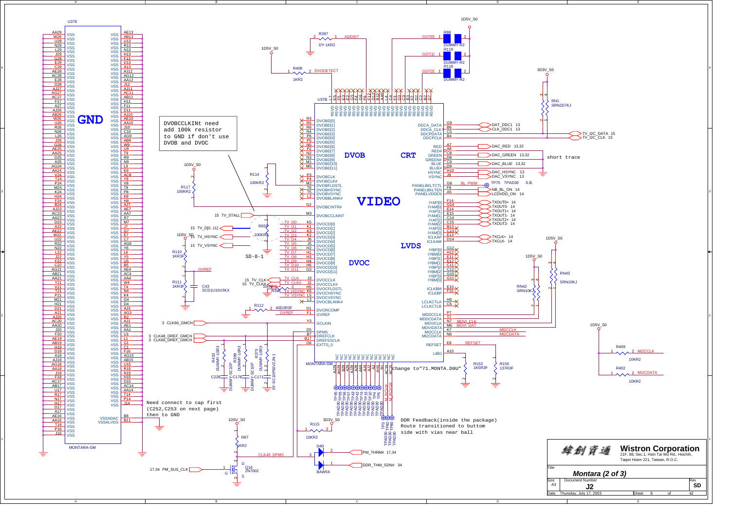U37E

**GND**

VSS pins (left column): AA29, W29, U29, N29, L29, J29, G29, E29, C29, AE28, AC28, E28, D28, AJ27, AG27, AC27, F27, A27, AJ26, AB26, W26, U26, R26, N26, L26, J26, G26, AE25, AA25, D25, A25, AG24, AA24, V24, T24, P24, M24, K24, H24, F24, B24, AJ23, AC23, AA23, D23, A23, AE22, W22, U22, R22, N22, L22, J22, F22, C22, AG21, AB21, AA21, Y21, V21, T21, P21, M21, H21, D21, A21, AJ20, AC20, AE20, J20, F20, AE19, AB19, H19, D19, A19, AJ18, AG18, AA18, J18, F18, AC17, AB17, U17, R17, N17, H17, D17, A17, AE16, AA16, T16, P16, J16

VSS pins (right column): AE13, AB13, U13, R13, N13, H13, F13, D13, A13, AJ12, AG12, AA12, J12, AJ11, AC11, AB11, H11, F11, D11, AJ10, AE10, AA10, J10, C10, AG9, AB9, W9, U9, T9, R9, N9, L9, E9, AC8, Y8, V8, T8, P8, K8, H8, AJ7, AE7, AA7, R7, M7, J7, G7, E7, C7, AG6, Y6, L6, Y5, U5, B5, AE4, AC4, AA4, W4, T4, N4, K4, G4, D4, AJ3, AG3, R2, AJ1, AE1, AA1, U1, L1, G1, C1, F16, AG15, AB15, U15, R15, N15, H15, D15, AC14, AA14, T14, P14, J14

VSSADAC B8, VSSALVDS B11

MONTARA-GM

Need connect to cap first (C252,C253 on next page) then to GND

DVOBCCLKINt need add 100k resistor to GND if don't use DVOB and DVOC

U37B

**DVOB** — DVOBD[0]..DVOBD[11] (R3, R5, R6, R4, P6, P5, N5, P2, N2, N3, M1, M5), DVOBCLK P3, DVOBCLK# P4, DVOBFLDSTL M2, DVOBHSYNC T6, DVOBVSYNC T5, DVOBBLANK# L2, DVOBCINTR# G2, DVOBCCLKINT M3

**DVOC** — DVOCD[0]..DVOCD[11] (K5, K1, K2, K3, J6, J5, H2, H1, H3, H4, H6, G3), DVOCCLK J3, DVOCCLK# J2, DVOCFLDSTL H5, DVOCHSYNC K6, DVOCVSYNC L5, DVOCBLANK# L3, DVORCOMP D1, GVREF F1

GCLKIN Y3, DPMS D5, DREFCLK B7, DREFSSCLK B17, EXTTS_0 D6

**VIDEO**

**CRT** — DDCA_DATA G9, DDCA_CLK B6, DDCPDATA C5, DDCPCLK B4, RED A7, RED# A8, GREEN C8, GREEN# D8, BLUE C9, BLUE# D9, HSYNC H10, VSYNC J9

PANELBKLTCTL G8, PANELBKLTEN F8, PANELVDDEN A5

**LVDS** — IYAP[0] F14, IYAM[0] G14, IYAP[1] E14, IYAM[1] E15, IYAP[2] C14, IYAM[2] C15, IYAP[3] B13, IYAM[3] C13, ICLKAP E13, ICLKAM D14, IYBP[0] G12, IYBM[0] H12, IYBP[1] E11, IYBM[1] E12, IYBP[2] C11, IYBM[2] C12, IYBP[3] G10, IYBM[3] G11, ICLKBM E10, ICLKBP F10, LCLKCTLA H9, LCLKCTLB C6, MDDCCLK P7, MDDCDATA T7, MDVICLK N7, MDVIDATA M6, MI2CCLK K7, MI2CDATA N6, REFSET E8, LIBG A10

Signals: DAT_DDC1 13, CLK_DDC1 13, TV_I2C_DATA 15, TV_I2C_CLK 15, DAC_RED 13,32, DAC_GREEN 13,32, DAC_BLUE 13,32, DAC_HSYNC 13, DAC_VSYNC 13, short trace, BL_PWM TP75 TPAD30 S.B., NB_BL_ON 14, LCDVDD_ON 14, TXOUT0+ 14, TXOUT0- 14, TXOUT1+ 14, TXOUT1- 14, TXOUT2+ 14, TXOUT2- 14, TXCLK+ 14, TXCLK- 14, MDVI_CLK, MDVI_DAT, MI2CCLK, MI2CDATA, REFSET

15 TV_STALL, 15 TV_D[0..11], 15 TV_HSYNC, 15 TV_VSYNC, 15 TV_CLK, 15 TV_CLK#, 3 CLK66_GMCH, 3 CLK48_DREF_GMCH, 3 CLK66_DREF_GMCH, CLK48_DPMS, 17,34 PM_SUS_CLK, PM_THRM# 17,34, DDR_THM_SDN# 34

Components: R397 DY-1KR2 ADDID7, R408 1KR2 DVODETECT, R88/R119/R118 DUMMY-R2 GST[0]/GST[1]/GST[2], RN1 SRN2D7KJ, R114 100KR2, R117 100KR2, R659 100KR2, SD-8-1, R110 1KR3F, R111 1KR3F, C43 SCD1U16V3KX, R112 40D2R3F, R395, R433 DUMMY-10R3, R399 DUMMY-10R3, R375 DUMMY-10R3, C228 DUMMY-SC10P, C178 DUMMY-SC10P, C171 DY-SC10P50V2JN-1, R115 10KR2, R87 1KR2, Q16 2N7002, D40 BAW56, R153 1K5R3F, R150 137R3F, RN42 SRN10KJ, RN43 SRN10KJ, R409 10KR2 MI2CCLK, R402 10KR2 MI2CDATA

MONTARA-GM NC: A29, AH29, B29, A28, AJ28, AJ4, AJ2, AH1, AC16, AC15 — change to"71.MONTA.D0U"

TPAD30: TP45, TP55, TP56, TP57, TP43, TP42, TP74, TP15, TP10, TP4, TP5, M_RCVO#, M_RCVOI#, TP3, TP82, TP80

DDR Feedback(inside the package) Route transitioned to buttom side with vias near ball

1D5V_S0, 3D3V_S0

**Wistron Corporation** 緯創資通
21F, 88, Sec.1, Hsin Tai Wu Rd., Hsichih, Taipei Hsien 221, Taiwan, R.O.C.

Title: *Montara (2 of 3)*
Size: A3 | Document Number: J2 | Rev: SD
Date: Thursday, July 17, 2003 | Sheet 8 of 42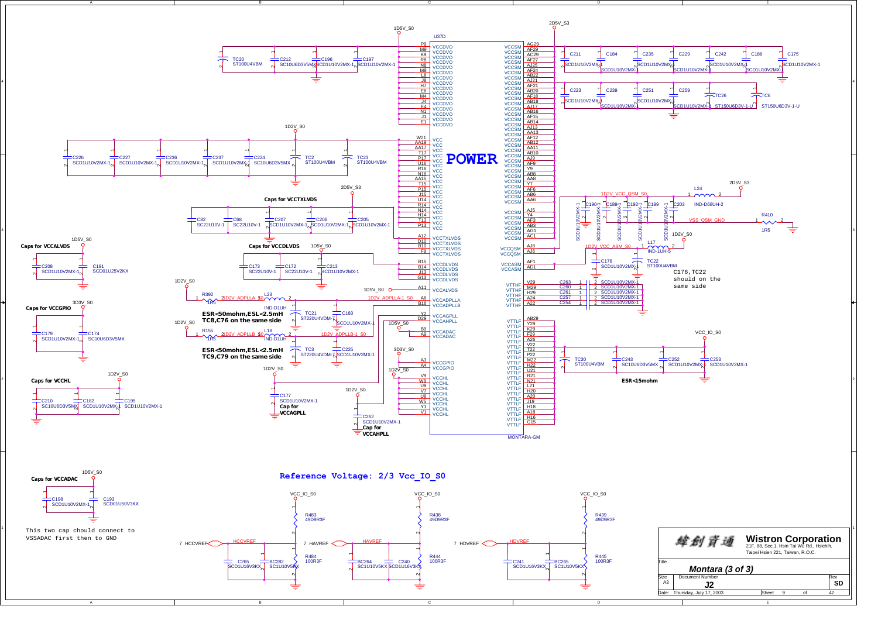## POWER

U37D — MONTARA-GM

**Caps for VCCTXLVDS**

**Caps for VCCALVDS**

**Caps for VCCDLVDS**

**Caps for VCCGPIO**

ESR<50mohm,ESL<2.5mH
TC8,C76 on the same side

ESR<50mohm,ESL<2.5mH
TC9,C79 on the same side

**Caps for VCCHL**

Cap for VCCAGPLL

Cap for VCCAHPLL

C176,TC22 should on the same side

ESR<15mohm

**Caps for VCCADAC**

This two cap chould connect to VSSADAC first then to GND

## Reference Voltage: 2/3 Vcc_IO_S0

HCCVREF, HAVREF, HDVREF

| Pin | Net |
|---|---|
| P9, M9, K9, R8, N8, M8, L8, J8, H7, E6, M4, J4, E4, N1, J1, E1 | VCCDVO (1D5V_S0) |
| W21, AA19, AA17, T17, P17, U16, R16, N16, AA15, T15, P15, J15, U14, R14, N14, H14, T13, P13 | VCC (1D2V_S0) |
| A12, D10, B10, F9 | VCCTXLVDS (2D5V_S3) |
| B15, B14, J13, G13 | VCCDLVDS (1D5V_S0) |
| A11 | VCCALVDS (1D5V_S0) |
| A6, B16 | VCCADPLLA, VCCADPLLB |
| Y2, D29 | VCCAGPLL, VCCAHPLL |
| B9, A9 | VCCADAC (1D5V_S0) |
| A3, A4 | VCCGPIO (3D3V_S0) |
| V9, W8, U8, V7, U6, W5, Y1, V1 | VCCHL (1D2V_S0) |
| AG29, AF29, AC29, AF27, AJ25, AF24, AB22, AJ21, AF21, AB20, AF18, AB18, AJ17, AB16, AF15, AB14, AJ13, AA13, AF12, AB12, AA11, AB10, AJ9, AF9, Y9, AB8, AA8, Y7, AF6, AB6, AA6, AJ5, Y4, AF3, AB3, AG1, AC1 | VCCSM (2D5V_S3) |
| AJ8, AJ6 | VCCQSM |
| AF1, AD1 | VCCASM |
| V29, M29, H29, A24, A22 | VTTHF |
| AB29, Y29, K29, F29, A26, V22, T22, P22, M22, H22, U21, R21, N21, L21, H20, A20, J19, H18, A18, H16, G15 | VTTLF |

Components: TC20 ST100U4VBM; C212 SC10U6D3V5MX; C196, C197 SCD1U10V2MX-1; C211, C184, C235, C229, C242, C186, C175 SCD1U10V2MX-1; C223, C239, C251, C259 SCD1U10V2MX-1; TC26, TC6 ST150U6D3V-1-U; C226, C227, C236, C237 SCD1U10V2MX-1; C224 SC10U6D3V5MX; TC2, TC23 ST100U4VBM; C82, C68 SC22U10V-1; C207, C206, C205 SCD1U10V2MX-1; C208 SCD1U10V2MX-1; C191 SCD01U25V2KX; C173, C172 SC22U10V-1; C213 SCD1U10V2MX-1; R392 1R5; L23 IND-D1UH; TC21 ST220U4VDM-7; C183 SCD1U10V2MX-1; C179 SCD1U10V2MX-1; C174 SC10U6D3V5MX; R155 1R5; L18 IND-D1UH; TC3 ST220U4VDM-7; C225 SCD1U10V2MX-1; C210 SC10U6D3V5MX; C182, C195 SCD1U10V2MX-1; C177 SCD1U10V2MX-1; C262 SCD1U10V2MX-1; C190, C189, C192, C199, C203 SCD1U10V2MX-1; L24 IND-D68UH-2; R410 1R5 (VSS_QSM_GND); L17 IND-1UH-5; C176 SCD1U10V2MX-1; TC22 ST100U4VBM; C263, C260, C261, C257, C254 SCD1U10V2MX-1; TC30 ST100U4VBM; C243 SC10U6D3V5MX; C252, C253 SCD1U10V2MX-1; C198 SCD1U10V2MX-1; C193 SCD01U50V3KX; R483, R438, R439 49D9R3F; R484, R444, R445 100R3F; C265, C240, C241 SCD1U16V3KX; BC282, BC264, BC265 SC1U10V5KX.

Wistron Corporation
21F, 88, Sec.1, Hsin Tai Wu Rd., Hsichih, Taipei Hsien 221, Taiwan, R.O.C.

| Title | Montara (3 of 3) | | |
|---|---|---|---|
| Size: A3 | Document Number: J2 | | Rev: SD |
| Date: Thursday, July 17, 2003 | Sheet 9 of 42 | | |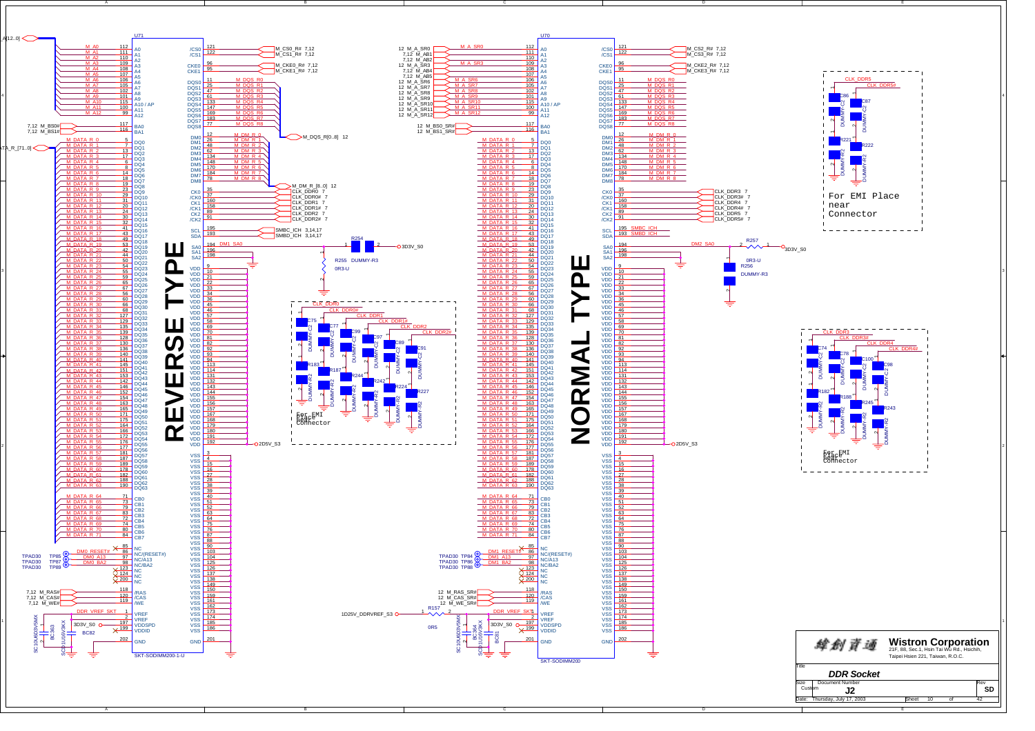# DDR Socket

**Wistron Corporation**
21F, 88, Sec.1, Hsin Tai Wu Rd., Hsichih, Taipei Hsien 221, Taiwan, R.O.C.

| Title | DDR Socket | | |
|---|---|---|---|
| Size | Document Number | | Rev |
| Custom | J2 | | SD |
| Date: Thursday, July 17, 2003 | Sheet 10 of 42 | | |

## U71 — SKT-SODIMM200-1-U (REVERSE TYPE)

- A[12..0]: M_A0–M_A12 → A0–A12 (pins 112, 111, 110, 109, 108, 107, 106, 105, 102, 101, 115 (A10/AP), 100, 99)
- 7,12 M_BS0# → BA0 (117); 7,12 M_BS1# → BA1 (116)
- DATA_R_[71..0]: M_DATA_R_0–M_DATA_R_63 → DQ0–DQ63; M_DATA_R_64–M_DATA_R_71 → CB0–CB7
- /CS0 (121) → M_CS0_R# 7,12; /CS1 (122) → M_CS1_R# 7,12
- CKE0 (96) → M_CKE0_R# 7,12; CKE1 (95) → M_CKE1_R# 7,12
- DQS0–DQS8 → M_DQS_R0–M_DQS_R8 (M_DQS_R[0..8] 12)
- DM0–DM8 → M_DM_R_0–M_DM_R_8 (M_DM_R_[8..0] 12)
- CK0 → CLK_DDR0 7; /CK0 → CLK_DDR0# 7; CK1 → CLK_DDR1 7; /CK1 → CLK_DDR1# 7; CK2 → CLK_DDR2 7; /CK2 → CLK_DDR2# 7
- SCL (195) → SMBC_ICH 3,14,17; SDA (193) → SMBD_ICH 3,14,17
- SA0 (194) → DM1_SA0; SA1 (196), SA2 (198)
- R254 → 3D3V_S0; R255 DUMMY-R3; 0R3-U
- VDD → 2D5V_S3; VSS → GND
- NC/(RESET#) (86): DM0_RESET# — TPAD30 TP85; NC/A13 (97): DM0_A13 — TPAD30 TP87; NC/BA2 (98): DM0_BA2 — TPAD30 TP88
- /RAS (118) ← 7,12 M_RAS#; /CAS (120) ← 7,12 M_CAS#; /WE (119) ← 7,12 M_WE#
- VREF (1, 2) ← DDR_VREF_SKT; VDDSPD (197) ← 3D3V_S0; VDDID (199)
- BC363 SC10U6D3V5MX, BC82 SCD1U16V3KX

## U70 — SKT-SODIMM200 (NORMAL TYPE)

- 12 M_A_SR0–M_A_SR12 (7,12 M_AB1, M_AB2, M_AB4, M_AB5) → A0–A12
- 12 M_BS0_SR#, 12 M_BS1_SR# → BA0, BA1
- M_DATA_R_0–M_DATA_R_71 → DQ0–DQ63, CB0–CB7
- /CS0 → M_CS2_R# 7,12; /CS1 → M_CS3_R# 7,12
- CKE0 → M_CKE2_R# 7,12; CKE1 → M_CKE3_R# 7,12
- DQS0–DQS8 → M_DQS_R0–M_DQS_R8; DM0–DM8 → M_DM_R_0–M_DM_R_8
- CK0 → CLK_DDR3 7; /CK0 → CLK_DDR3# 7; CK1 → CLK_DDR4 7; /CK1 → CLK_DDR4# 7; CK2 → CLK_DDR5 7; /CK2 → CLK_DDR5# 7
- SCL → SMBC_ICH; SDA → SMBD_ICH
- SA0 → DM2_SA0; R257 → 3D3V_S0; R256 DUMMY-R3; 0R3-U
- VDD → 2D5V_S3; VSS → GND
- NC/(RESET#): DM1_RESET# — TPAD30 TP84; NC/A13: DM1_A13 — TPAD30 TP86; NC/BA2: DM1_BA2 — TPAD30 TP88
- 12 M_RAS_SR#, 12 M_CAS_SR#, 12 M_WE_SR#
- 1D25V_DDRVREF_S3 → R157 (0R5) → DDR_VREF_SKT
- BC364 SC10U6D3V5MX, BC81 SCD1U16V3KX

## For EMI Place near Connector

- CLK_DDR0 / CLK_DDR0#, CLK_DDR1 / CLK_DDR1#, CLK_DDR2 / CLK_DDR2#: C75, C77, C99, C97, C89, C91 (DUMMY-C2); R183, R187, R244, R242, R224, R227 (DUMMY-R2)
- CLK_DDR3 / CLK_DDR3#, CLK_DDR4 / CLK_DDR4#: C74, C78, C100, C98 (DUMMY-C2); R182, R188, R245, R243 (DUMMY-R2)
- CLK_DDR5 / CLK_DDR5#: C86, C87 (DUMMY-C2); R221, R222 (DUMMY-R2)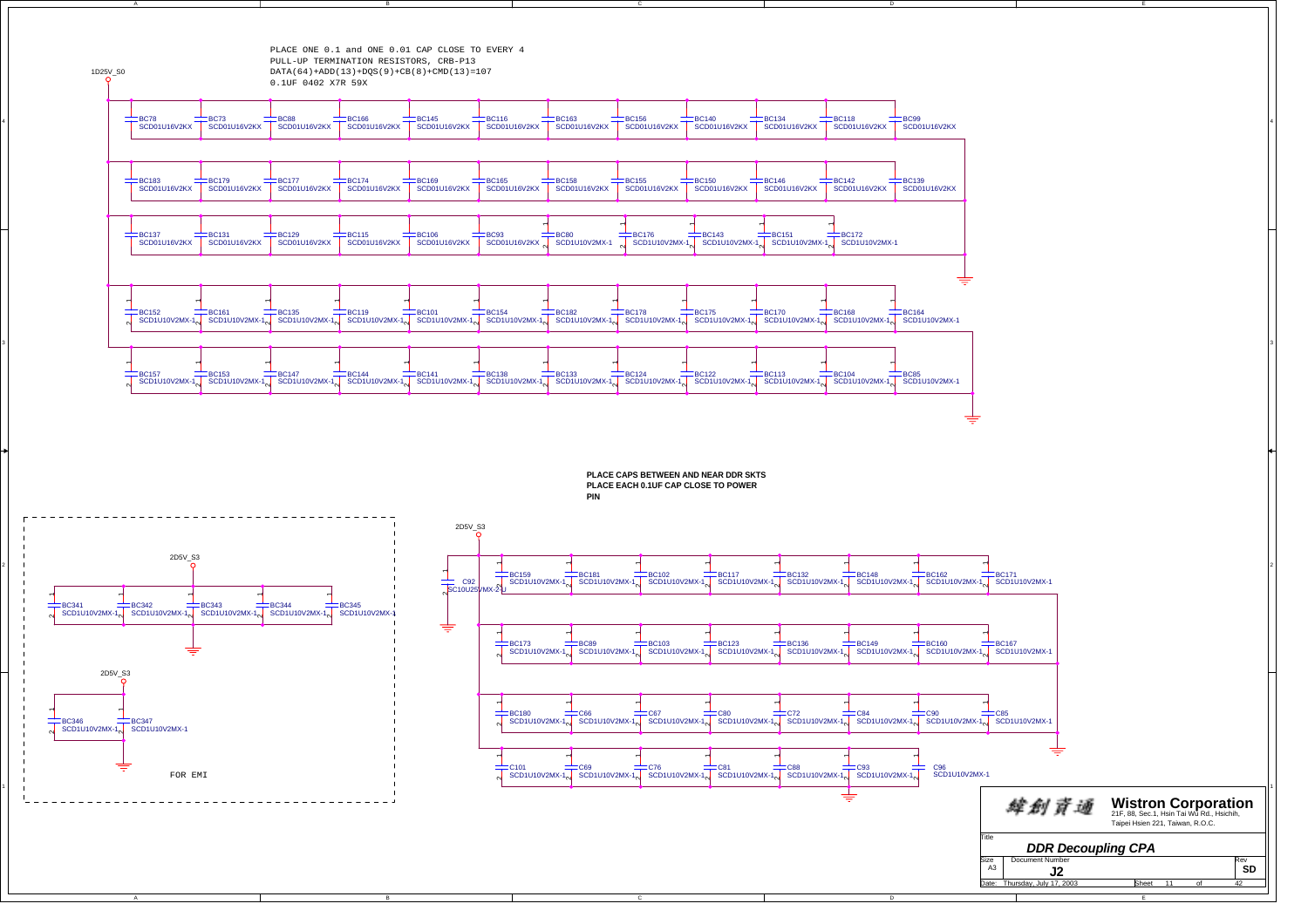PLACE ONE 0.1 and ONE 0.01 CAP CLOSE TO EVERY 4
PULL-UP TERMINATION RESISTORS, CRB-P13
DATA(64)+ADD(13)+DQS(9)+CB(8)+CMD(13)=107
0.1UF 0402 X7R 59X

1D25V_S0

BC78 SCD01U16V2KX, BC73 SCD01U16V2KX, BC88 SCD01U16V2KX, BC166 SCD01U16V2KX, BC145 SCD01U16V2KX, BC116 SCD01U16V2KX, BC163 SCD01U16V2KX, BC156 SCD01U16V2KX, BC140 SCD01U16V2KX, BC134 SCD01U16V2KX, BC118 SCD01U16V2KX, BC99 SCD01U16V2KX

BC183 SCD01U16V2KX, BC179 SCD01U16V2KX, BC177 SCD01U16V2KX, BC174 SCD01U16V2KX, BC169 SCD01U16V2KX, BC165 SCD01U16V2KX, BC158 SCD01U16V2KX, BC155 SCD01U16V2KX, BC150 SCD01U16V2KX, BC146 SCD01U16V2KX, BC142 SCD01U16V2KX, BC139 SCD01U16V2KX

BC137 SCD01U16V2KX, BC131 SCD01U16V2KX, BC129 SCD01U16V2KX, BC115 SCD01U16V2KX, BC106 SCD01U16V2KX, BC93 SCD01U16V2KX, BC80 SCD1U10V2MX-1, BC176 SCD1U10V2MX-1, BC143 SCD1U10V2MX-1, BC151 SCD1U10V2MX-1, BC172 SCD1U10V2MX-1

BC152 SCD1U10V2MX-1, BC161 SCD1U10V2MX-1, BC135 SCD1U10V2MX-1, BC119 SCD1U10V2MX-1, BC101 SCD1U10V2MX-1, BC154 SCD1U10V2MX-1, BC182 SCD1U10V2MX-1, BC178 SCD1U10V2MX-1, BC175 SCD1U10V2MX-1, BC170 SCD1U10V2MX-1, BC168 SCD1U10V2MX-1, BC164 SCD1U10V2MX-1

BC157 SCD1U10V2MX-1, BC153 SCD1U10V2MX-1, BC147 SCD1U10V2MX-1, BC144 SCD1U10V2MX-1, BC141 SCD1U10V2MX-1, BC138 SCD1U10V2MX-1, BC133 SCD1U10V2MX-1, BC124 SCD1U10V2MX-1, BC122 SCD1U10V2MX-1, BC113 SCD1U10V2MX-1, BC104 SCD1U10V2MX-1, BC85 SCD1U10V2MX-1

**PLACE CAPS BETWEEN AND NEAR DDR SKTS**
**PLACE EACH 0.1UF CAP CLOSE TO POWER PIN**

2D5V_S3

C92 SC10U25VMX-2-U

BC159 SCD1U10V2MX-1, BC181 SCD1U10V2MX-1, BC102 SCD1U10V2MX-1, BC117 SCD1U10V2MX-1, BC132 SCD1U10V2MX-1, BC148 SCD1U10V2MX-1, BC162 SCD1U10V2MX-1, BC171 SCD1U10V2MX-1

BC173 SCD1U10V2MX-1, BC89 SCD1U10V2MX-1, BC103 SCD1U10V2MX-1, BC123 SCD1U10V2MX-1, BC136 SCD1U10V2MX-1, BC149 SCD1U10V2MX-1, BC160 SCD1U10V2MX-1, BC167 SCD1U10V2MX-1

BC180 SCD1U10V2MX-1, C66 SCD1U10V2MX-1, C67 SCD1U10V2MX-1, C80 SCD1U10V2MX-1, C72 SCD1U10V2MX-1, C84 SCD1U10V2MX-1, C90 SCD1U10V2MX-1, C85 SCD1U10V2MX-1

C101 SCD1U10V2MX-1, C69 SCD1U10V2MX-1, C76 SCD1U10V2MX-1, C81 SCD1U10V2MX-1, C88 SCD1U10V2MX-1, C93 SCD1U10V2MX-1, C96 SCD1U10V2MX-1

2D5V_S3

BC341 SCD1U10V2MX-1, BC342 SCD1U10V2MX-1, BC343 SCD1U10V2MX-1, BC344 SCD1U10V2MX-1, BC345 SCD1U10V2MX-1

2D5V_S3

BC346 SCD1U10V2MX-1, BC347 SCD1U10V2MX-1

FOR EMI

| 緯創資通 | **Wistron Corporation** 21F, 88, Sec.1, Hsin Tai Wu Rd., Hsichih, Taipei Hsien 221, Taiwan, R.O.C. | |
|---|---|---|
| Title | *DDR Decoupling CPA* | |
| Size A3 | Document Number **J2** | Rev **SD** |
| Date: Thursday, July 17, 2003 | Sheet 11 of 42 | |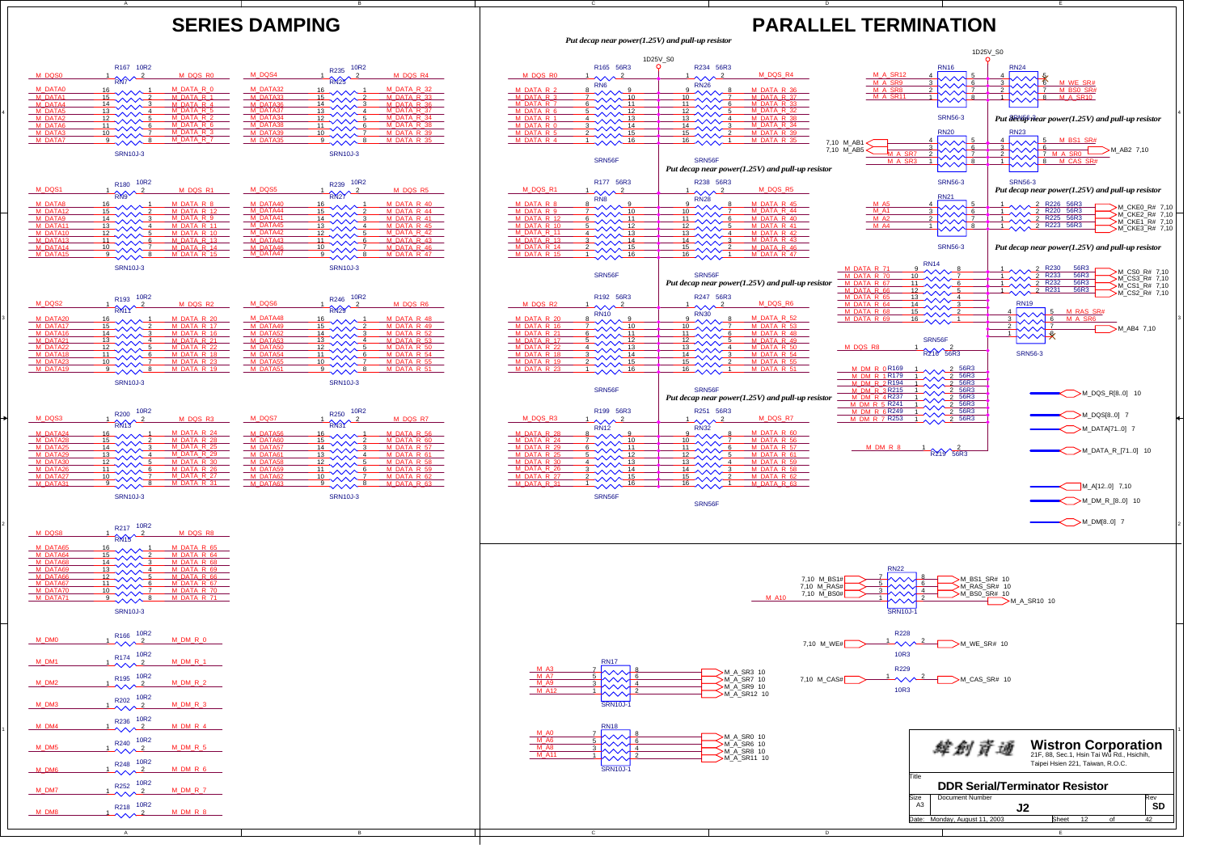# SERIES DAMPING

R167 10R2 — M_DQS0 → M_DQS_R0

RN7 (SRN10J-3)

| Input | Pin | Pin | Output |
|---|---|---|---|
| M_DATA0 | 16 | 1 | M_DATA_R_0 |
| M_DATA1 | 15 | 2 | M_DATA_R_1 |
| M_DATA4 | 14 | 3 | M_DATA_R_4 |
| M_DATA5 | 13 | 4 | M_DATA_R_5 |
| M_DATA2 | 12 | 5 | M_DATA_R_2 |
| M_DATA6 | 11 | 6 | M_DATA_R_6 |
| M_DATA3 | 10 | 7 | M_DATA_R_3 |
| M_DATA7 | 9 | 8 | M_DATA_R_7 |

R235 10R2 — M_DQS4 → M_DQS_R4

RN25 (SRN10J-3)

| Input | Pin | Pin | Output |
|---|---|---|---|
| M_DATA32 | 16 | 1 | M_DATA_R_32 |
| M_DATA33 | 15 | 2 | M_DATA_R_33 |
| M_DATA36 | 14 | 3 | M_DATA_R_36 |
| M_DATA37 | 13 | 4 | M_DATA_R_37 |
| M_DATA34 | 12 | 5 | M_DATA_R_34 |
| M_DATA38 | 11 | 6 | M_DATA_R_38 |
| M_DATA39 | 10 | 7 | M_DATA_R_39 |
| M_DATA35 | 9 | 8 | M_DATA_R_35 |

R180 10R2 — M_DQS1 → M_DQS_R1

RN9 (SRN10J-3)

| Input | Pin | Pin | Output |
|---|---|---|---|
| M_DATA8 | 16 | 1 | M_DATA_R_8 |
| M_DATA12 | 15 | 2 | M_DATA_R_12 |
| M_DATA9 | 14 | 3 | M_DATA_R_9 |
| M_DATA11 | 13 | 4 | M_DATA_R_11 |
| M_DATA10 | 12 | 5 | M_DATA_R_10 |
| M_DATA13 | 11 | 6 | M_DATA_R_13 |
| M_DATA14 | 10 | 7 | M_DATA_R_14 |
| M_DATA15 | 9 | 8 | M_DATA_R_15 |

R239 10R2 — M_DQS5 → M_DQS_R5

RN27 (SRN10J-3)

| Input | Pin | Pin | Output |
|---|---|---|---|
| M_DATA40 | 16 | 1 | M_DATA_R_40 |
| M_DATA44 | 15 | 2 | M_DATA_R_44 |
| M_DATA41 | 14 | 3 | M_DATA_R_41 |
| M_DATA45 | 13 | 4 | M_DATA_R_45 |
| M_DATA42 | 12 | 5 | M_DATA_R_42 |
| M_DATA43 | 11 | 6 | M_DATA_R_43 |
| M_DATA46 | 10 | 7 | M_DATA_R_46 |
| M_DATA47 | 9 | 8 | M_DATA_R_47 |

R193 10R2 — M_DQS2 → M_DQS_R2

RN11 (SRN10J-3)

| Input | Pin | Pin | Output |
|---|---|---|---|
| M_DATA20 | 16 | 1 | M_DATA_R_20 |
| M_DATA17 | 15 | 2 | M_DATA_R_17 |
| M_DATA16 | 14 | 3 | M_DATA_R_16 |
| M_DATA21 | 13 | 4 | M_DATA_R_21 |
| M_DATA22 | 12 | 5 | M_DATA_R_22 |
| M_DATA18 | 11 | 6 | M_DATA_R_18 |
| M_DATA23 | 10 | 7 | M_DATA_R_23 |
| M_DATA19 | 9 | 8 | M_DATA_R_19 |

R246 10R2 — M_DQS6 → M_DQS_R6

RN29 (SRN10J-3)

| Input | Pin | Pin | Output |
|---|---|---|---|
| M_DATA48 | 16 | 1 | M_DATA_R_48 |
| M_DATA49 | 15 | 2 | M_DATA_R_49 |
| M_DATA52 | 14 | 3 | M_DATA_R_52 |
| M_DATA53 | 13 | 4 | M_DATA_R_53 |
| M_DATA50 | 12 | 5 | M_DATA_R_50 |
| M_DATA54 | 11 | 6 | M_DATA_R_54 |
| M_DATA55 | 10 | 7 | M_DATA_R_55 |
| M_DATA51 | 9 | 8 | M_DATA_R_51 |

R200 10R2 — M_DQS3 → M_DQS_R3

RN13 (SRN10J-3)

| Input | Pin | Pin | Output |
|---|---|---|---|
| M_DATA24 | 16 | 1 | M_DATA_R_24 |
| M_DATA28 | 15 | 2 | M_DATA_R_28 |
| M_DATA25 | 14 | 3 | M_DATA_R_25 |
| M_DATA29 | 13 | 4 | M_DATA_R_29 |
| M_DATA30 | 12 | 5 | M_DATA_R_30 |
| M_DATA26 | 11 | 6 | M_DATA_R_26 |
| M_DATA27 | 10 | 7 | M_DATA_R_27 |
| M_DATA31 | 9 | 8 | M_DATA_R_31 |

R250 10R2 — M_DQS7 → M_DQS_R7

RN31 (SRN10J-3)

| Input | Pin | Pin | Output |
|---|---|---|---|
| M_DATA56 | 16 | 1 | M_DATA_R_56 |
| M_DATA60 | 15 | 2 | M_DATA_R_60 |
| M_DATA57 | 14 | 3 | M_DATA_R_57 |
| M_DATA61 | 13 | 4 | M_DATA_R_61 |
| M_DATA58 | 12 | 5 | M_DATA_R_58 |
| M_DATA59 | 11 | 6 | M_DATA_R_59 |
| M_DATA62 | 10 | 7 | M_DATA_R_62 |
| M_DATA63 | 9 | 8 | M_DATA_R_63 |

R217 10R2 — M_DQS8 → M_DQS_R8

RN15 (SRN10J-3)

| Input | Pin | Pin | Output |
|---|---|---|---|
| M_DATA65 | 16 | 1 | M_DATA_R_65 |
| M_DATA64 | 15 | 2 | M_DATA_R_64 |
| M_DATA68 | 14 | 3 | M_DATA_R_68 |
| M_DATA69 | 13 | 4 | M_DATA_R_69 |
| M_DATA66 | 12 | 5 | M_DATA_R_66 |
| M_DATA67 | 11 | 6 | M_DATA_R_67 |
| M_DATA70 | 10 | 7 | M_DATA_R_70 |
| M_DATA71 | 9 | 8 | M_DATA_R_71 |

| Input | Resistor | Value | Output |
|---|---|---|---|
| M_DM0 | R166 | 10R2 | M_DM_R_0 |
| M_DM1 | R174 | 10R2 | M_DM_R_1 |
| M_DM2 | R195 | 10R2 | M_DM_R_2 |
| M_DM3 | R202 | 10R2 | M_DM_R_3 |
| M_DM4 | R236 | 10R2 | M_DM_R_4 |
| M_DM5 | R240 | 10R2 | M_DM_R_5 |
| M_DM6 | R248 | 10R2 | M_DM_R_6 |
| M_DM7 | R252 | 10R2 | M_DM_R_7 |
| M_DM8 | R218 | 10R2 | M_DM_R_8 |

# PARALLEL TERMINATION

*Put decap near power(1.25V) and pull-up resistor*

1D25V_S0

R165 56R3 — M_DQS_R0; R234 56R3 — M_DQS_R4

| RN6 (SRN56F) | Pin | Pin | RN26 (SRN56F) | Pin | Pin |
|---|---|---|---|---|---|
| M_DATA_R_2 | 8 | 9 | M_DATA_R_36 | 8 | 9 |
| M_DATA_R_3 | 7 | 10 | M_DATA_R_37 | 7 | 10 |
| M_DATA_R_7 | 6 | 11 | M_DATA_R_33 | 6 | 11 |
| M_DATA_R_6 | 5 | 12 | M_DATA_R_32 | 5 | 12 |
| M_DATA_R_1 | 4 | 13 | M_DATA_R_38 | 4 | 13 |
| M_DATA_R_0 | 3 | 14 | M_DATA_R_34 | 3 | 14 |
| M_DATA_R_5 | 2 | 15 | M_DATA_R_39 | 2 | 15 |
| M_DATA_R_4 | 1 | 16 | M_DATA_R_35 | 1 | 16 |

*Put decap near power(1.25V) and pull-up resistor*

R177 56R3 — M_DQS_R1; R238 56R3 — M_DQS_R5

| RN8 (SRN56F) | Pin | Pin | RN28 (SRN56F) | Pin | Pin |
|---|---|---|---|---|---|
| M_DATA_R_8 | 8 | 9 | M_DATA_R_45 | 8 | 9 |
| M_DATA_R_9 | 7 | 10 | M_DATA_R_44 | 7 | 10 |
| M_DATA_R_12 | 6 | 11 | M_DATA_R_40 | 6 | 11 |
| M_DATA_R_10 | 5 | 12 | M_DATA_R_41 | 5 | 12 |
| M_DATA_R_11 | 4 | 13 | M_DATA_R_42 | 4 | 13 |
| M_DATA_R_13 | 3 | 14 | M_DATA_R_43 | 3 | 14 |
| M_DATA_R_14 | 2 | 15 | M_DATA_R_46 | 2 | 15 |
| M_DATA_R_15 | 1 | 16 | M_DATA_R_47 | 1 | 16 |

*Put decap near power(1.25V) and pull-up resistor*

R192 56R3 — M_DQS_R2; R247 56R3 — M_DQS_R6

| RN10 (SRN56F) | Pin | Pin | RN30 (SRN56F) | Pin | Pin |
|---|---|---|---|---|---|
| M_DATA_R_20 | 8 | 9 | M_DATA_R_52 | 8 | 9 |
| M_DATA_R_16 | 7 | 10 | M_DATA_R_53 | 7 | 10 |
| M_DATA_R_21 | 6 | 11 | M_DATA_R_48 | 6 | 11 |
| M_DATA_R_17 | 5 | 12 | M_DATA_R_49 | 5 | 12 |
| M_DATA_R_22 | 4 | 13 | M_DATA_R_50 | 4 | 13 |
| M_DATA_R_18 | 3 | 14 | M_DATA_R_54 | 3 | 14 |
| M_DATA_R_19 | 2 | 15 | M_DATA_R_55 | 2 | 15 |
| M_DATA_R_23 | 1 | 16 | M_DATA_R_51 | 1 | 16 |

*Put decap near power(1.25V) and pull-up resistor*

R199 56R3 — M_DQS_R3; R251 56R3 — M_DQS_R7

| RN12 (SRN56F) | Pin | Pin | RN32 (SRN56F) | Pin | Pin |
|---|---|---|---|---|---|
| M_DATA_R_28 | 8 | 9 | M_DATA_R_60 | 8 | 9 |
| M_DATA_R_24 | 7 | 10 | M_DATA_R_56 | 7 | 10 |
| M_DATA_R_29 | 6 | 11 | M_DATA_R_57 | 6 | 11 |
| M_DATA_R_25 | 5 | 12 | M_DATA_R_61 | 5 | 12 |
| M_DATA_R_30 | 4 | 13 | M_DATA_R_59 | 4 | 13 |
| M_DATA_R_26 | 3 | 14 | M_DATA_R_58 | 3 | 14 |
| M_DATA_R_27 | 2 | 15 | M_DATA_R_62 | 2 | 15 |
| M_DATA_R_31 | 1 | 16 | M_DATA_R_63 | 1 | 16 |

RN16 (SRN56-3): M_A_SR12 (4–5), M_A_SR9 (3–6), M_A_SR8 (2–7), M_A_SR11 (1–8)

RN24 (SRN56-3): M_WE_SR# (6), M_BS0_SR# (7), M_A_SR10 (8)

*Put decap near power(1.25V) and pull-up resistor*

RN20 (SRN56-3): 7,10 M_AB1, 7,10 M_AB5; M_A_SR7 (2–7), M_A_SR3 (1–8)

RN23 (SRN56-3): M_BS1_SR# (5), M_A_SR0 (7), M_CAS_SR# (8) → M_AB2 7,10

*Put decap near power(1.25V) and pull-up resistor*

RN21 (SRN56-3): M_A5 (4–5), M_A1 (3–6), M_A2 (2–7), M_A4 (1–8)

| Resistor | Value | Output |
|---|---|---|
| R226 | 56R3 | M_CKE0_R# 7,10 |
| R220 | 56R3 | M_CKE2_R# 7,10 |
| R225 | 56R3 | M_CKE1_R# 7,10 |
| R223 | 56R3 | M_CKE3_R# 7,10 |

*Put decap near power(1.25V) and pull-up resistor*

RN14 (SRN56F): M_DATA_R_71 (9–8), M_DATA_R_70 (10–7), M_DATA_R_67 (11–6), M_DATA_R_66 (12–5), M_DATA_R_65 (13–4), M_DATA_R_64 (14–3), M_DATA_R_68 (15–2), M_DATA_R_69 (16–1)

| Resistor | Value | Output |
|---|---|---|
| R230 | 56R3 | M_CS0_R# 7,10 |
| R233 | 56R3 | M_CS3_R# 7,10 |
| R232 | 56R3 | M_CS1_R# 7,10 |
| R231 | 56R3 | M_CS2_R# 7,10 |

RN19 (SRN56-3): M_RAS_SR# (5), M_A_SR6 (6) → M_AB4 7,10

M_DQS_R8 — R210 56R3

| Net | Resistor | Value |
|---|---|---|
| M_DM_R_0 | R169 | 56R3 |
| M_DM_R_1 | R179 | 56R3 |
| M_DM_R_2 | R194 | 56R3 |
| M_DM_R_3 | R215 | 56R3 |
| M_DM_R_4 | R237 | 56R3 |
| M_DM_R_5 | R241 | 56R3 |
| M_DM_R_6 | R249 | 56R3 |
| M_DM_R_7 | R253 | 56R3 |
| M_DM_R_8 | R219 | 56R3 |

Buses: M_DQS_R[8..0] 10; M_DQS[8..0] 7; M_DATA[71..0] 7; M_DATA_R_[71..0] 10; M_A[12..0] 7,10; M_DM_R_[8..0] 10; M_DM[8..0] 7

RN22 (SRN10J-1): 7,10 M_BS1# → M_BS1_SR# 10; 7,10 M_RAS# → M_RAS_SR# 10; 7,10 M_BS0# → M_BS0_SR# 10; M_A10 → M_A_SR10 10

R228 10R3: 7,10 M_WE# → M_WE_SR# 10

R229 10R3: 7,10 M_CAS# → M_CAS_SR# 10

RN17 (SRN10J-1): M_A3 → M_A_SR3 10; M_A7 → M_A_SR7 10; M_A9 → M_A_SR9 10; M_A12 → M_A_SR12 10

RN18 (SRN10J-1): M_A0 → M_A_SR0 10; M_A6 → M_A_SR6 10; M_A8 → M_A_SR8 10; M_A11 → M_A_SR11 10

**Wistron Corporation**
21F, 88, Sec.1, Hsin Tai Wu Rd., Hsichih, Taipei Hsien 221, Taiwan, R.O.C.

| Title | DDR Serial/Terminator Resistor |
|---|---|
| Size | A3 |
| Document Number | J2 |
| Rev | SD |
| Date | Monday, August 11, 2003 |
| Sheet | 12 of 42 |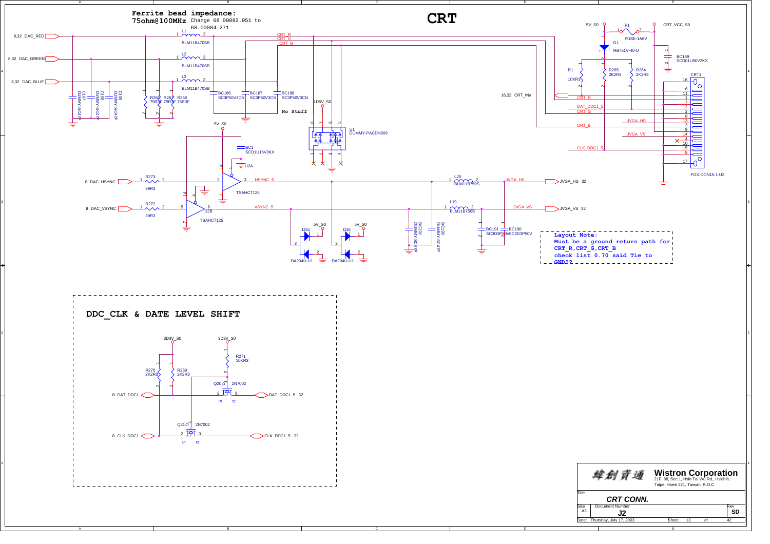# CRT

**Ferrite bead impedance:**
**75ohm@100MHz** Change 68.00082.051 to 68.00084.271

L1 BLM11B470SB
L2 BLM11B470SB
L3 BLM11B470SB

8,32 DAC_RED
8,32 DAC_GREEN
8,32 DAC_BLUE

C107 DUMMY-SC47P
C108 DUMMY-SC47P
C109 DUMMY-SC47P
R266 75R3F
R267 75R3F
R268 75R3F

BC186 SC3P50V3CN
BC187 SC3P50V3CN
BC188 SC3P50V3CN

CRT_R
CRT_G
CRT_B

1D5V_S0
**No Stuff**

U1 DUMMY-PACDN009

5V_S0
BC1 SCD1U16V3KX
U2A

8 DAC_HSYNC — R273 39R3 — HSYNC_5
8 DAC_VSYNC — R272 39R3 — VSYNC_5
TSAHCT125
U2B TSAHCT125

D15 DA204U-U1
D16 DA204U-U1

BC192 DUMMY-SC47P
BC193 DUMMY-SC47P

L20 BLM11B750S — JVGA_HS — JVGA_HS 32
L19 BLM11B750S — JVGA_VS — JVGA_VS 32

BC191 SC3D3P50V
BC190 SC3D3P50V

5V_S0 — F1 FUSE-1A6V — CRT_VCC_S0
D1 RB751V-40-U
BC189 SCD01U50V3KX
R1 10KR3
R265 2K2R3
R264 2K2R3

16,32 CRT_IN#
DAT_DDC1_5
CLK_DDC1_5

CRT1 FOX-CON15-1-U2

**Layout Note:**
**Must be a ground return path for CRT_R,CRT_G,CRT_B**
**check list 0.70 said Tie to GND??**

## DDC_CLK & DATE LEVEL SHIFT

3D3V_S0
3D3V_S0
R270 2K2R3
R269 2K2R3
R271 10KR3
Q20 2N7002
Q21 2N7002

8 DAT_DDC1 — DAT_DDC1_5 32
8 CLK_DDC1 — CLK_DDC1_5 32

緯創資通 **Wistron Corporation**
21F, 88, Sec.1, Hsin Tai Wu Rd., Hsichih, Taipei Hsien 221, Taiwan, R.O.C.

| Title | CRT CONN. | |
|---|---|---|
| Size: A3 | Document Number: J2 | Rev: SD |
| Date: Thursday, July 17, 2003 | Sheet 13 of 42 | |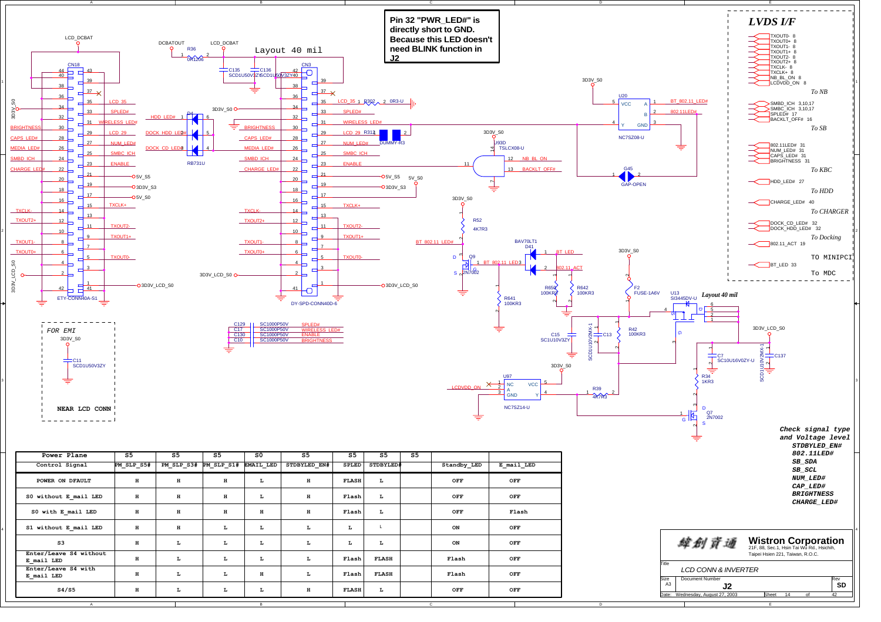Pin 32 "PWR_LED#" is directly short to GND. Because this LED doesn't need BLINK function in J2

Layout 40 mil

## LVDS I/F

- TXOUT0- 8
- TXOUT0+ 8
- TXOUT1- 8
- TXOUT1+ 8
- TXOUT2- 8
- TXOUT2+ 8
- TXCLK- 8
- TXCLK+ 8
- NB_BL_ON 8
- LCDVDD_ON 8

*To NB*

- SMBD_ICH 3,10,17
- SMBC_ICH 3,10,17
- SPLED# 17
- BACKLT_OFF# 16

*To SB*

- 802.11LED# 31
- NUM_LED# 31
- CAPS_LED# 31
- BRIGHTNESS 31

*To KBC*

- HDD_LED# 27

*To HDD*

- CHARGE_LED# 40

*To CHARGER*

- DOCK_CD_LED# 32
- DOCK_HDD_LED# 32

*To Docking*

- 802.11_ACT 19

TO MINIPCI

- BT_LED 33

To MDC

*FOR EMI*

3D3V_S0

C11 SCD1U50V3ZY

**NEAR LCD CONN**

*Layout 40 mil*

*Check signal type and Voltage level*

***STDBYLED_EN#***
***802.11LED#***
***SB_SDA***
***SB_SCL***
***NUM_LED#***
***CAP_LED#***
***BRIGHTNESS***
***CHARGE_LED#***

| Power Plane | S5 | S5 | S5 | S0 | S5 | S5 | S5 | S5 | | |
|---|---|---|---|---|---|---|---|---|---|---|
| Control Signal | PM_SLP_S5# | PM_SLP_S3# | PM_SLP_S1# | EMAIL_LED | STDBYLED_EN# | SPLED | STDBYLED# | | Standby_LED | E_mail_LED |
| POWER ON DFAULT | H | H | H | L | H | FLASH | L | | OFF | OFF |
| S0 without E_mail LED | H | H | H | L | H | Flash | L | | OFF | OFF |
| S0 with E_mail LED | H | H | H | H | H | Flash | L | | OFF | Flash |
| S1 without E_mail LED | H | H | L | L | L | L | L | | ON | OFF |
| S3 | H | L | L | L | L | L | L | | ON | OFF |
| Enter/Leave S4 without E_mail LED | H | L | L | L | L | Flash | FLASH | | Flash | OFF |
| Enter/Leave S4 with E_mail LED | H | L | L | H | L | Flash | FLASH | | Flash | OFF |
| S4/S5 | H | L | L | L | H | FLASH | L | | OFF | OFF |

緯創資通 **Wistron Corporation**
21F, 88, Sec.1, Hsin Tai Wu Rd., Hsichih, Taipei Hsien 221, Taiwan, R.O.C.

| Title | LCD CONN & INVERTER | |
|---|---|---|
| Size: A3 | Document Number: J2 | Rev: SD |
| Date: Wednesday, August 27, 2003 | Sheet 14 of 42 | |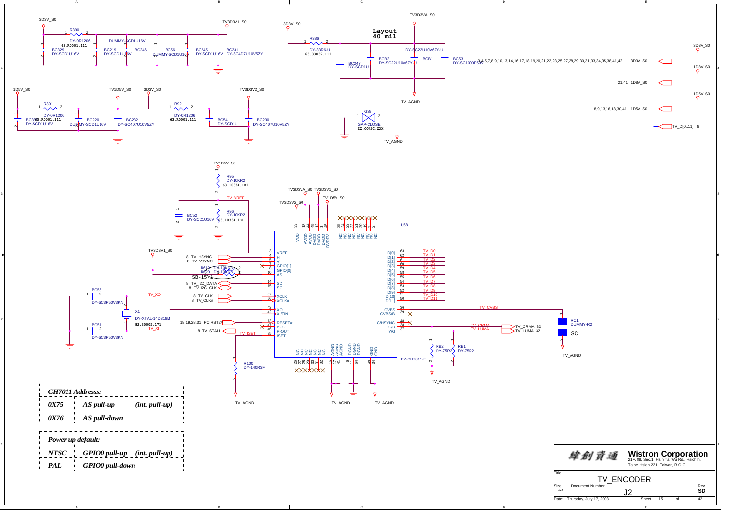CH7011 Addresss:

| | | |
|---|---|---|
| *0X75* | *AS pull-up* | *(int. pull-up)* |
| *0X76* | *AS pull-down* | |

Power up default:

| | | |
|---|---|---|
| *NTSC* | *GPIO0 pull-up* | *(int. pull-up)* |
| *PAL* | *GPIO0 pull-down* | |

Wistron Corporation
21F, 88, Sec.1, Hsin Tai Wu Rd., Hsichih,
Taipei Hsien 221, Taiwan, R.O.C.

Title: TV_ENCODER

Size: A3 | Document Number: J2 | Rev: SD

Date: Thursday, July 17, 2003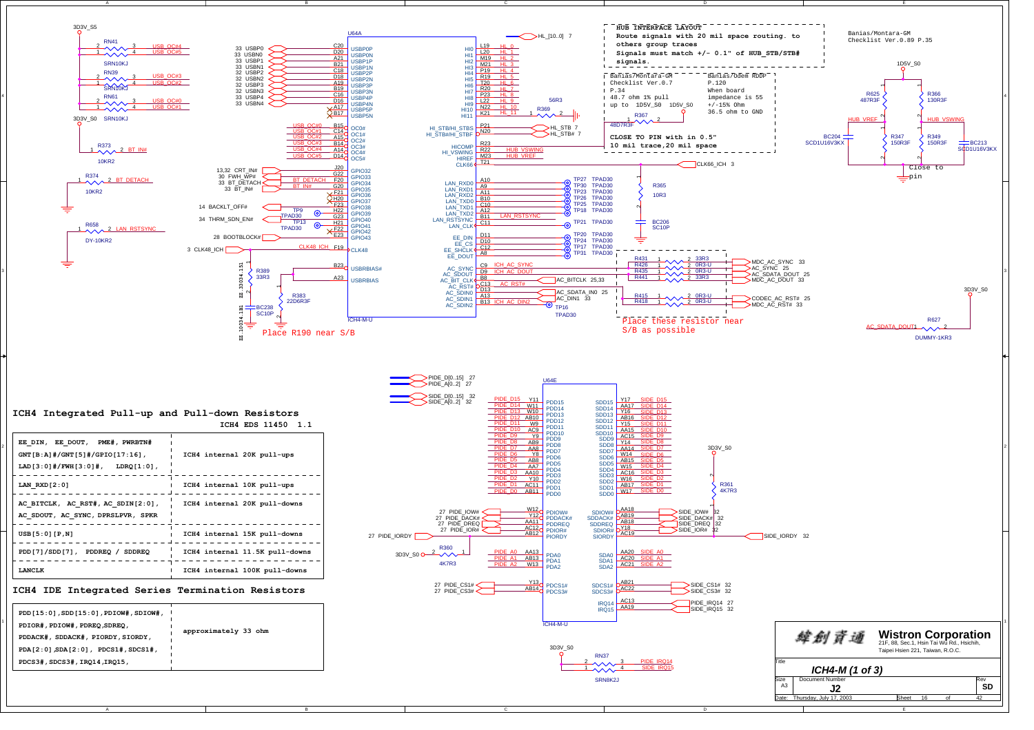## ICH4 Integrated Pull-up and Pull-down Resistors

ICH4 EDS 11450 1.1

| Signals | Resistor |
|---|---|
| EE_DIN, EE_DOUT, PME#, PWRBTN#<br>GNT[B:A]#/GNT[5]#/GPIO[17:16],<br>LAD[3:0]#/FWH[3:0]#, LDRQ[1:0], | ICH4 internal 20K pull-ups |
| LAN_RXD[2:0] | ICH4 internal 10K pull-ups |
| AC_BITCLK, AC_RST#, AC_SDIN[2:0],<br>AC_SDOUT, AC_SYNC, DPRSLPVR, SPKR | ICH4 internal 20K pull-downs |
| USB[5:0][P,N] | ICH4 internal 15K pull-downs |
| PDD[7]/SDD[7], PDDREQ / SDDREQ | ICH4 internal 11.5K pull-downs |
| LANCLK | ICH4 internal 100K pull-downs |

## ICH4 IDE Integrated Series Termination Resistors

| Signals | Resistor |
|---|---|
| PDD[15:0],SDD[15:0],PDIOW#,SDIOW#,<br>PDIOR#,PDIOR#,PDREQ,SDREQ,<br>PDDACK#,SDDACK#,PIORDY,SIORDY,<br>PDA[2:0],SDA[2:0], PDCS1#,SDCS1#,<br>PDCS3#,SDCS3#,IRQ14,IRQ15, | approximately 33 ohm |

**HUB INTERFACE LAYOUT**

Route signals with 20 mil space routing. to others group traces

Signals must match +/- 0.1" of HUB_STB/STB# signals.

Banias/Montara-GM Checklist Ver.0.7 P.34
48.7 ohm 1% pull up to 1D5V_S0

Banias/Odem RDDP P.120
When board impedance is 55 +/-15% Ohm
36.5 ohm to GND

CLOSE TO PIN with in 0.5"
10 mil trace,20 mil space

Banias/Montara-GM Checklist Ver.0.89 P.35

Close to pin

Place R190 near S/B

Place these resistor near S/B as possible

U64A: ICH4-M-U — USBP0P–USBP5N, OC0#–OC5#, GPIO32–GPIO43, CLK48, USBRBIAS#, USBRBIAS, HI0–HI11, HI_STB/HI_STBS, HI_STB#/HI_STBF, HICOMP, HI_VSWING, HIREF, CLK66, LAN_RXD0–2, LAN_TXD0–2, LAN_RSTSYNC, LAN_CLK, EE_DIN, EE_CS, EE_SHCLK, EE_DOUT, AC_SYNC, AC_SDOUT, AC_BIT_CLK, AC_RST#, AC_SDIN0–2

U64E: ICH4-M-U — PDD0–PDD15, SDD0–SDD15, PDIOW#, PDDACK#, PDDREQ, PDIOR#, PIORDY, SDIOW#, SDDACK#, SDDREQ, SDIOR#, SIORDY, PDA0–2, SDA0–2, PDCS1#, PDCS3#, SDCS1#, SDCS3#, IRQ14, IRQ15

Wistron Corporation
21F, 88, Sec.1, Hsin Tai Wu Rd., Hsichih, Taipei Hsien 221, Taiwan, R.O.C.

Title: ICH4-M (1 of 3)
Size: A3 | Document Number: J2 | Rev: SD
Date: Thursday, July 17, 2003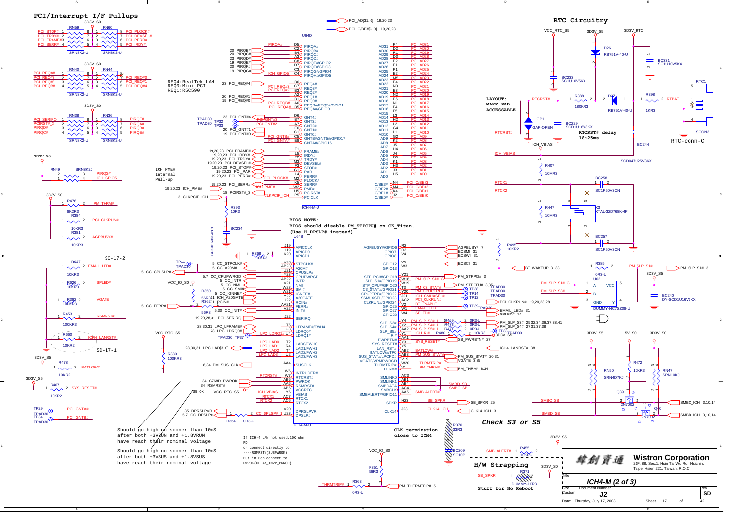## PCI/Interrupt I/F Pullups

## RTC Circuitry

ICH_PME# Internal Pull-up

REQ4:RealTek LAN
REQ0:Mini PCI
REQ1:R5C590

**LAYOUT: MAKE PAD ACCESSABLE**

RTCRST# delay 18~25ms

**BIOS NOTE:**
**BIOS should disable PM_STPCPU# on CK_Titan.**
**(Use H_DPSLP# instead)**

Should go high no sooner than 10mS after both +3VRUN and +1.8VRUN have reach their nominal voltage

Should go high no sooner than 10mS after both +3VSUS and +1.8VSUS have reach their nominal voltage

If ICH-4 LAN not used,10K ohm PD
or connect directly to
----RSMRST#(SUSPWROK)
But in Bon connect to
PWROK(DELAY_IMVP_PWRGD)

CLK termination close to ICH4

*Check S3 or S5*

**H/W Strapping**
Stuff for No Reboot

SC-17-2

SD-17-1

**Wistron Corporation**
21F, 88, Sec.1, Hsin Tai Wu Rd., Hsichih, Taipei Hsien 221, Taiwan, R.O.C.

| Title | ICH4-M (2 of 3) | |
|---|---|---|
| Size: Custom | Document Number: J2 | Rev: SD |
| Date: Thursday, July 17, 2003 | Sheet 17 of 42 | |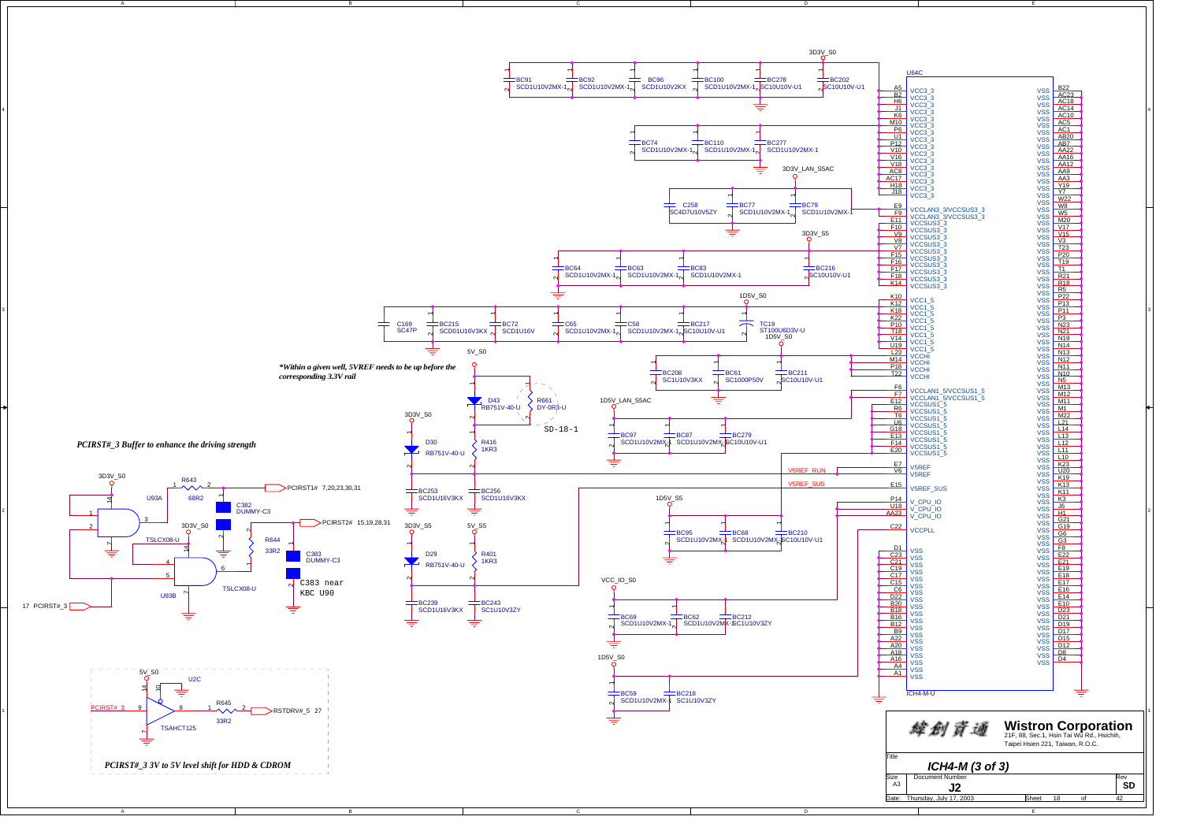*Within a given well, 5VREF needs to be up before the corresponding 3.3V rail*

*PCIRST#_3 Buffer to enhance the driving strength*

*PCIRST#_3 3V to 5V level shift for HDD & CDROM*

C383 near KBC U90

3D3V_S0, 3D3V_LAN_S5AC, 3D3V_S5, 1D5V_S0, 5V_S0, 1D5V_LAN_S5AC, 1D5V_S5, 5V_S5, VCC_IO_S0

U64C — ICH4-M-U

| Pin | Signal |
|---|---|
| A5, B2, H6, J1, K6, M10, P6, U1, P12, V10, V16, V18, AC8, AC17, H18, J18 | VCC3_3 |
| E9, F9 | VCCLAN3_3/VCCSUS3_3 |
| E11, F10, V9, V8, V7, F15, F16, F17, F18, K14 | VCCSUS3_3 |
| K10, K12, K18, K22, P10, T18, V14, U19, L23 | VCC1_5 |
| M14, P18, T22 | VCCHI |
| F6, F7 | VCCLAN1_5/VCCSUS1_5 |
| E12, R6, T6, U6, G18, E13, F14, E20 | VCCSUS1_5 |
| E7, V6 | V5REF (V5REF_RUN) |
| E15 | V5REF_SUS |
| P14, U18, AA23 | V_CPU_IO |
| C22 | VCCPLL |
| D1, C23, C21, C19, C17, C15, C6, D22, B20, B18, B16, B12, B9, A22, A20, A18, A16, A4, A1 | VSS |
| B22, AC23, AC18, AC14, AC10, AC5, AC1, AB20, AB7, AA22, AA16, AA12, AA9, AA3, Y19, Y7, W22, W8, W5, M20, V17, V15, V3, T23, P20, T19, T1, R21, R18, R5, P22, P13, P11, P3, N23, N21, N19, N14, N13, N12, N11, N10, N5, M13, M12, M11, M1, M22, L21, L14, L13, L12, L11, L10, K23, U20, K19, K13, K11, K3, J6, H1, G21, G19, G6, G3, F8, E22, E21, E19, E18, E17, E16, E14, E10, D23, D21, D19, D17, D15, D12, D8, D4 | VSS |

Capacitors: BC91 SCD1U10V2MX-1, BC92 SCD1U10V2MX-1, BC96 SCD1U10V2KX, BC100 SCD1U10V2MX-1, BC278 SC10U10V-U1, BC202 SC10U10V-U1, BC74 SCD1U10V2MX-1, BC110 SCD1U10V2MX-1, BC277 SCD1U10V2MX-1, C258 SC4D7U10V5ZY, BC77 SCD1U10V2MX-1, BC79 SCD1U10V2MX-1, BC64 SCD1U10V2MX-1, BC63 SCD1U10V2MX-1, BC83 SCD1U10V2MX-1, BC216 SC10U10V-U1, C169 SC47P, BC215 SCD01U16V3KX, BC72 SCD1U16V, C65 SCD1U10V2MX-1, C58 SCD1U10V2MX-1, BC217 SC10U10V-U1, TC19 ST100U6D3V-U, BC208 SC1U10V3KX, BC61 SC1000P50V, BC211 SC10U10V-U1, BC97 SCD1U10V2MX-1, BC87 SCD1U10V2MX-1, BC279 SC10U10V-U1, BC253 SCD1U16V3KX, BC256 SCD1U16V3KX, BC95 SCD1U10V2MX-1, BC68 SCD1U10V2MX-1, BC210 SC10U10V-U1, BC239 SCD1U16V3KX, BC243 SC1U10V3ZY, BC69 SCD1U10V2MX-1, BC62 SCD1U10V2MX-1, BC212 SC1U10V3ZY, BC59 SCD1U10V2MX-1, BC218 SC1U10V3ZY

D43 RB751V-40-U, R661 DY-0R3-U, SD-18-1, D30 RB751V-40-U, R416 1KR3, D29 RB751V-40-U, R401 1KR3

R643 68R2 → PCIRST1# 7,20,23,30,31; C382 DUMMY-C3; U93A TSLCX08-U; R644 33R2 → PCIRST2# 15,19,28,31; C383 DUMMY-C3; U93B TSLCX08-U; 17 PCIRST#_3

U2C TSAHCT125, PCIRST#_3, R645 33R2 → RSTDRV#_5 27

緯創資通 **Wistron Corporation** 21F, 88, Sec.1, Hsin Tai Wu Rd., Hsichih, Taipei Hsien 221, Taiwan, R.O.C.

| Title | ICH4-M (3 of 3) | | |
|---|---|---|---|
| Size A3 | Document Number J2 | | Rev SD |
| Date: Thursday, July 17, 2003 | Sheet 18 | of 42 | |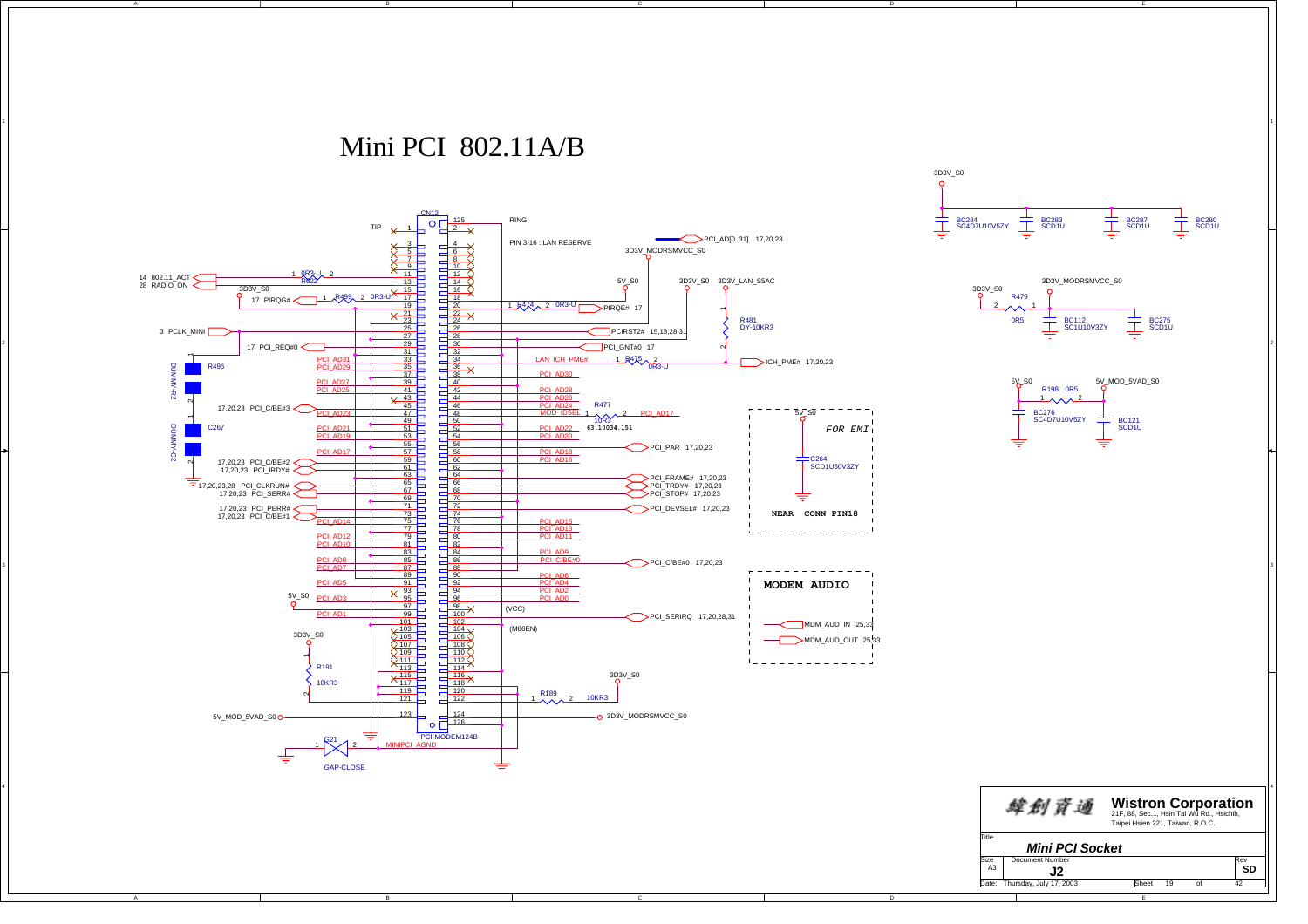# Mini PCI 802.11A/B

CN12

TIP, RING

PIN 3-16 : LAN RESERVE

PCI_AD[0..31] 17,20,23

3D3V_MODRSMVCC_S0

14 802.11_ACT

28 RADIO_ON

R622 0R3-U

3D3V_S0

17 PIRQG#  R499 0R3-U

R474 0R3-U  PIRQE# 17

5V_S0  3D3V_S0  3D3V_LAN_S5AC

R481 DY-10KR3

3 PCLK_MINI

PCIRST2# 15,18,28,31

17 PCI_REQ#0

PCI_GNT#0 17

LAN_ICH_PME#  R475 0R3-U  ICH_PME# 17,20,23

R496 DUMMY-R2

C267 DUMMY-C2

17,20,23 PCI_C/BE#3

R477 10KR3 63.10034.151  MOD_IDSEL  PCI_AD17

PCI_PAR 17,20,23

17,20,23 PCI_C/BE#2

17,20,23 PCI_IRDY#

17,20,23,28 PCI_CLKRUN#

17,20,23 PCI_SERR#

PCI_FRAME# 17,20,23

PCI_TRDY# 17,20,23

PCI_STOP# 17,20,23

17,20,23 PCI_PERR#

17,20,23 PCI_C/BE#1

PCI_DEVSEL# 17,20,23

PCI_C/BE#0 17,20,23

5V_S0

(VCC)

PCI_SERIRQ 17,20,28,31

(M66EN)

3D3V_S0

R191 10KR3

R189 10KR3

3D3V_MODRSMVCC_S0

5V_MOD_5VAD_S0

G21 GAP-CLOSE

MINIPCI_AGND

PCI-MODEM124B

FOR EMI — 5V_S0, C264 SCD1U50V3ZY — NEAR CONN PIN18

MODEM AUDIO — MDM_AUD_IN 25,33; MDM_AUD_OUT 25,33

3D3V_S0: BC284 SC4D7U10V5ZY, BC283 SCD1U, BC287 SCD1U, BC280 SCD1U

3D3V_S0 — R479 0R5 — 3D3V_MODRSMVCC_S0: BC112 SC1U10V3ZY, BC275 SCD1U

5V_S0 — R198 0R5 — 5V_MOD_5VAD_S0: BC276 SC4D7U10V5ZY, BC121 SCD1U

| Pin | Signal | Pin | Signal |
|---|---|---|---|
| 1 | TIP | 2 | RING |
| 11 | 802.11_ACT | 12 | |
| 13 | RADIO_ON | 14 | |
| 17 | PIRQG# | 18 | 5V_S0 |
| 19 | 3D3V_S0 | 20 | PIRQE# |
| 25 | 3D3V_S0 | 26 | PCIRST2# |
| 27 | PCLK_MINI | 28 | 3D3V_S0 |
| 29 | | 30 | PCI_GNT#0 |
| 31 | PCI_REQ#0 | 32 | 3D3V_S0 |
| 33 | PCI_AD31 | 34 | LAN_ICH_PME# |
| 35 | PCI_AD29 | 36 | |
| 37 | | 38 | PCI_AD30 |
| 39 | PCI_AD27 | 40 | |
| 41 | PCI_AD25 | 42 | PCI_AD28 |
| 43 | | 44 | PCI_AD26 |
| 45 | PCI_C/BE#3 | 46 | PCI_AD24 |
| 47 | PCI_AD23 | 48 | MOD_IDSEL |
| 49 | | 50 | |
| 51 | PCI_AD21 | 52 | PCI_AD22 |
| 53 | PCI_AD19 | 54 | PCI_AD20 |
| 55 | | 56 | PCI_PAR |
| 57 | PCI_AD17 | 58 | PCI_AD18 |
| 59 | PCI_C/BE#2 | 60 | PCI_AD16 |
| 61 | PCI_IRDY# | 62 | |
| 63 | | 64 | PCI_FRAME# |
| 65 | PCI_CLKRUN# | 66 | PCI_TRDY# |
| 67 | PCI_SERR# | 68 | PCI_STOP# |
| 69 | | 70 | |
| 71 | PCI_PERR# | 72 | PCI_DEVSEL# |
| 73 | PCI_C/BE#1 | 74 | |
| 75 | PCI_AD14 | 76 | PCI_AD15 |
| 77 | | 78 | PCI_AD13 |
| 79 | PCI_AD12 | 80 | PCI_AD11 |
| 81 | PCI_AD10 | 82 | |
| 83 | | 84 | PCI_AD9 |
| 85 | PCI_AD8 | 86 | PCI_C/BE#0 |
| 87 | PCI_AD7 | 88 | |
| 89 | | 90 | PCI_AD6 |
| 91 | PCI_AD5 | 92 | PCI_AD4 |
| 93 | | 94 | PCI_AD2 |
| 95 | PCI_AD3 | 96 | PCI_AD0 |
| 97 | 5V_S0 | 98 | |
| 99 | PCI_AD1 | 100 | PCI_SERIRQ |
| 101 | | 102 | (M66EN) |
| 119 | 3D3V_S0 (R191) | 120 | R189 |
| 123 | 5V_MOD_5VAD_S0 | 124 | 3D3V_MODRSMVCC_S0 |

緯創資通 **Wistron Corporation**
21F, 88, Sec.1, Hsin Tai Wu Rd., Hsichih, Taipei Hsien 221, Taiwan, R.O.C.

| Title | Mini PCI Socket | |
|---|---|---|
| Size: A3 | Document Number: J2 | Rev: SD |
| Date: Thursday, July 17, 2003 | Sheet 19 of 42 | |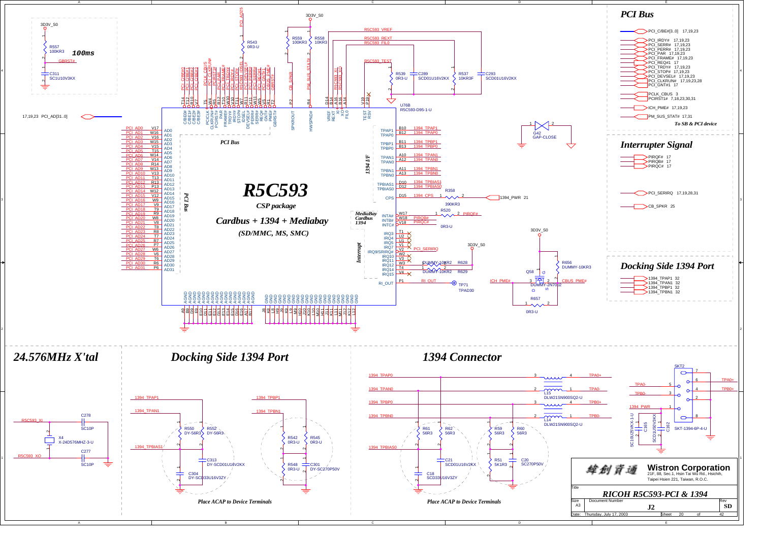## PCI Bus

- PCI_C/BE#[3..0] 17,19,23
- PCI_IRDY# 17,19,23
- PCI_SERR# 17,19,23
- PCI_PERR# 17,19,23
- PCI_PAR 17,19,23
- PCI_FRAME# 17,19,23
- PCI_REQ#1 17
- PCI_TRDY# 17,19,23
- PCI_STOP# 17,19,23
- PCI_DEVSEL# 17,19,23
- PCI_CLKRUN# 17,19,23,28
- PCI_GNT#1 17
- PCLK_CBUS 3
- PCIRST1# 7,18,23,30,31
- ICH_PME# 17,19,23
- PM_SUS_STAT# 17,31

*To SB & PCI device*

## Interrupter Signal

- PIRQF# 17
- PIRQB# 17
- PIRQC# 17
- PCI_SERIRQ 17,19,28,31
- CB_SPKR 25

## Docking Side 1394 Port

- 1394_TPAP1 32
- 1394_TPAN1 32
- 1394_TPBP1 32
- 1394_TPBN1 32

**R5C593**

*CSP package*

*Cardbus + 1394 + Mediabay*

*(SD/MMC, MS, SMC)*

U76B R5C593-D95-1-U

3D3V_S0, R557 100KR3, **100ms**, GBRST#, C311 SC1U10V3KX

17,19,23 PCI_AD[31..0]

R543 0R3-U, R559 100KR3, R558 10KR3, R5C593_VREF, R5C593_REXT, R5C593_FILO, R5C593_TEST, R539 0R3-U, C289 SCD01U16V2KX, R537 10KR3F, C293 SCD01U16V2KX

G42 GAP-CLOSE

R358 390KR3 — 1394_PWR 21

R520 0R3-U — PIRQF#

PIRQB#, PIRQC#, PCI_SERIRQ

R628 DUMMY-10KR2, R629 DUMMY-10KR2, 3D3V_S0

RI_OUT — TP71 TPAD30

Q58 DUMMY-2N7002, R656 DUMMY-10KR3, ICH_PME#, CBUS_PME#, R657 0R3-U

## 24.576MHz X'tal

R5C593_XI, C278 SC10P, X4 X-24D576MHZ-3-U, R5C593_XO, C277 SC10P

## Docking Side 1394 Port

1394_TPAP1, 1394_TPAN1, 1394_TPBIAS1, R550 DY-56R3, R552 DY-56R3, C313 DY-SCD01U16V2KX, C304 DY-SCD33U16V3ZY

1394_TPBP1, 1394_TPBN1, R542 0R3-U, R545 0R3-U, R548 0R3-U, C301 DY-SC270P50V

*Place ACAP to Device Terminals*

## 1394 Connector

1394_TPAP0, 1394_TPAN0, 1394_TPBP0, 1394_TPBN0, 1394_TPBIAS0

L15 DLW21SN900SQ2-U, L14 DLW21SN900SQ2-U

TPA0+, TPA0-, TPB0+, TPB0-

R61 56R3, R62 56R3, R59 56R3, R60 56R3, C21 SCD01U16V2KX, C18 SCD33U16V3ZY, R51 5K1R3, C20 SC270P50V

SKT2 SKT-1394-6P-4-U, 1394_PWR, C165 SC10U25V6KX-1-U, C162 SCD1U50V3KX

*Place ACAP to Device Terminals*

| | |
|---|---|
| 緯創資通 | **Wistron Corporation** 21F, 88, Sec.1, Hsin Tai Wu Rd., Hsichih, Taipei Hsien 221, Taiwan, R.O.C. |
| Title | *RICOH R5C593-PCI & 1394* |
| Size A3 | Document Number **J2** — Rev **SD** |
| Date: Thursday, July 17, 2003 | Sheet 20 of 42 |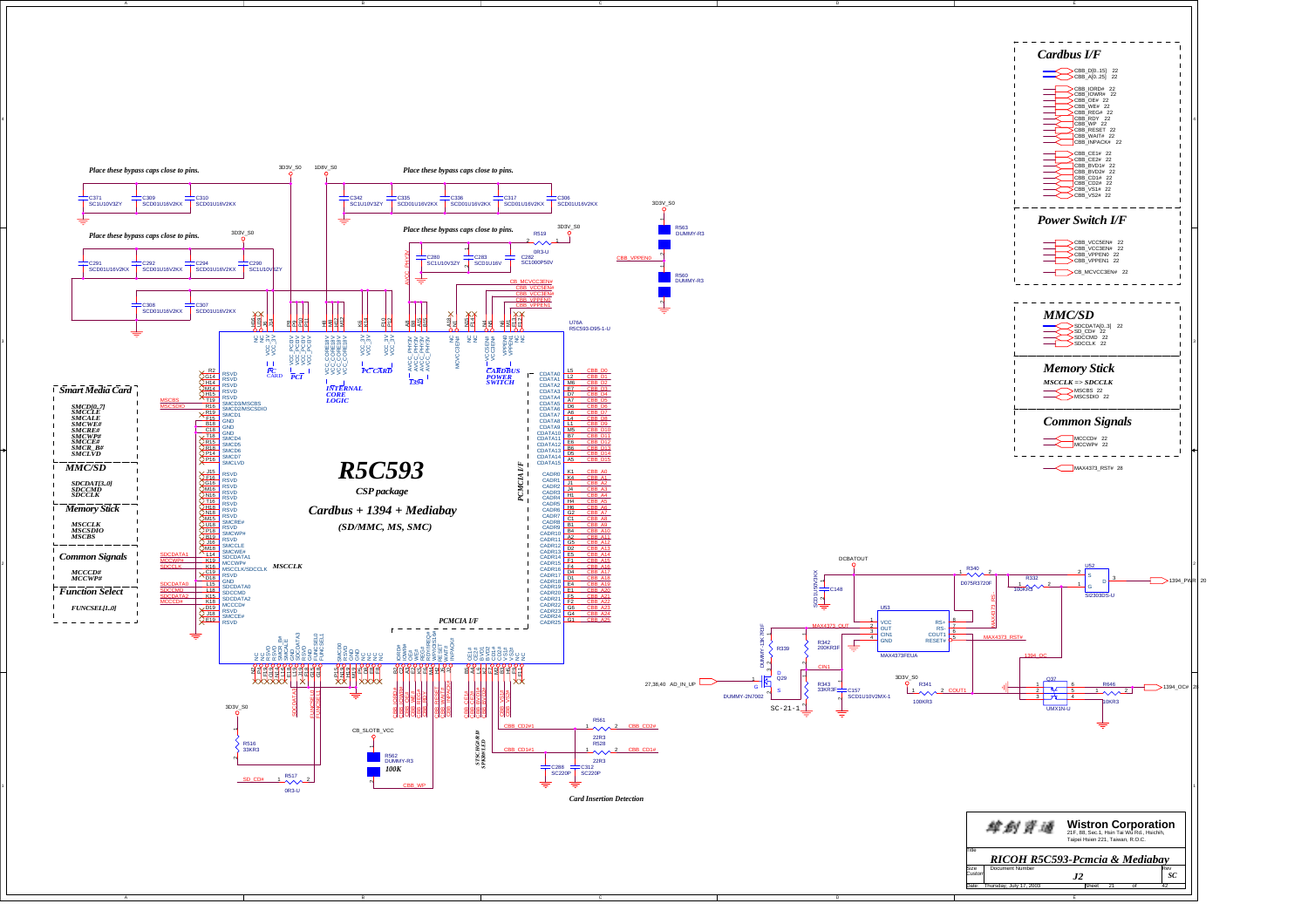## Cardbus I/F

- CBB_D[0..15] 22
- CBB_A[0..25] 22
- CBB_IORD# 22
- CBB_IOWR# 22
- CBB_OE# 22
- CBB_WE# 22
- CBB_REG# 22
- CBB_RDY 22
- CBB_WP 22
- CBB_RESET 22
- CBB_WAIT# 22
- CBB_INPACK# 22
- CBB_CE1# 22
- CBB_CE2# 22
- CBB_BVD1# 22
- CBB_BVD2# 22
- CBB_CD1# 22
- CBB_CD2# 22
- CBB_VS1# 22
- CBB_VS2# 22

## Power Switch I/F

- CBB_VCC5EN# 22
- CBB_VCC3EN# 22
- CBB_VPPEN0 22
- CBB_VPPEN1 22
- CB_MCVCC3EN# 22

## MMC/SD

- SDCDATA[0..3] 22
- SD_CD# 22
- SDCCMD 22
- SDCCLK 22

## Memory Stick

*MSCCLK => SDCCLK*

- MSCBS 22
- MSCSDIO 22

## Common Signals

- MCCCD# 22
- MCCWP# 22

MAX4373_RST# 28

*Place these bypass caps close to pins.*

3D3V_S0, 1D8V_S0

C371 SC1U10V3ZY, C309 SCD01U16V2KX, C310 SCD01U16V2KX, C342 SC1U10V3ZY, C335 SCD01U16V2KX, C336 SCD01U16V2KX, C317 SCD01U16V2KX, C306 SCD01U16V2KX

C291 SCD01U16V2KX, C292 SCD01U16V2KX, C294 SCD01U16V2KX, C290 SC1U10V3ZY, C308 SCD01U16V2KX, C307 SCD01U16V2KX

C280 SC1U10V3ZY, C283 SCD1U16V, C282 SC1000P50V, R519 0R3-U, AVCC_PHY3V

R563 DUMMY-R3, R560 DUMMY-R3, CBB_VPPEN0

U76A R5C593-D95-1-U

# R5C593

*CSP package*

*Cardbus + 1394 + Mediabay*

*(SD/MMC, MS, SMC)*

Blocks: PC CARD, PCI, INTERNAL CORE LOGIC, 1394, CARDBUS POWER SWITCH, PCMCIA I/F

### Smart Media Card
*SMCD[0..7], SMCCLE, SMCALE, SMCWE#, SMCRE#, SMCWP#, SMCCE#, SMCR_B#, SMCLVD*

### MMC/SD
*SDCDAT[3..0], SDCCMD, SDCCLK*

### Memory Stick
*MSCCLK, MSCSDIO, MSCBS*

### Common Signals
*MCCCD#, MCCWP#*

### Function Select
*FUNCSEL[1..0]*

MSCCLK

CDATA0–CDATA15 → CBB_D0–CBB_D15; CADR0–CADR25 → CBB_A0–CBB_A25

R516 33KR3, R517 0R3-U, SD_CD#, CB_SLOTB_VCC, R562 DUMMY-R3, *100K*, CBB_WP

R561 22R3 CBB_CD2#1 → CBB_CD2#; R528 22R3 CBB_CD1#1 → CBB_CD1#; C288 SC220P, C312 SC220P

*STUCHED BY SPEC*

*Card Insertion Detection*

DCBATOUT, C148 SCD1U50V3KX, U53 MAX4373FEUA (VCC, OUT, CIN1, GND, RS+, RS-, COUT1, RESET#), MAX4373_OUT, MAX4373_RST#, MAX4373_RS

R340 D075R3720F, R332 100KR3, U52 SI2303DS-U → 1394_PWR 20

R339 DUMMY-13K-R3F, R342 200KR3F, Q29 DUMMY-2N7002, CIN1, 27,38,40 AD_IN_UP, R343 33KR3F, C157 SCD1U10V2MX-1, 3D3V_S0, R341 100KR3, COUT1, SC-21-1

1394_OC, Q37 UMX1N-U, R646 10KR3 → 1394_OC# 20

Wistron Corporation
21F, 88, Sec.1, Hsin Tai Wu Rd., Hsichih, Taipei Hsien 221, Taiwan, R.O.C.

Title: RICOH R5C593-Pcmcia & Mediabay

Size: Custom | Document Number: J2 | Rev: SC

Date: Thursday, July 17, 2003 | Sheet 21 of 42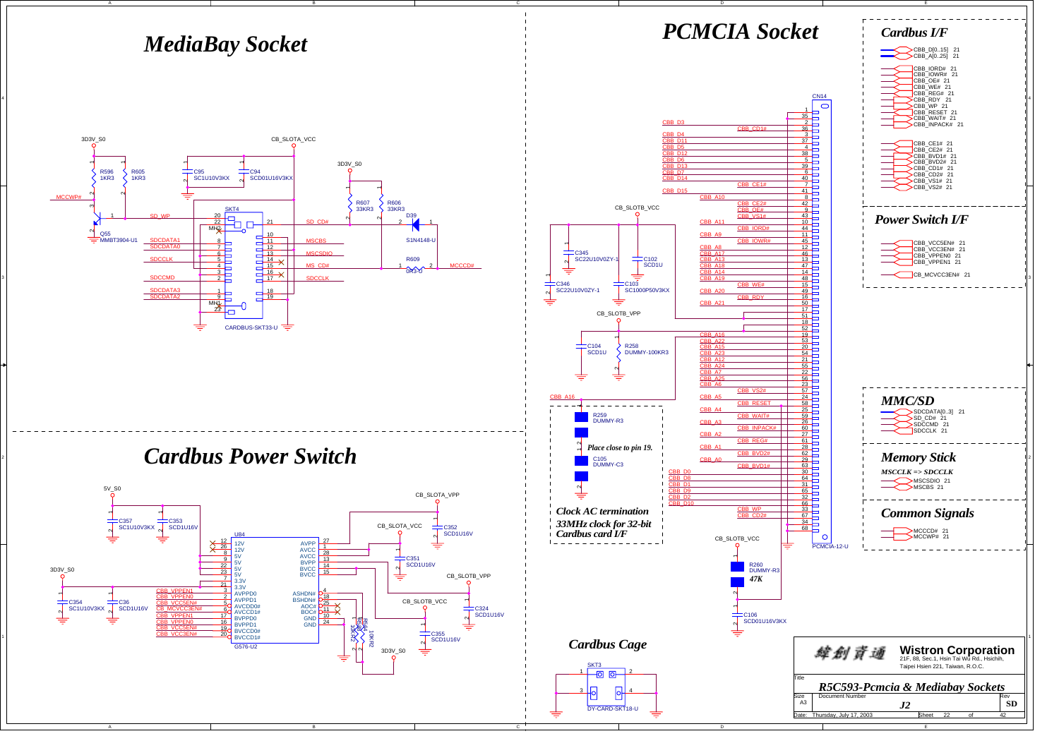# MediaBay Socket

3D3V_S0

CB_SLOTA_VCC

R596 1KR3

R605 1KR3

C95 SC1U10V3KX

C94 SCD01U16V3KX

3D3V_S0

R607 33KR3

R606 33KR3

MCCWP#

Q55 MMBT3904-U1

SD_WP

SKT4

SD_CD#

D39 S1N4148-U

SDCDATA1
SDCDATA0
SDCCLK
SDCCMD
SDCDATA3
SDCDATA2

MSCBS
MSCSDIO
MS_CD#
SDCCLK

R609 0R3-0

MCCCD#

CARDBUS-SKT33-U

# Cardbus Power Switch

5V_S0

C357 SC1U10V3KX

C353 SCD1U16V

3D3V_S0

C354 SC1U10V3KX

C36 SCD1U16V

U84

12V, 12V, 5V, 5V, 5V, 5V, 3.3V, 3.3V, AVPPD0, AVPPD1, AVCDD0#, AVCCD1#, BVPPD0, BVPPD1, BVCCD0#, BVCCD1#

AVPP, AVCC, AVCC, BVPP, BVCC, BVCC, ASHDN#, BSHDN#, AOC#, BOC#, GND, GND

CBB_VPPEN1
CBB_VPPEN0
CBB_VCC5EN#
CB_MCVCC3EN#
CBB_VPPEN1
CBB_VPPEN0
CBB_VCC5EN#
CBB_VCC3EN#

G576-U2

CB_SLOTA_VPP

CB_SLOTA_VCC

C352 SCD1U16V

C351 SCD1U16V

CB_SLOTB_VPP

CB_SLOTB_VCC

C324 SCD1U16V

C355 SCD1U16V

3D3V_S0

10KR2

# PCMCIA Socket

CN14

CBB_D3, CB_CD1#, CBB_D4, CBB_D11, CBB_D5, CBB_D12, CBB_D6, CBB_D13, CBB_D7, CBB_D14, CBB_CE1#, CBB_D15, CBB_A10, CBB_CE2#, CBB_OE#, CBB_VS1#, CBB_A11, CBB_IORD#, CBB_A9, CBB_IOWR#, CBB_A8, CBB_A17, CBB_A13, CBB_A18, CBB_A14, CBB_A19, CBB_WE#, CBB_A20, CBB_RDY, CBB_A21, CBB_A16, CBB_A22, CBB_A15, CBB_A23, CBB_A12, CBB_A24, CBB_A7, CBB_A25, CBB_A6, CBB_VS2#, CBB_A5, CBB_RESET, CBB_A4, CBB_WAIT#, CBB_A3, CBB_INPACK#, CBB_A2, CBB_REG#, CBB_A1, CBB_BVD2#, CBB_A0, CBB_BVD1#, CBB_D0, CBB_D8, CBB_D1, CBB_D9, CBB_D2, CBB_D10, CBB_WP, CBB_CD2#

CB_SLOTB_VCC

C345 SC22U10V0ZY-1

C102 SCD1U

C346 SC22U10V0ZY-1

C103 SC1000P50V3KX

CB_SLOTB_VPP

C104 SCD1U

R258 DUMMY-100KR3

CBB_A16

R259 DUMMY-R3

*Place close to pin 19.*

C105 DUMMY-C3

***Clock AC termination***
***33MHz clock for 32-bit Cardbus card I/F***

CB_SLOTB_VCC

R260 DUMMY-R3

*47K*

C106 SCD01U16V3KX

PCMCIA-12-U

# Cardbus Cage

SKT3

DY-CARD-SKT18-U

# Cardbus I/F

CBB_D[0..15] 21
CBB_A[0..25] 21

CBB_IORD# 21
CBB_IOWR# 21
CBB_OE# 21
CBB_WE# 21
CBB_REG# 21
CBB_RDY 21
CBB_WP 21
CBB_RESET 21
CBB_WAIT# 21
CBB_INPACK# 21

CBB_CE1# 21
CBB_CE2# 21
CBB_BVD1# 21
CBB_BVD2# 21
CBB_CD1# 21
CBB_CD2# 21
CBB_VS1# 21
CBB_VS2# 21

# Power Switch I/F

CBB_VCC5EN# 21
CBB_VCC3EN# 21
CBB_VPPEN0 21
CBB_VPPEN1 21

CB_MCVCC3EN# 21

# MMC/SD

SDCDATA[0..3] 21
SD_CD# 21
SDCCMD 21
SDCCLK 21

# Memory Stick

***MSCCLK => SDCCLK***

MSCSDIO 21
MSCBS 21

# Common Signals

MCCCD# 21
MCCWP# 21

緯創資通 **Wistron Corporation**
21F, 88, Sec.1, Hsin Tai Wu Rd., Hsichih, Taipei Hsien 221, Taiwan, R.O.C.

| Title | | |
|---|---|---|
| *R5C593-Pcmcia & Mediabay Sockets* | | |
| Size: A3 | Document Number: *J2* | Rev: SD |
| Date: Thursday, July 17, 2003 | Sheet 22 of 42 | |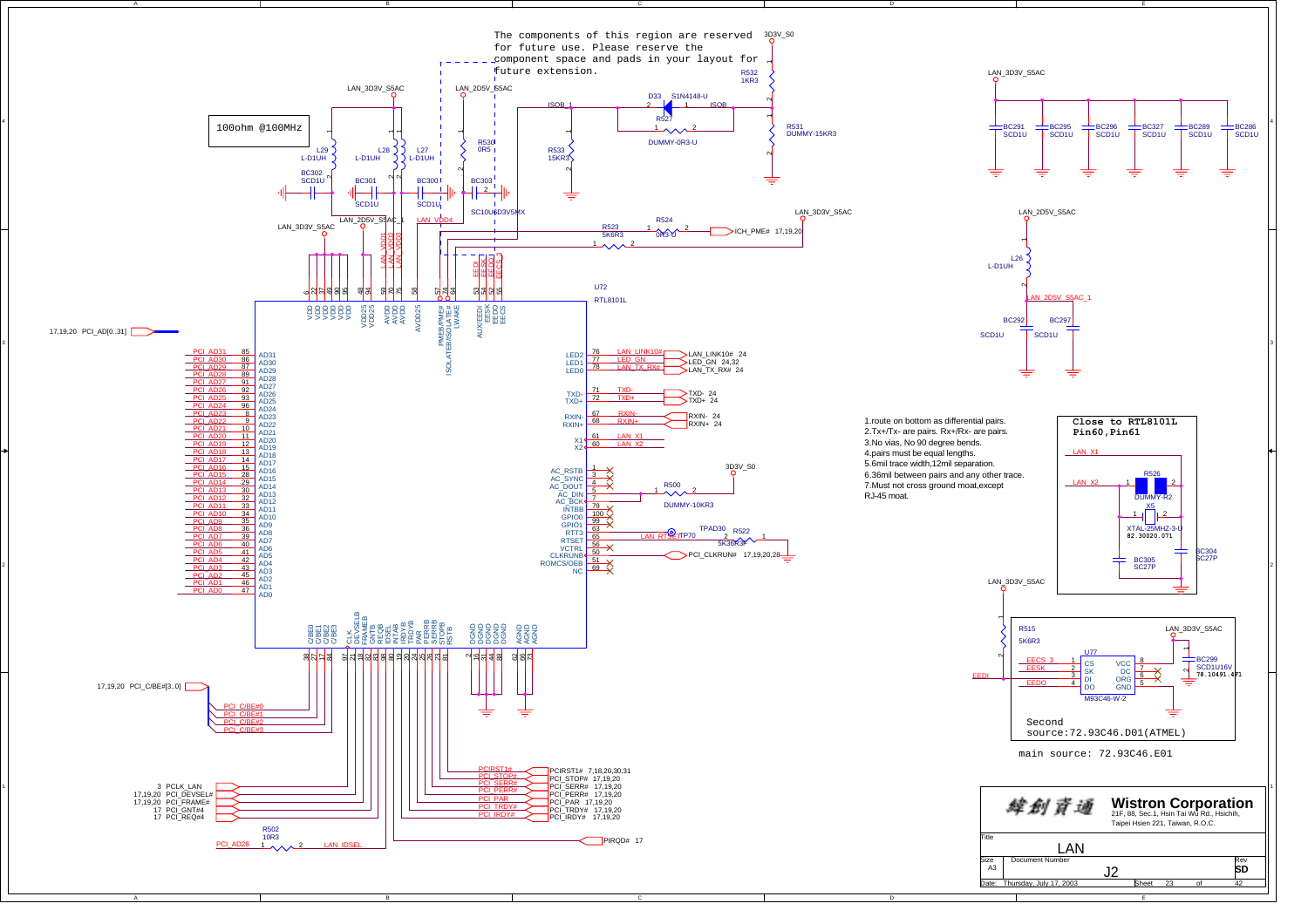The components of this region are reserved for future use. Please reserve the component space and pads in your layout for future extension.

100ohm @100MHz

1. route on bottom as differential pairs.
2. Tx+/Tx- are pairs. Rx+/Rx- are pairs.
3. No vias, No 90 degree bends.
4. pairs must be equal lengths.
5. 6mil trace width,12mil separation.
6. 36mil between pairs and any other trace.
7. Must not cross ground moat,except RJ-45 moat.

Close to RTL8101L Pin60,Pin61

U72 RTL8101L

U77 M93C46-W-2

Second source:72.93C46.D01(ATMEL)

main source: 72.93C46.E01

緯創資通 **Wistron Corporation**
21F, 88, Sec.1, Hsin Tai Wu Rd., Hsichih, Taipei Hsien 221, Taiwan, R.O.C.

| Title | | |
|---|---|---|
| LAN | | |
| Size | Document Number | Rev |
| A3 | J2 | SD |
| Date: Thursday, July 17, 2003 | Sheet 23 of 42 | |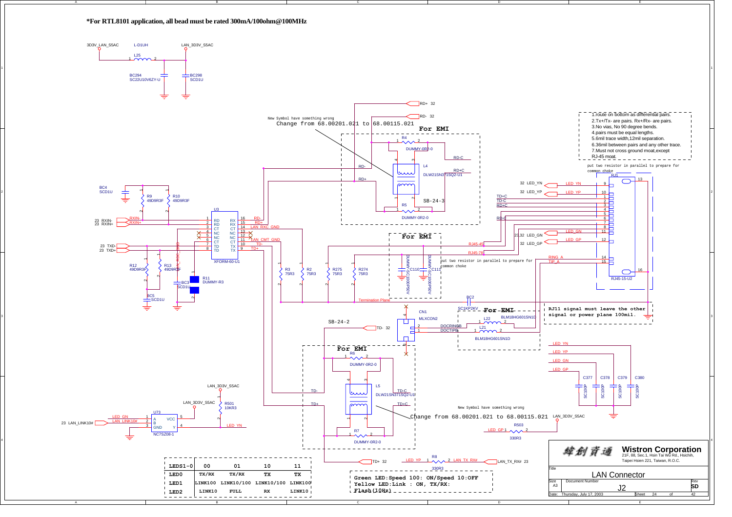**\*For RTL8101 application, all bead must be rated 300mA/100ohm@100MHz**

3D3V_LAN_S5AC L-D1UH LAN_3D3V_S5AC

L25

BC294 SC22U10V6ZY-U

BC298 SCD1U

New Symbol have something wrong
Change from 68.00201.021 to 68.00115.021

**For EMI**

RD+ 32
RD- 32

R4 DUMMY-0R2-0

L4 DLW21SN371SQ2-U1

R5 DUMMY-0R2-0

SB-24-3

RD-C
RD+C

1.route on bottom as differential pairs.
2.Tx+/Tx- are pairs. Rx+/Rx- are pairs.
3.No vias, No 90 degree bends.
4.pairs must be equal lengths.
5.6mil trace width,12mil separation.
6.36mil between pairs and any other trace.
7.Must not cross ground moat,except
RJ-45 moat

put two resistor in parallel to prepare for common choke

RJ1 RJ45-15-U2

32 LED_YN
32 LED_YP
32 LED_GN
32 LED_GP

BC4 SCD1U

R9 49D9R3F
R10 49D9R3F

23 RXIN-
23 RXIN+
23 TXD-
23 TXD+

U3 XFORM-60-U1

LAN_RXC_GND
LAN_CMT_GND

R12 49D9R3F
R13 49D9R3F
BC3 SCD1U
BC5 SCD1U
R11 DUMMY-R3

R3 75R3
R2 75R3
R275 75R3
R274 75R3

Termination Plane

**For EMI**

C110 DUMMY-SC1000P50V
C111 DUMMY-SC1000P50V

put two resistor in parallel to prepare for common choke

RJ45-45
RJ45-78

RING_A
TIP_A

BC2 SC1KP2KV

**For EMI**

CN1 MLXCON2

DOCRINGB
DOCTIPB

L22 BLM18HG601SN1D
L21 BLM18HG601SN1D

RJ11 signal must leave the other signal or power plane 100mil.

SB-24-2

TD- 32

**For EMI**

R6 DUMMY-0R2-0

L5 DLW21SN371SQ2-U1

R7 DUMMY-0R2-0

TD-C
TD+C

New Symbol have something wrong
Change from 68.00201.021 to 68.00115.021

TD+ 32

LED_YN
LED_YP
LED_GN
LED_GP

C377 SC100P
C378 SC100P
C379 SC100P
C380 SC100P

LAN_3D3V_S5AC

LAN_3D3V_S5AC
R501 10KR3

U73 NC7SZ08-1

23 LAN_LINK10#

LED_GN
LAN_LINK10#
LED_YN

LAN_3D3V_S5AC
LED_GP R503 330R3

LED_YP R8 330R3 LAN_TX_RX#

LAN_TX_RX# 23

| LEDS1-0 | 00 | 01 | 10 | 11 |
|---|---|---|---|---|
| LED0 | TX/RX | TX/RX | TX | TX |
| LED1 | LINK100 | LINK10/100 | LINK10/100 | LINK100 |
| LED2 | LINK10 | FULL | RX | LINK10 |

Green LED:Speed 100: ON/Speed 10:OFF
Yellow LED:Link : ON, TX/RX:
Flash(10Hz)

| | |
|---|---|
| 緯創資通 | **Wistron Corporation** 21F, 88, Sec.1, Hsin Tai Wu Rd., Hsichih, Taipei Hsien 221, Taiwan, R.O.C. |
| Title | LAN Connector |
| Size: A3 | Document Number: J2 | Rev: SD |
| Date: Thursday, July 17, 2003 | Sheet 24 of 42 |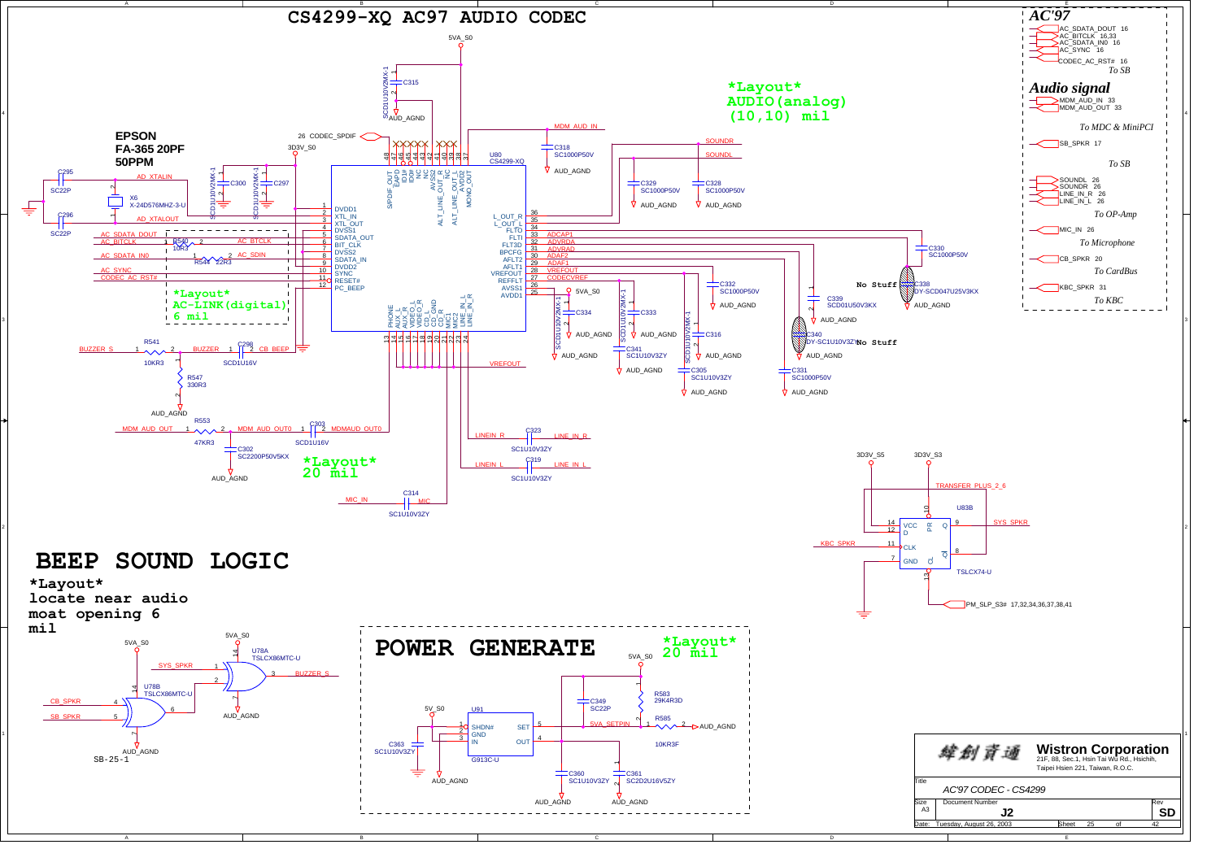# CS4299-XQ AC97 AUDIO CODEC

5VA_S0

C315 SCD1U10V2MX-1

AUD_AGND

*Layout*
AUDIO(analog)
(10,10) mil

**EPSON**
**FA-365 20PF**
**50PPM**

26 CODEC_SPDIF

3D3V_S0

MDM_AUD_IN

C318 SC1000P50V

SOUNDR

SOUNDL

U80 CS4299-XQ

C295 SC22P

AD_XTALIN

C300 SCD1U10V2MX-1

C297 SCD1U10V2MX-1

X6 X-24D576MHZ-3-U

C296 SC22P

AD_XTALOUT

C329 SC1000P50V

C328 SC1000P50V

AC_SDATA_DOUT

AC_BITCLK

R540 10R3

AC_BTCLK

AC_SDATA_IN0

R544 22R3

AC_SDIN

AC_SYNC

CODEC_AC_RST#

*Layout*
AC-LINK(digital)
6 mil

U80 pins: DVDD1 (1), XTL_IN (2), XTL_OUT (3), DVSS1 (4), SDATA_OUT (5), BIT_CLK (6), DVSS2 (7), SDATA_IN (8), DVDD2 (9), SYNC (10), RESET# (11), PC_BEEP (12), PHONE (13), AUX_L (14), AUX_R (15), VIDEO_L (16), VIDEO_R (17), CD_L (18), CD_GND (19), CD_R (20), MIC1 (21), MIC2 (22), LINE_IN_L (23), LINE_IN_R (24), AVDD1 (25), AVSS1 (26), REFFLT (27), VREFOUT (28), AFLT1 (29), AFLT2 (30), BPCFG (31), FLT3D (32), FLTI (33), FLTO (34), L_OUT_L (35), L_OUT_R (36), MONO_OUT (37), AVDD2 (38), ALT_LINE_OUT_L (39), NC (40), ALT_LINE_OUT_R (41), AVSS2 (42), NC (43), NC (44), ID0# (45), ID1# (46), EAPD (47), S/PDIF_OUT (48)

ADCAP1, ADVRDA, ADVRAD, ADAF2, ADAF1, VREFOUT, CODECVREF

C330 SC1000P50V

C338 DY-SCD047U25V3KX — No Stuff

C332 SC1000P50V

C339 SCD01U50V3KX

C340 DY-SC1U10V3ZY — No Stuff

C331 SC1000P50V

C334 SCD1U10V2MX-1

C333 SCD1U10V2MX-1

C341 SC1U10V3ZY

C316 SCD1U10V2MX-1

C305 SC1U10V3ZY

BUZZER_S

R541 10KR3

BUZZER

C298 SCD1U16V

CB_BEEP

R547 330R3

MDM_AUD_OUT

R553 47KR3

MDM_AUD_OUT0

C303 SCD1U16V

MDMAUD_OUT0

C302 SC2200P50V5KX

*Layout*
20 mil

LINEIN_R — C323 SC1U10V3ZY — LINE_IN_R

LINEIN_L — C319 SC1U10V3ZY — LINE_IN_L

MIC_IN — C314 SC1U10V3ZY — MIC

## AC'97

- AC_SDATA_DOUT 16
- AC_BITCLK 16,33
- AC_SDATA_IN0 16
- AC_SYNC 16
- CODEC_AC_RST# 16

*To SB*

## Audio signal

- MDM_AUD_IN 33
- MDM_AUD_OUT 33

*To MDC & MiniPCI*

- SB_SPKR 17

*To SB*

- SOUNDL 26
- SOUNDR 26
- LINE_IN_R 26
- LINE_IN_L 26

*To OP-Amp*

- MIC_IN 26

*To Microphone*

- CB_SPKR 20

*To CardBus*

- KBC_SPKR 31

*To KBC*

3D3V_S5 3D3V_S3

TRANSFER_PLUS_2_6

U83B TSLCX74-U (VCC, D, CLK, GND, PR, Q, CL, Q#)

SYS_SPKR

KBC_SPKR

PM_SLP_S3# 17,32,34,36,37,38,41

# BEEP SOUND LOGIC

*Layout*
locate near audio
moat opening 6
mil

5VA_S0

U78A TSLCX86MTC-U

SYS_SPKR

BUZZER_S

U78B TSLCX86MTC-U

CB_SPKR

SB_SPKR

AUD_AGND

SB-25-1

# POWER GENERATE

*Layout*
20 mil

5VA_S0

5V_S0

U91 G913C-U (SHDN#, GND, IN, SET, OUT)

C363 SC1U10V3ZY

C349 SC22P

R583 29K4R3D

5VA_SETPIN

R585 10KR3F

C360 SC1U10V3ZY

C361 SC2D2U16V5ZY

AUD_AGND

| | |
|---|---|
| Wistron Corporation | 21F, 88, Sec.1, Hsin Tai Wu Rd., Hsichih, Taipei Hsien 221, Taiwan, R.O.C. |
| Title | AC'97 CODEC - CS4299 |
| Size | A3 |
| Document Number | J2 |
| Rev | SD |
| Date | Tuesday, August 26, 2003 |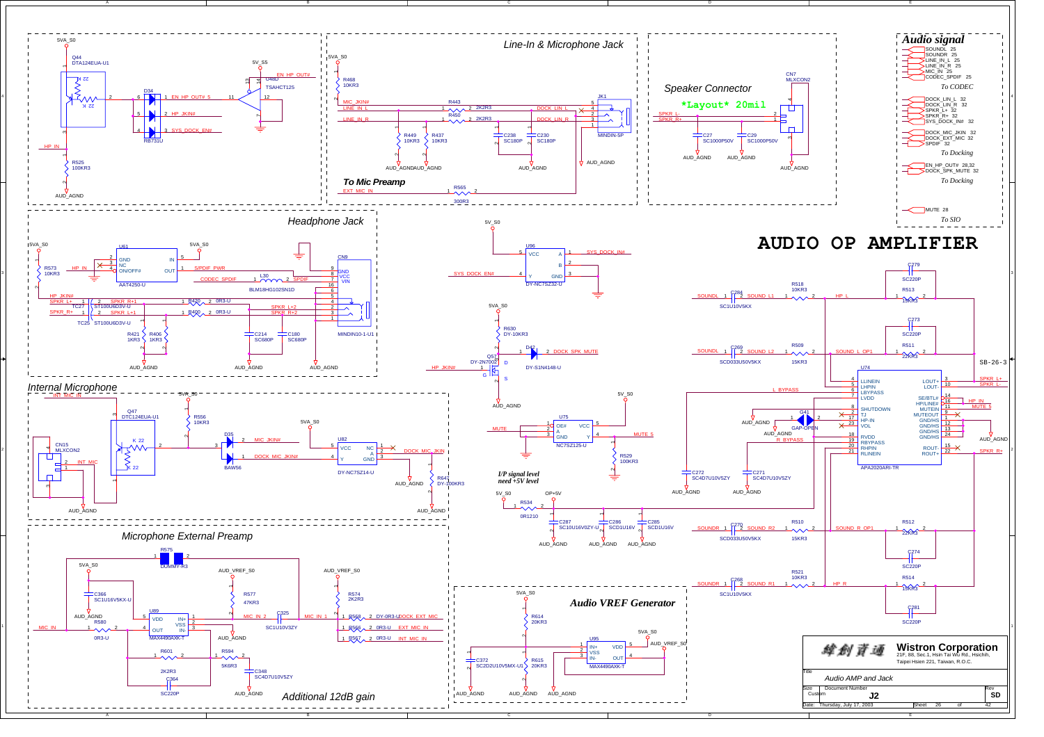# AUDIO OP AMPLIFIER

## Line-In & Microphone Jack

## Speaker Connector

*Layout* 20mil

## Headphone Jack

## Internal Microphone

## Microphone External Preamp

Additional 12dB gain

## Audio VREF Generator

## To Mic Preamp

I/P signal level need +5V level

## Audio signal

| Signal | Page |
|---|---|
| SOUNDL | 25 |
| SOUNDR | 25 |
| LINE_IN_L | 25 |
| LINE_IN_R | 25 |
| MIC_IN | 25 |
| CODEC_SPDIF | 25 |

*To CODEC*

| Signal | Page |
|---|---|
| DOCK_LIN_L | 32 |
| DOCK_LIN_R | 32 |
| SPKR_L+ | 32 |
| SPKR_R+ | 32 |
| SYS_DOCK_IN# | 32 |
| DOCK_MIC_JKIN | 32 |
| DOCK_EXT_MIC | 32 |
| SPDIF | 32 |

*To Docking*

| Signal | Page |
|---|---|
| EN_HP_OUT# | 28,32 |
| DOCK_SPK_MUTE | 32 |

*To Docking*

| Signal | Page |
|---|---|
| MUTE | 28 |

*To SIO*

SB-26-3

| | |
|---|---|
| Title | Audio AMP and Jack |
| Size | Custom |
| Document Number | J2 |
| Rev | SD |
| Date | Thursday, July 17, 2003 |
| Sheet | 26 of 42 |

緯創資通 **Wistron Corporation**
21F, 88, Sec.1, Hsin Tai Wu Rd., Hsichih, Taipei Hsien 221, Taiwan, R.O.C.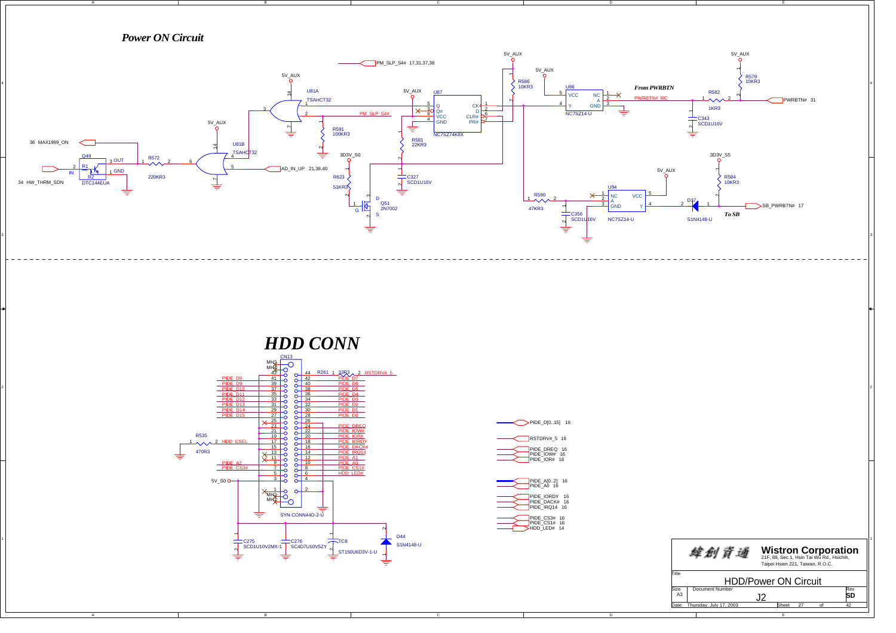## Power ON Circuit

PM_SLP_S4# 17,31,37,38

5V_AUX

U81A TSAHCT32

U87 NC7SZ74K8X

R586 10KR3

U86 NC7SZ14-U

*From PWRBTN*

PWRBTN#_RC

R582 1KR3

R579 10KR3

PWRBTN# 31

C343 SCD1U16V

36 MAX1999_ON

Q49 DTC144EUA

R572 220KR3

U81B TSAHCT32

34 HW_THRM_SDN

AD_IN_UP 21,38,40

R591 100KR3

R581 22KR3

3D3V_S0

R623 51KR3

Q51 2N7002

C327 SCD1U16V

R590 47KR3

C356 SCD1U16V

U94 NC7SZ14-U

3D3V_S5

R584 10KR3

D37 S1N4148-U

SB_PWRBTN# 17

*To SB*

## HDD CONN

CN13 SYN-CONN44D-2-U

R261 33R3

RSTDRV#_5

PIDE_D8, PIDE_D9, PIDE_D10, PIDE_D11, PIDE_D12, PIDE_D13, PIDE_D14, PIDE_D15

PIDE_D7, PIDE_D6, PIDE_D5, PIDE_D4, PIDE_D3, PIDE_D2, PIDE_D1, PIDE_D0

PIDE_DREQ, PIDE_IOW#, PIDE_IOR#, PIDE_IORDY, PIDE_DACK#, PIDE_IRQ14, PIDE_A1, PIDE_A0, PIDE_CS1#, HDD_LED#

R535 470R3 HDD_CSEL

PIDE_A2, PIDE_CS3#

5V_S0

C275 SCD1U10V2MX-1

C276 SC4D7U10V5ZY

TC8 ST150U6D3V-1-U

D44 S1N4148-U

PIDE_D[0..15] 16

RSTDRV#_5 18

PIDE_DREQ 16
PIDE_IOW# 16
PIDE_IOR# 16

PIDE_A[0..2] 16
PIDE_A0 16

PIDE_IORDY 16
PIDE_DACK# 16
PIDE_IRQ14 16

PIDE_CS3# 16
PIDE_CS1# 16
HDD_LED# 14

---

緯創資通 **Wistron Corporation**
21F, 88, Sec.1, Hsin Tai Wu Rd., Hsichih, Taipei Hsien 221, Taiwan, R.O.C.

| Title | HDD/Power ON Circuit | |
|---|---|---|
| Size A3 | Document Number J2 | Rev SD |
| Date: Thursday, July 17, 2003 | Sheet 27 of 42 | |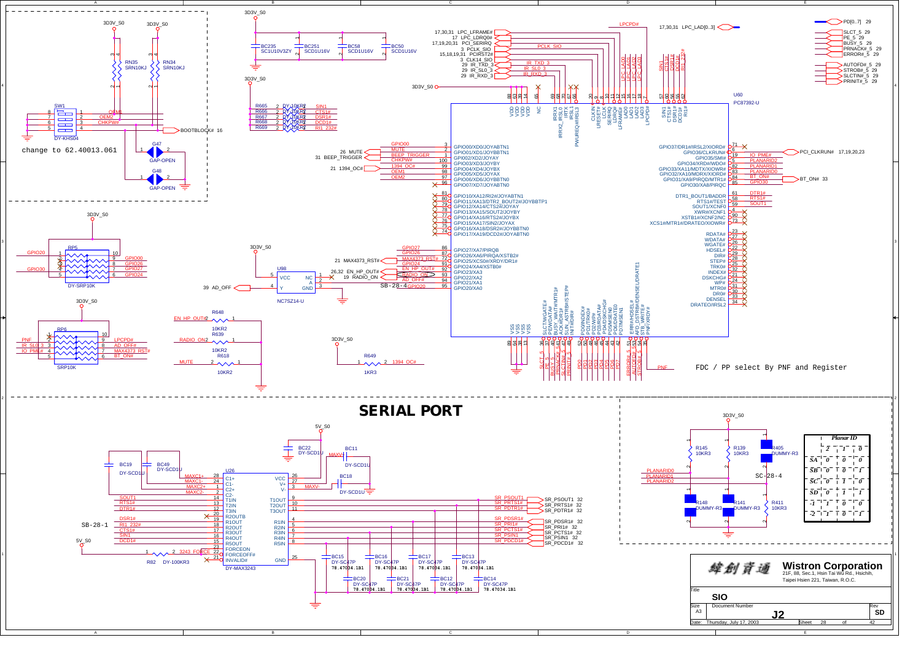# SERIAL PORT

change to 62.40013.061

FDC / PP select By PNF and Register

| Planar ID | 2 | 1 | 0 |
|---|---|---|---|
| SA | 0 | 0 | 0 |
| SB | 0 | 0 | 1 |
| SC | 0 | 1 | 0 |
| SD | 0 | 1 | 1 |
| -1 | 1 | 0 | 0 |
| -2 | 1 | 0 | 1 |

SB-28-1

SB-28-4

SC-28-4

**Wistron Corporation**
21F, 88, Sec.1, Hsin Tai Wu Rd., Hsichih,
Taipei Hsien 221, Taiwan, R.O.C.

| Title | SIO | | |
|---|---|---|---|
| Size A3 | Document Number: J2 | | Rev SD |
| Date: Thursday, July 17, 2003 | Sheet 28 | of 42 | |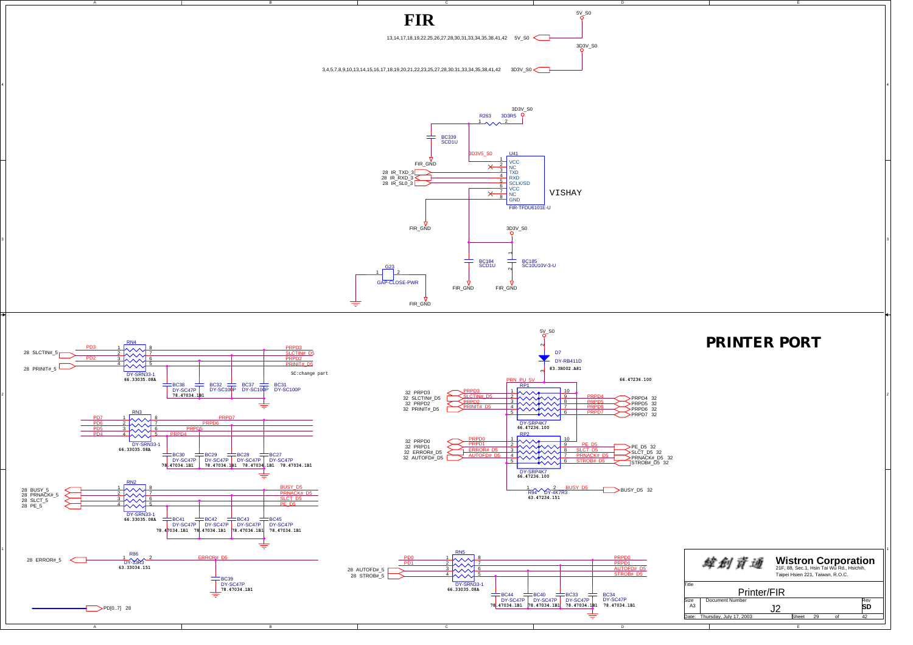# FIR

5V_S0

13,14,17,18,19,22,25,26,27,28,30,31,33,34,35,38,41,42 5V_S0

3D3V_S0

3,4,5,7,8,9,10,13,14,15,16,17,18,19,20,21,22,23,25,27,28,30,31,33,34,35,38,41,42 3D3V_S0

3D3V_S0

R263 3D3R5

BC339 SCD1U

3D3V5_S0

U41

FIR_GND

28 IR_TXD_3

28 IR_RXD_3

28 IR_SL0_3

1 VCC
2 NC
3 TXD
4 RXD
5 SCLK/SD
6 VCC
7 NC
8 GND

VISHAY

FIR-TFDU6101E-U

FIR_GND

3D3V_S0

G23

GAP-CLOSE-PWR

BC184 SCD1U

BC185 SC10U10V-3-U

FIR_GND FIR_GND

FIR_GND

# PRINTER PORT

RN4

PD3

28 SLCTIN#_5

PD2

28 PRINIT#_5

PRPD3
SLCTIN#_D5
PRPD2
PRINIT#_D5

DY-SRN33-1
66.33035.08A

SC:change part

BC38 DY-SC47P 78.47034.1B1
BC32 DY-SC100P
BC37 DY-SC100P
BC31 DY-SC100P

RN3

PD7
PD6
PD5
PD4

PRPD7
PRPD6
PRPD5
PRPD4

DY-SRN33-1
66.33035.08A

BC30 DY-SC47P 78.47034.1B1
BC29 DY-SC47P 78.47034.1B1
BC28 DY-SC47P 78.47034.1B1
BC27 DY-SC47P 78.47034.1B1

RN2

28 BUSY_5
28 PRNACK#_5
28 SLCT_5
28 PE_5

BUSY_D5
PRNACK#_D5
SLCT_D5
PE_D5

DY-SRN33-1
66.33035.08A

BC41 DY-SC47P 78.47034.1B1
BC42 DY-SC47P 78.47034.1B1
BC43 DY-SC47P 78.47034.1B1
BC45 DY-SC47P 78.47034.1B1

R86 DY-33R3 63.33034.151

28 ERROR#_5

ERROR#_D5

BC39 DY-SC47P 78.47034.1B1

PD[0..7] 28

5V_S0

D7 DY-RB411D 83.3R002.A81

PRN_PU_5V

66.47236.100

RP1

32 PRPD3
32 SLCTIN#_D5
32 PRPD2
32 PRINIT#_D5

PRPD4 32
PRPD5 32
PRPD6 32
PRPD7 32

DY-SRP4K7
66.47236.100

RP2

32 PRPD0
32 PRPD1
32 ERROR#_D5
32 AUTOFD#_D5

PE_D5 32
SLCT_D5 32
PRNACK#_D5 32
STROB#_D5 32

DY-SRP4K7
66.47236.100

R94 DY-4K7R3 63.47234.151

BUSY_D5 32

RN5

PD0
PD1

28 AUTOFD#_5
28 STROB#_5

PRPD0
PRPD1
AUTOFD#_D5
STROB#_D5

DY-SRN33-1
66.33035.08A

BC44 DY-SC47P 78.47034.1B1
BC40 DY-SC47P 78.47034.1B1
BC33 DY-SC47P 78.47034.1B1
BC34 DY-SC47P 78.47034.1B1

緯創資通 **Wistron Corporation**
21F, 88, Sec.1, Hsin Tai Wu Rd., Hsichih,
Taipei Hsien 221, Taiwan, R.O.C.

| Title | Printer/FIR | | |
|---|---|---|---|
| Size A3 | Document Number J2 | | Rev SD |
| Date: Thursday, July 17, 2003 | Sheet 29 | of 42 | |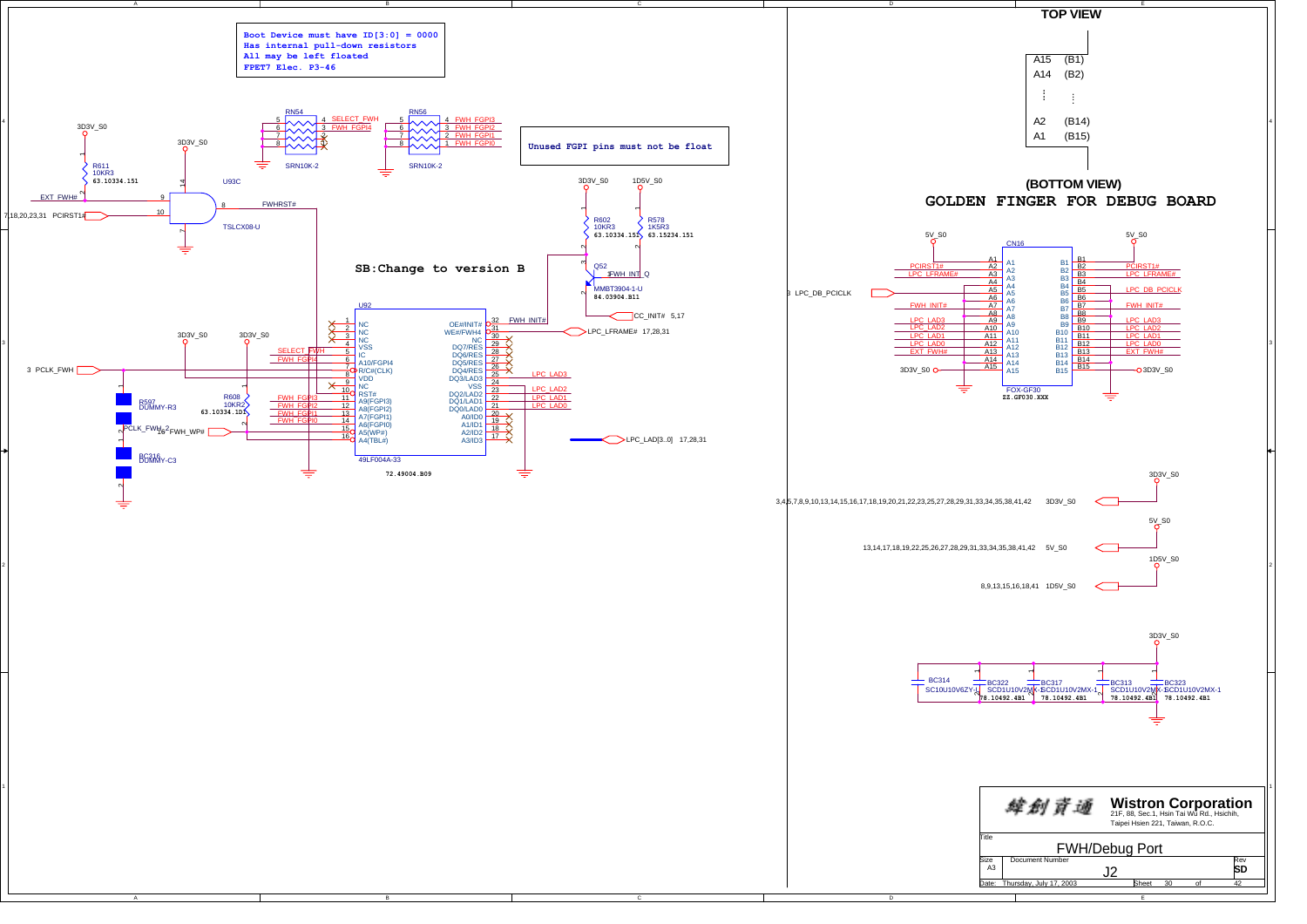Boot Device must have ID[3:0] = 0000
Has internal pull-down resistors
All may be left floated
FPET7 Elec. P3-46

Unused FGPI pins must not be float

SB:Change to version B

3D3V_S0

RN54
SELECT_FWH
FWH_FGPI4
SRN10K-2

RN56
FWH_FGPI3
FWH_FGPI2
FWH_FGPI1
FWH_FGPI0
SRN10K-2

R611
10KR3
63.10334.151

EXT_FWH#

U93C
TSLCX08-U
FWHRST#

7,18,20,23,31 PCIRST1#

3D3V_S0 1D5V_S0

R602
10KR3
63.10334.151

R578
1K5R3
63.15234.151

Q52
FWH_INT_Q
MMBT3904-1-U
84.03904.B11

CC_INIT# 5,17

U92

| Pin | Name | Pin | Name |
|---|---|---|---|
| 1 | NC | 32 | OE#/INIT# |
| 2 | NC | 31 | WE#/FWH4 |
| 3 | NC | 30 | NC |
| 4 | VSS | 29 | DQ7/RES |
| 5 | IC | 28 | DQ6/RES |
| 6 | A10/FGPI4 | 27 | DQ5/RES |
| 7 | R/C#(CLK) | 26 | DQ4/RES |
| 8 | VDD | 25 | DQ3/LAD3 |
| 9 | NC | 24 | VSS |
| 10 | RST# | 23 | DQ2/LAD2 |
| 11 | A9(FGPI3) | 22 | DQ1/LAD1 |
| 12 | A8(FGPI2) | 21 | DQ0/LAD0 |
| 13 | A7(FGPI1) | 20 | A0/ID0 |
| 14 | A6(FGPI0) | 19 | A1/ID1 |
| 15 | A5(WP#) | 18 | A2/ID2 |
| 16 | A4(TBL#) | 17 | A3/ID3 |

49LF004A-33
72.49004.B09

FWH_INIT#
LPC_LFRAME# 17,28,31
LPC_LAD3
LPC_LAD2
LPC_LAD1
LPC_LAD0
LPC_LAD[3..0] 17,28,31

3 PCLK_FWH

R597
DUMMY-R3

R608
10KR2
63.10334.1D1

PCLK_FWH_2 FWH_WP#

BC316
DUMMY-C3

TOP VIEW

A15 (B1)
A14 (B2)
A2 (B14)
A1 (B15)

(BOTTOM VIEW)

GOLDEN FINGER FOR DEBUG BOARD

5V_S0

CN16
FOX-GF30
22.GF030.XXX

| Signal | A | B | Signal |
|---|---|---|---|
| PCIRST1# | A1 | B1 | PCIRST1# |
| LPC_LFRAME# | A2 | B2 | LPC_LFRAME# |
| | A3 | B3 | |
| | A4 | B4 | LPC_DB_PCICLK |
| | A5 | B5 | |
| FWH_INIT# | A6 | B6 | FWH_INIT# |
| | A7 | B7 | |
| LPC_LAD3 | A8 | B8 | LPC_LAD3 |
| LPC_LAD2 | A9 | B9 | LPC_LAD2 |
| LPC_LAD1 | A10 | B10 | LPC_LAD1 |
| LPC_LAD0 | A11 | B11 | LPC_LAD0 |
| EXT_FWH# | A12 | B12 | EXT_FWH# |
| | A13 | B13 | |
| 3D3V_S0 | A14 | B14 | 3D3V_S0 |
| | A15 | B15 | |

3 LPC_DB_PCICLK

3,4,5,7,8,9,10,13,14,15,16,17,18,19,20,21,22,23,25,27,28,29,31,33,34,35,38,41,42 3D3V_S0

13,14,17,18,19,22,25,26,27,28,29,31,33,34,35,38,41,42 5V_S0

8,9,13,15,16,18,41 1D5V_S0

BC314 SC10U10V6ZY-1
BC322 SCD1U10V2MX-1 78.10492.4B1
BC317 SCD1U10V2MX-1 78.10492.4B1
BC313 SCD1U10V2MX-1 78.10492.4B1
BC323 SCD1U10V2MX-1 78.10492.4B1

緯創資通 **Wistron Corporation**
21F, 88, Sec.1, Hsin Tai Wu Rd., Hsichih, Taipei Hsien 221, Taiwan, R.O.C.

Title: FWH/Debug Port
Size: A3 Document Number: J2 Rev: SD
Date: Thursday, July 17, 2003 Sheet 30 of 42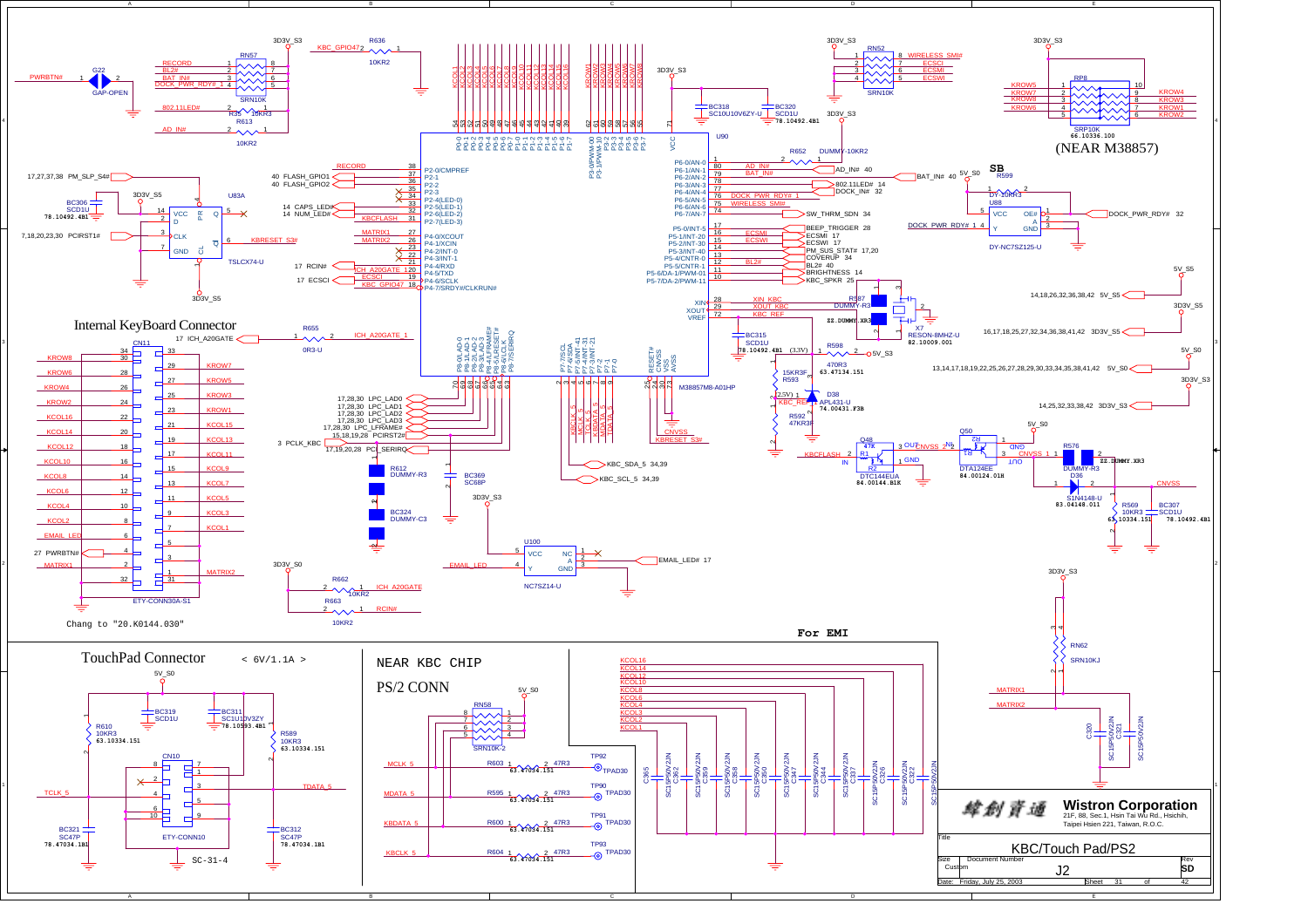# KBC/Touch Pad/PS2

## Internal KeyBoard Connector

Chang to "20.K0144.030"

## TouchPad Connector

< 6V/1.1A >

## NEAR KBC CHIP

## PS/2 CONN

(NEAR M38857)

SB

For EMI

SC-31-4

M38857M8-A01HP

Wistron Corporation
21F, 88, Sec.1, Hsin Tai Wu Rd., Hsichih,
Taipei Hsien 221, Taiwan, R.O.C.

| Title | KBC/Touch Pad/PS2 | | |
|---|---|---|---|
| Size: Custom | Document Number: J2 | | Rev: SD |
| Date: Friday, July 25, 2003 | | Sheet 31 of 42 | |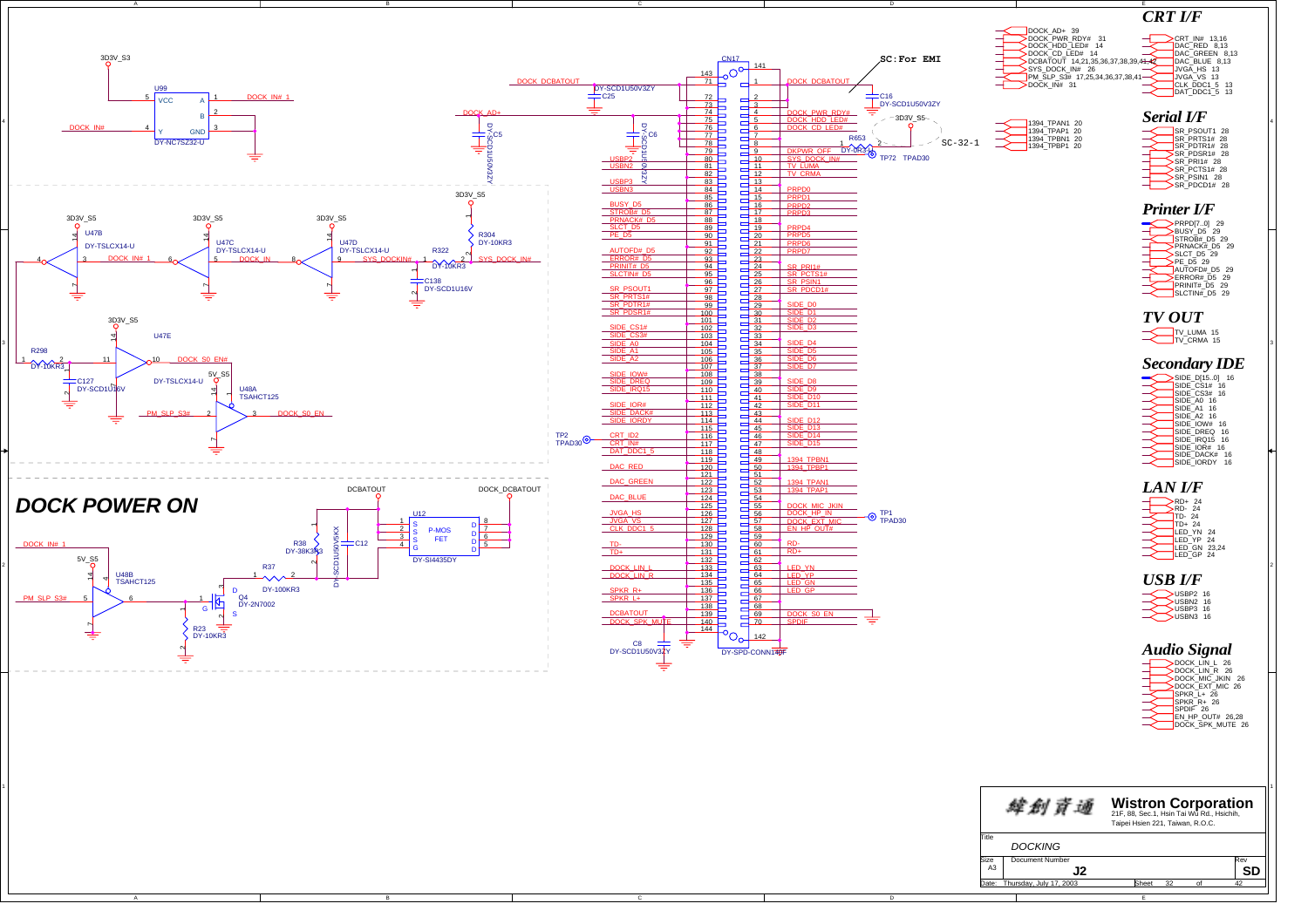## DOCK POWER ON

## CRT I/F

- CRT_IN# 13,16
- DAC_RED 8,13
- DAC_GREEN 8,13
- DAC_BLUE 8,13
- JVGA_HS 13
- JVGA_VS 13
- CLK_DDC1_5 13
- DAT_DDC1_5 13

## Serial I/F

- SR_PSOUT1 28
- SR_PRTS1# 28
- SR_PDTR1# 28
- SR_PDSR1# 28
- SR_PRI1# 28
- SR_PCTS1# 28
- SR_PSIN1 28
- SR_PDCD1# 28

## Printer I/F

- PRPD[7..0] 29
- BUSY_D5 29
- STROB#_D5 29
- PRNACK#_D5 29
- SLCT_D5 29
- PE_D5 29
- AUTOFD#_D5 29
- ERROR#_D5 29
- PRINIT#_D5 29
- SLCTIN#_D5 29

## TV OUT

- TV_LUMA 15
- TV_CRMA 15

## Secondary IDE

- SIDE_D[15..0] 16
- SIDE_CS1# 16
- SIDE_CS3# 16
- SIDE_A0 16
- SIDE_A1 16
- SIDE_A2 16
- SIDE_IOW# 16
- SIDE_DREQ 16
- SIDE_IRQ15 16
- SIDE_IOR# 16
- SIDE_DACK# 16
- SIDE_IORDY 16

## LAN I/F

- RD+ 24
- RD- 24
- TD- 24
- TD+ 24
- LED_YN 24
- LED_YP 24
- LED_GN 23,24
- LED_GP 24

## USB I/F

- USBP2 16
- USBN2 16
- USBP3 16
- USBN3 16

## Audio Signal

- DOCK_LIN_L 26
- DOCK_LIN_R 26
- DOCK_MIC_JKIN 26
- DOCK_EXT_MIC 26
- SPKR_L+ 26
- SPKR_R+ 26
- SPDIF 26
- EN_HP_OUT# 26,28
- DOCK_SPK_MUTE 26

Other signals:

- DOCK_AD+ 39
- DOCK_PWR_RDY# 31
- DOCK_HDD_LED# 14
- DOCK_CD_LED# 14
- DCBATOUT 14,21,35,36,37,38,39,41,42
- SYS_DOCK_IN# 26
- PM_SLP_S3# 17,25,34,36,37,38,41
- DOCK_IN# 31
- 1394_TPAN1 20
- 1394_TPAP1 20
- 1394_TPBN1 20
- 1394_TPBP1 20

SC: For EMI

SC-32-1

Components: U99 DY-NC7SZ32-U; U47B/U47C/U47D/U47E DY-TSLCX14-U; U48A/U48B TSAHCT125; U12 DY-SI4435DY (P-MOS FET); Q4 DY-2N7002; CN17 DY-SPD-CONN144P; R304 DY-10KR3; R322 DY-10KR3; R298 DY-10KR3; R38 DY-38K3; R37 DY-100KR3; R23 DY-10KR3; R653 DY-0R3; C25, C16, C6, C5, C8, C12 DY-SCD1U50V3ZY; C138, C127 DY-SCD1U16V; TP1, TP2, TP72 TPAD30.

| Field | Value |
|---|---|
| Company | 緯創資通 Wistron Corporation, 21F, 88, Sec.1, Hsin Tai Wu Rd., Hsichih, Taipei Hsien 221, Taiwan, R.O.C. |
| Title | DOCKING |
| Size | A3 |
| Document Number | J2 |
| Rev | SD |
| Date | Thursday, July 17, 2003 |
| Sheet | 32 of 42 |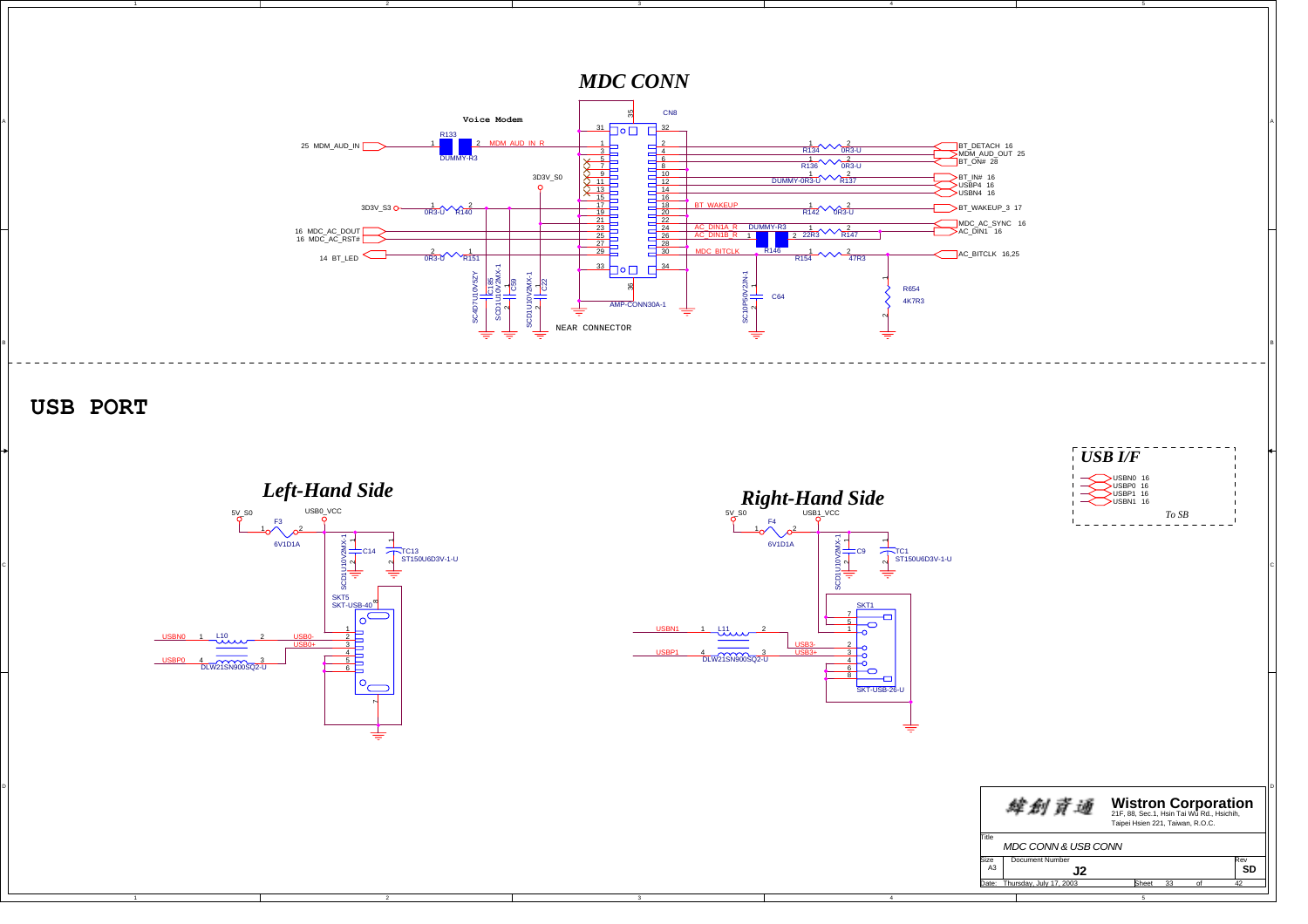# MDC CONN

**Voice Modem**

CN8

AMP-CONN30A-1

NEAR CONNECTOR

| Signal | Component | Pin | Pin | Component | Signal |
|---|---|---|---|---|---|
| 25 MDM_AUD_IN | R133 DUMMY-R3 (MDM_AUD_IN_R) | 1 | 2 | R134 0R3-U | BT_DETACH 16 |
| | | 3 | 4 | | MDM_AUD_OUT 25 |
| | | 5 | 6 | R136 0R3-U | BT_ON# 28 |
| | | 7 | 8 | | |
| | | 9 | 10 | R137 DUMMY-0R3-U | BT_IN# 16 |
| | | 11 | 12 | | USBP4 16 |
| | | 13 | 14 | | USBN4 16 |
| 3D3V_S0 | | 15 | 16 | | |
| 3D3V_S3 | R140 0R3-U | 17 | 18 | R142 0R3-U (BT_WAKEUP) | BT_WAKEUP_3 17 |
| | | 19 | 20 | | |
| | | 21 | 22 | | |
| 16 MDC_AC_DOUT | | 23 | 24 | (AC_DIN1A_R) R146 DUMMY-R3 | MDC_AC_SYNC 16 |
| 16 MDC_AC_RST# | | 25 | 26 | (AC_DIN1B_R) R147 22R3 | AC_DIN1 16 |
| | | 27 | 28 | | |
| 14 BT_LED | R151 0R3-U | 29 | 30 | R154 47R3 (MDC_BITCLK) | AC_BITCLK 16,25 |
| | | 31 | 32 | | |
| | | 33 | 34 | | |
| | | 35 | 36 | | |

C185 SC4D7U10V5ZY, C59 SCD1U10V2MX-1, C22 SCD1U10V2MX-1, C64 SC10P50V2JN-1, R654 4K7R3

# USB PORT

## Left-Hand Side

5V_S0 — F3 6V1D1A — USB0_VCC

C14 SCD1U10V2MX-1, TC13 ST150U6D3V-1-U

SKT5 SKT-USB-40

USBN0 — L10 (1–2) — USB0- (pin 2)
USBP0 — L10 (4–3) DLW21SN900SQ2-U — USB0+ (pin 3)

## Right-Hand Side

5V_S0 — F4 6V1D1A — USB1_VCC

C9 SCD1U10V2MX-1, TC1 ST150U6D3V-1-U

SKT1 SKT-USB-26-U

USBN1 — L11 (1–2) — USB3- (pin 2)
USBP1 — L11 (4–3) DLW21SN900SQ2-U — USB3+ (pin 3)

## USB I/F

- USBN0 16
- USBP0 16
- USBP1 16
- USBN1 16

*To SB*

緯創資通 **Wistron Corporation**
21F, 88, Sec.1, Hsin Tai Wu Rd., Hsichih, Taipei Hsien 221, Taiwan, R.O.C.

| Title | MDC CONN & USB CONN | |
|---|---|---|
| Size A3 | Document Number J2 | Rev SD |
| Date: Thursday, July 17, 2003 | Sheet 33 of 42 | |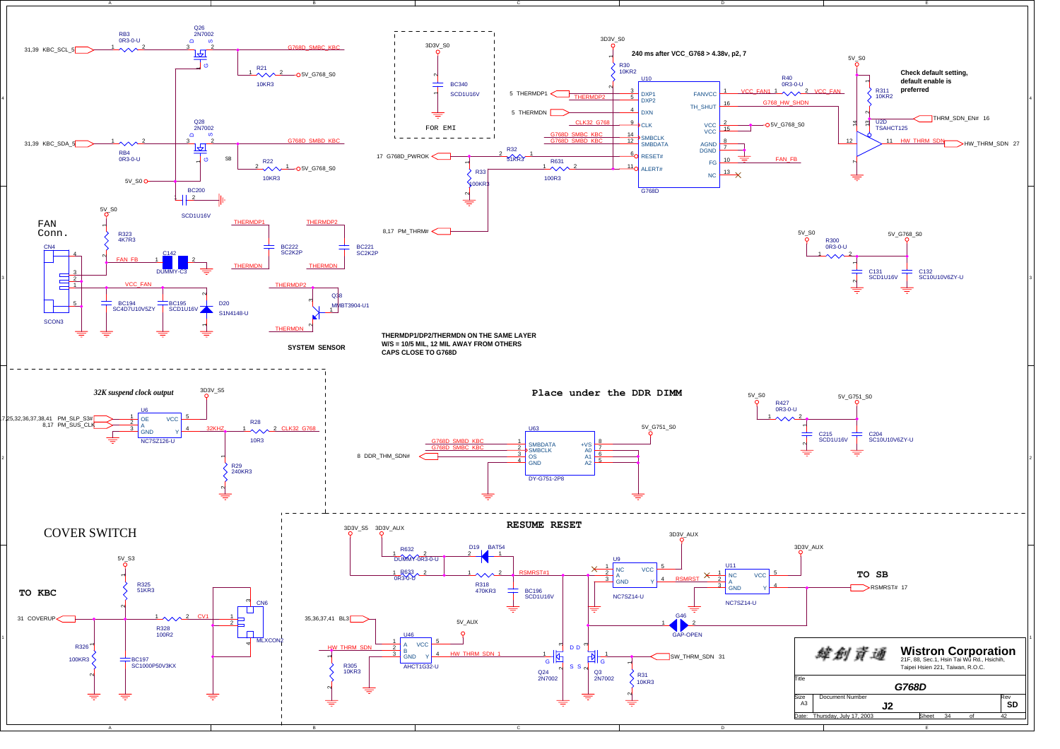## FAN Conn.

## SYSTEM SENSOR

240 ms after VCC_G768 > 4.38v, p2, 7

Check default setting, default enable is preferred

FOR EMI

THERMDP1/DP2/THERMDN ON THE SAME LAYER
W/S = 10/5 MIL, 12 MIL AWAY FROM OTHERS
CAPS CLOSE TO G768D

*32K suspend clock output*

## Place under the DDR DIMM

## COVER SWITCH

## TO KBC

## RESUME RESET

## TO SB

| Component | Value / Part |
|---|---|
| RB3 | 0R3-0-U |
| RB4 | 0R3-0-U |
| Q26 | 2N7002 |
| Q28 | 2N7002 |
| R21 | 10KR3 |
| R22 | 10KR3 |
| BC200 | SCD1U16V |
| BC340 | SCD1U16V |
| R30 | 10KR2 |
| U10 | G768D |
| R32 | 51KR3 |
| R631 | 100R3 |
| R33 | 100KR3 |
| R40 | 0R3-0-U |
| R311 | 10KR2 |
| U2D | TSAHCT125 |
| R323 | 4K7R3 |
| CN4 | SCON3 |
| C142 | DUMMY-C3 |
| BC194 | SC4D7U10V5ZY |
| BC195 | SCD1U16V |
| D20 | S1N4148-U |
| BC222 | SC2K2P |
| BC221 | SC2K2P |
| Q38 | MMBT3904-U1 |
| R300 | 0R3-0-U |
| C131 | SCD1U16V |
| C132 | SC10U10V6ZY-U |
| U6 | NC7SZ126-U |
| R28 | 10R3 |
| R29 | 240KR3 |
| U63 | DY-G751-2P8 |
| R427 | 0R3-0-U |
| C215 | SCD1U16V |
| C204 | SC10U10V6ZY-U |
| R325 | 51KR3 |
| R328 | 100R2 |
| R326 | 100KR3 |
| BC197 | SC1000P50V3KX |
| CN6 | MLXCON2 |
| R632 | DUMMY-0R3-0-U |
| R633 | 0R3-0-U |
| D19 | BAT54 |
| R318 | 470KR3 |
| BC196 | SCD1U16V |
| U9 | NC7SZ14-U |
| U11 | NC7SZ14-U |
| G46 | GAP-OPEN |
| U46 | AHCT1G32-U |
| R305 | 10KR3 |
| Q24 | 2N7002 |
| Q3 | 2N7002 |
| R31 | 10KR3 |

Signals: KBC_SCL_5 (31,39), KBC_SDA_5 (31,39), G768D_SMBC_KBC, G768D_SMBD_KBC, 5V_G768_S0, 5V_S0, 3D3V_S0, THERMDP1 (5), THERMDN (5), THERMDP2, CLK32_G768, G768D_PWROK (17), PM_THRM# (8,17), VCC_FAN1, VCC_FAN, G768_HW_SHDN, FAN_FB, THRM_SDN_EN# (16), HW_THRM_SDN (27), PM_SLP_S3# (7,25,32,36,37,38,41), PM_SUS_CLK (8,17), 32KHZ, DDR_THM_SDN# (8), 5V_G751_S0, 3D3V_S5, 3D3V_AUX, COVERUP (31), CV1, BL3 (35,36,37,41), RSMRST#1, RSMRST, RSMRST# (17), HW_THRM_SDN_1, SW_THRM_SDN (31), 5V_S3, 5V_AUX

G768D pins: DXP1 (3), DXP2 (5), DXN (4), CLK (9), SMBCLK (14), SMBDATA (12), RESET# (6), ALERT# (11), FANVCC (1), TH_SHUT (16), VCC (2, 15), AGND (8), DGND (7), FG (10), NC (13)

U63 pins: SMBDATA (1), SMBCLK (2), OS (3), GND (4), +VS (8), A0 (7), A1 (6), A2 (5)

**Wistron Corporation**
21F, 88, Sec.1, Hsin Tai Wu Rd., Hsichih, Taipei Hsien 221, Taiwan, R.O.C.

| Title | G768D |
|---|---|
| Size | A3 |
| Document Number | J2 |
| Rev | SD |
| Date | Thursday, July 17, 2003 |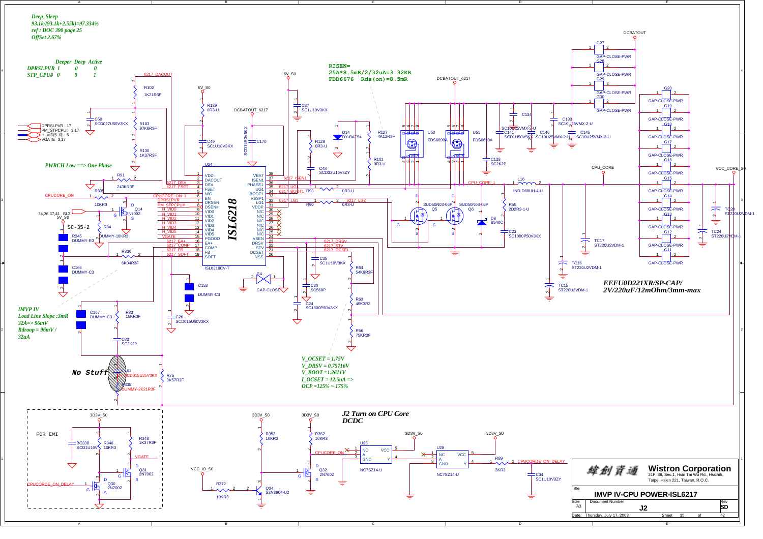*Deep_Sleep*
*93.1k/(93.1k+2.55k)=97.334%*
*ref : DOC 390 page 25*
*OffSet 2.67%*

| | Deeper | Deep | Active |
|---|---|---|---|
| DPRSLPVR | 1 | 0 | 0 |
| STP_CPU# | 0 | 0 | 1 |

*PWRCH Low ==> One Phase*

**RISEN=**
**25A*8.5mR/2/32uA=3.32KR**
**FDD6676 Rds(on)=8.5mR**

*IMVP IV*
*Load Line Slope :3mR*
*32A=> 96mV*
*Rdroop = 96mV /*
*32uA*

*No Stuff*

*V_OCSET = 1.75V*
*V_DRSV = 0.75716V*
*V_BOOT =1.2611V*
*I_OCSET = 12.5uA =>*
*OCP =125% ~ 175%*

*EEFU0D221XR/SP-CAP/*
*2V/220uF/12mOhm/3mm-max*

*J2 Turn on CPU Core*
*DCDC*

FOR EMI

U34 ISL6218 (ISL6218CV-T)

| Pin | Name | Net |
|---|---|---|
| 1 | VDD | |
| 2 | DACOUT | 6217_DACOUT |
| 3 | DSV | 6217_DSV |
| 4 | FSET | 6217_FSET |
| 5 | N/C | |
| 6 | EN | CPUCORE_ON_1 |
| 7 | DRSEN | DPRSLPVR |
| 8 | DSEN# | PM_STPCPU# |
| 9 | VID0 | H_VID0 |
| 10 | VID1 | H_VID1 |
| 11 | VID2 | H_VID2 |
| 12 | VID3 | H_VID3 |
| 13 | VID4 | H_VID4 |
| 14 | VID5 | H_VID5 |
| 15 | PGOOD | VGATE |
| 16 | EA+ | 6217_EA+ |
| 17 | COMP | 6217_CONP |
| 18 | FB | 6217_FB |
| 19 | SOFT | 6217_SOFT |
| 20 | VSS | |
| 21 | OCSET | 6217_OCSEL |
| 22 | STV | 6217_STV |
| 23 | DRSV | 6217_DRSV |
| 24 | VSEN | |
| 25–30 | N/C | |
| 31 | VDDP | |
| 32 | LG1 | 6217_LG1 |
| 33 | VSSP1 | |
| 34 | BOOT1 | 6217_BOOT1 |
| 35 | UG1 | 6217_UG1 |
| 36 | PHASE1 | |
| 37 | ISEN1 | 6217_ISEN1 |
| 38 | VBAT | |

Nets: DCBATOUT, DCBATOUT_6217, 5V_S0, 3D3V_S0, VCC_IO_S0, CPU_CORE, CPU_CORE_1, VCC_CORE_S0, CPUCORE_ON, CPUCORE_ON_DELAY, DPRSLPVR 17, PM_STPCPU# 3,17, H_VID[5..0] 5, VGATE 3,17, 34,36,37,41 BL3, SC-35-2

Components: R102 1K21R3F, R103 97K6R3F, R130 1K37R3F, C50 SCD027U50V3KX, R129 0R3-U, C49 SC1U10V3KX, C170 SCD1U50V5KX, C37 SC1U10V3KX, D14 DY-BAT54, R128 0R3-U, C48 SCD33U16V3ZY, R127 4K12R3F, R101 0R3-U, R93 0R3-U, R90 0R3-U, U50 FDS6690A, U51 FDS6690A, Q5 SUD50N03-06P, Q6 SUD50N03-06P, C128 SC2K2P, C134 SC10U25VMX-2-U, C141 SCD1U50V5KX, C146 SC10U25VMX-2-U, C133 SC10U25VMX-2-U, C145 SC10U25VMX-2-U, L16 IND-D68UH-4-U, R55 2D2R3-1-U, D8 B540C, C23 SC1000P50V3KX, TC17 ST220U2VDM-1, TC16 ST220U2VDM-1, TC15 ST220U2VDM-1, TC28 ST220U2VDM-1, TC24 ST220U2VDM-1, G11–G20, G27–G30 GAP-CLOSE-PWR, G4 GAP-CLOSE, R91 243KR3F, R335 10KR3, Q14 2N7002, R84 DUMMY-10KR3, R345 DUMMY-R3, R336 6K04R3F, C166 DUMMY-C3, C153 DUMMY-C3, C35 SC1U10V3KX, C30 SC560P, C24 SC1800P50V3KX, R64 54K9R3F, R63 45K3R3, R56 75KR3F, C167 DUMMY-C3, R83 15KR3F, C26 SCD015U50V3KX, C33 SC2K2P, C61 SCD015U25V3KX, R338 DUMMY-2K21R3F, R75 3K57R3F, BC338 SCD1U16V, R346 10KR3, R348 1K37R3F, Q31 2N7002, Q30 2N7002, R353 10KR3, R352 10KR3, R372 10KR3, Q34 S2N3904-U2, Q32 2N7002, U35 NC7SZ14-U, U28 NC7SZ14-U, R89 3KR3, C34 SC1U10V3ZY

**Wistron Corporation**
21F, 88, Sec.1, Hsin Tai Wu Rd., Hsichih,
Taipei Hsien 221, Taiwan, R.O.C.

Title: **IMVP IV-CPU POWER-ISL6217**

Size: A3 | Document Number: **J2** | Rev: **SD**

Date: Thursday, July 17, 2003 | Sheet 35 of 42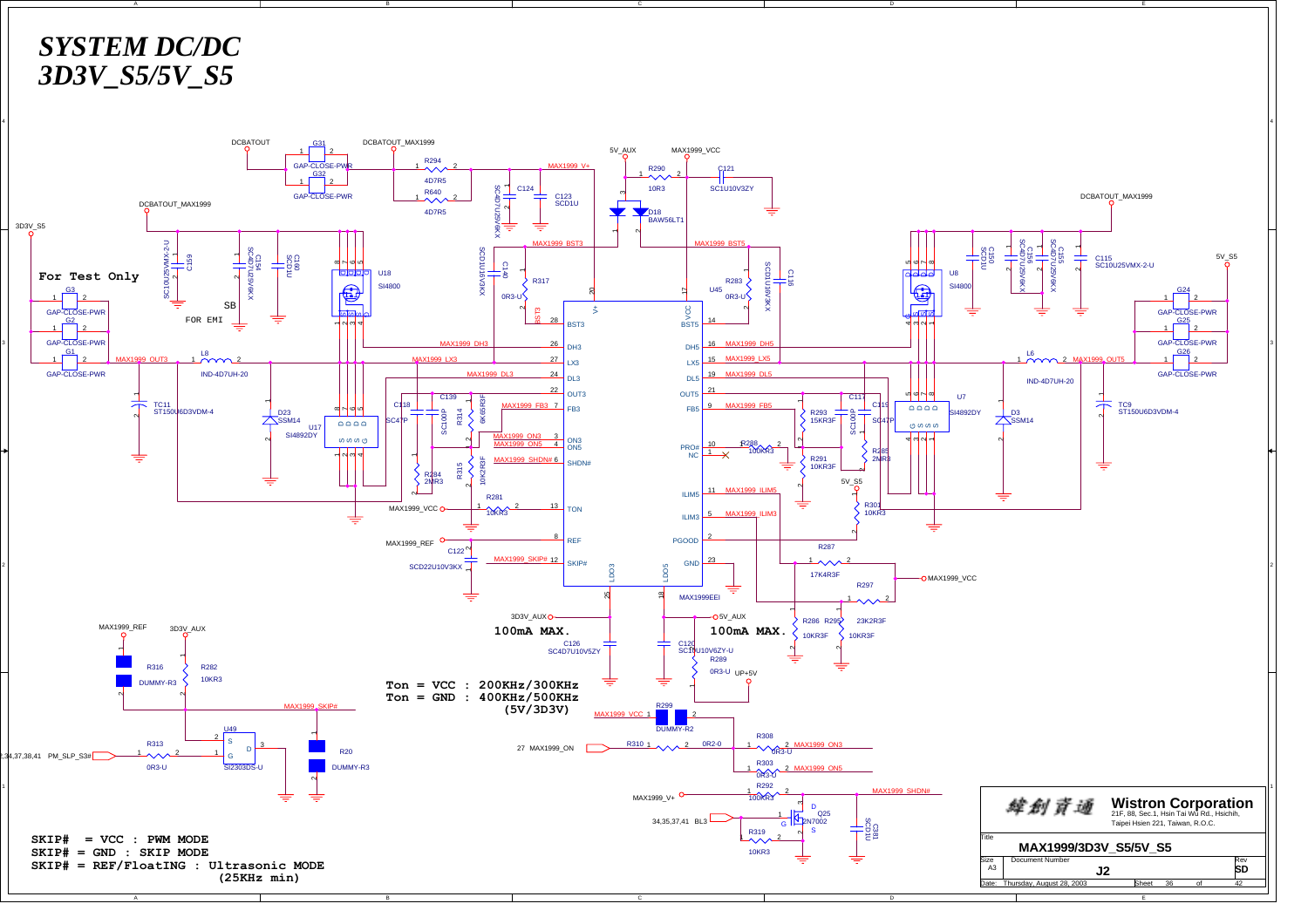# *SYSTEM DC/DC 3D3V_S5/5V_S5*

**For Test Only**

FOR EMI

SB

**100mA MAX.**

**100mA MAX.**

```
Ton = VCC : 200KHz/300KHz
Ton = GND : 400KHz/500KHz
            (5V/3D3V)
```

```
SKIP# = VCC : PWM MODE
SKIP# = GND : SKIP MODE
SKIP# = REF/FloatING : Ultrasonic MODE
                       (25KHz min)
```

DCBATOUT, DCBATOUT_MAX1999, 3D3V_S5, 5V_S5, 5V_AUX, MAX1999_VCC, MAX1999_V+, MAX1999_BST3, MAX1999_BST5, MAX1999_DH3, MAX1999_DH5, MAX1999_LX3, MAX1999_LX5, MAX1999_DL3, MAX1999_DL5, MAX1999_OUT3, MAX1999_OUT5, MAX1999_FB3, MAX1999_FB5, MAX1999_ON3, MAX1999_ON5, MAX1999_SHDN#, MAX1999_ILIM5, MAX1999_ILIM3, MAX1999_REF, MAX1999_SKIP#, MAX1999EEI, 3D3V_AUX, UP+5V, PM_SLP_S3#, MAX1999_ON, BL3

U45: BST3 (28), DH3 (26), LX3 (27), DL3 (24), OUT3 (22), FB3 (7), ON3 (3), ON5 (4), SHDN# (6), TON (13), REF (8), SKIP# (12), V+ (20), VCC (17), BST5 (14), DH5 (16), LX5 (15), DL5 (19), OUT5 (21), FB5 (9), PRO# (10), NC (1), ILIM5 (11), ILIM3 (5), PGOOD (2), GND (23), LDO3 (25), LDO5 (18)

| Title | MAX1999/3D3V_S5/5V_S5 | | |
|---|---|---|---|
| Size | A3 | Document Number | J2 |
| Rev | SD | | |
| Date: | Thursday, August 28, 2003 | Sheet | 36 of 42 |

緯創資通 **Wistron Corporation**
21F, 88, Sec.1, Hsin Tai Wu Rd., Hsichih, Taipei Hsien 221, Taiwan, R.O.C.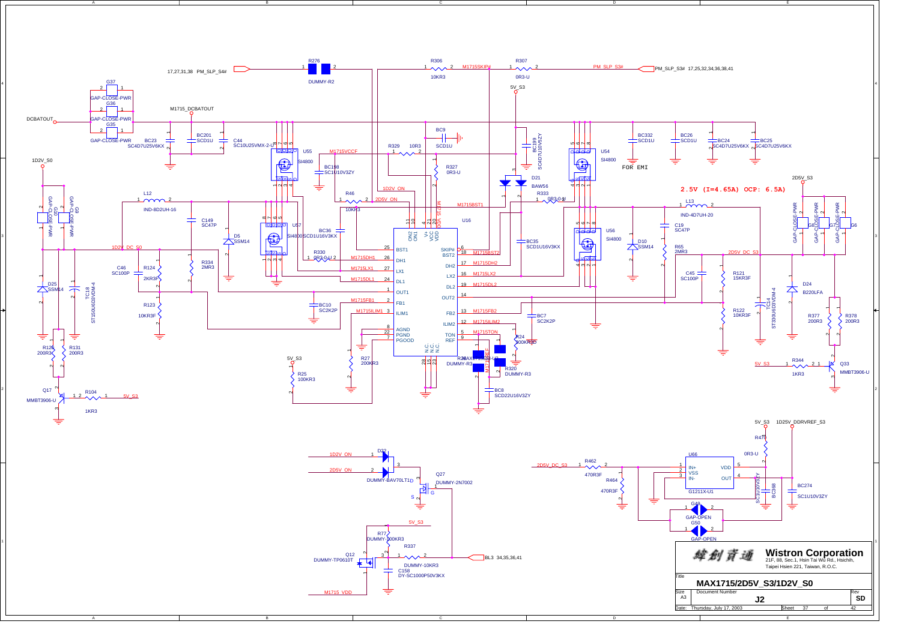2.5V (I=4.65A) OCP: 6.5A)

FOR EMI

| | |
|---|---|
| **Wistron Corporation** | 21F, 88, Sec.1, Hsin Tai Wu Rd., Hsichih, Taipei Hsien 221, Taiwan, R.O.C. |
| Title | MAX1715/2D5V_S3/1D2V_S0 |
| Size | A3 |
| Document Number | J2 |
| Rev | SD |
| Date | Thursday, July 17, 2003 |
| Sheet | 37 of 42 |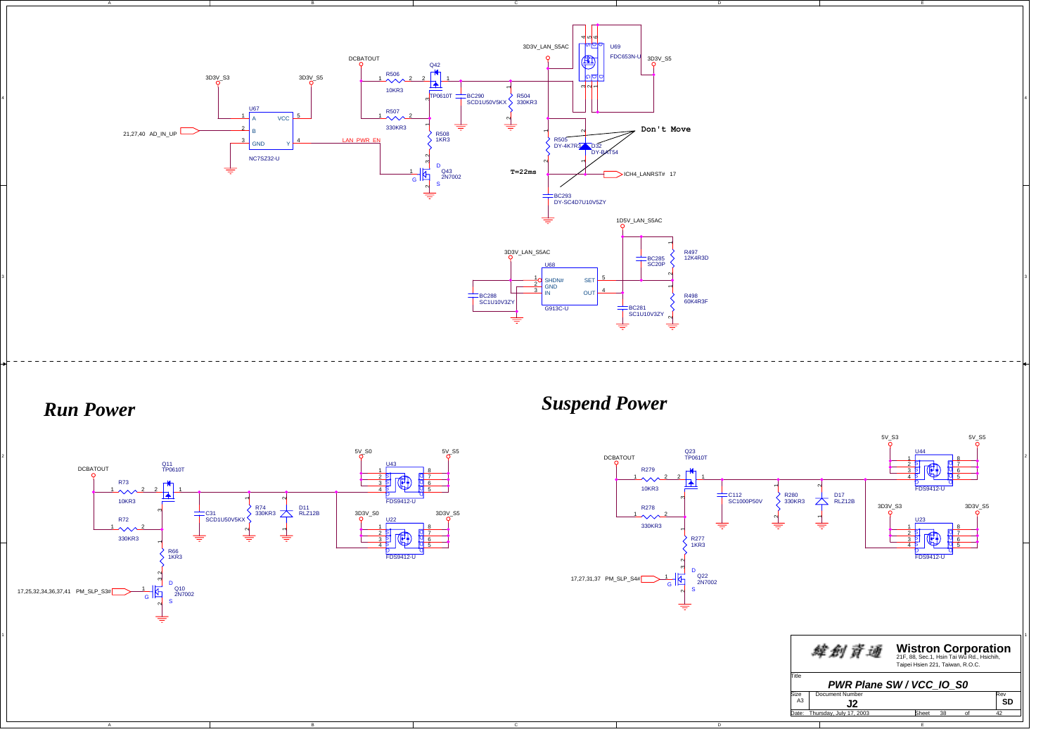3D3V_LAN_S5AC

U69
FDC653N-U

3D3V_S5

DCBATOUT

Q42
TP0610T

R506
10KR3

BC290
SCD1U50V5KX

R504
330KR3

3D3V_S3

3D3V_S5

U67
NC7SZ32-U

A VCC
B
GND Y

21,27,40 AD_IN_UP

LAN_PWR_EN

R507
330KR3

R508
1KR3

Q43
2N7002

R505
DY-4K7R3

D32
DY-BAT54

**Don't Move**

**T=22ms**

ICH4_LANRST# 17

BC293
DY-SC4D7U10V5ZY

1D5V_LAN_S5AC

3D3V_LAN_S5AC

U68
G913C-U

SHDN#
GND
IN
SET
OUT

BC285
SC20P

R497
12K4R3D

R498
60K4R3F

BC288
SC1U10V3ZY

BC281
SC1U10V3ZY

# Run Power

DCBATOUT

Q11
TP0610T

R73
10KR3

R72
330KR3

C31
SCD1U50V5KX

R74
330KR3

D11
RLZ12B

5V_S0

5V_S5

U43
FDS9412-U

3D3V_S0

3D3V_S5

U22
FDS9412-U

R66
1KR3

17,25,32,34,36,37,41 PM_SLP_S3#

Q10
2N7002

# Suspend Power

DCBATOUT

Q23
TP0610T

R279
10KR3

R278
330KR3

C112
SC1000P50V

R280
330KR3

D17
RLZ12B

5V_S3

5V_S5

U44
FDS9412-U

3D3V_S3

3D3V_S5

U23
FDS9412-U

R277
1KR3

17,27,31,37 PM_SLP_S4#

Q22
2N7002

緯創資通 **Wistron Corporation**
21F, 88, Sec.1, Hsin Tai Wu Rd., Hsichih,
Taipei Hsien 221, Taiwan, R.O.C.

| Title | | | |
|---|---|---|---|
| ***PWR Plane SW / VCC_IO_S0*** | | | |
| Size: A3 | Document Number: **J2** | | Rev: **SD** |
| Date: Thursday, July 17, 2003 | Sheet 38 | of | 42 |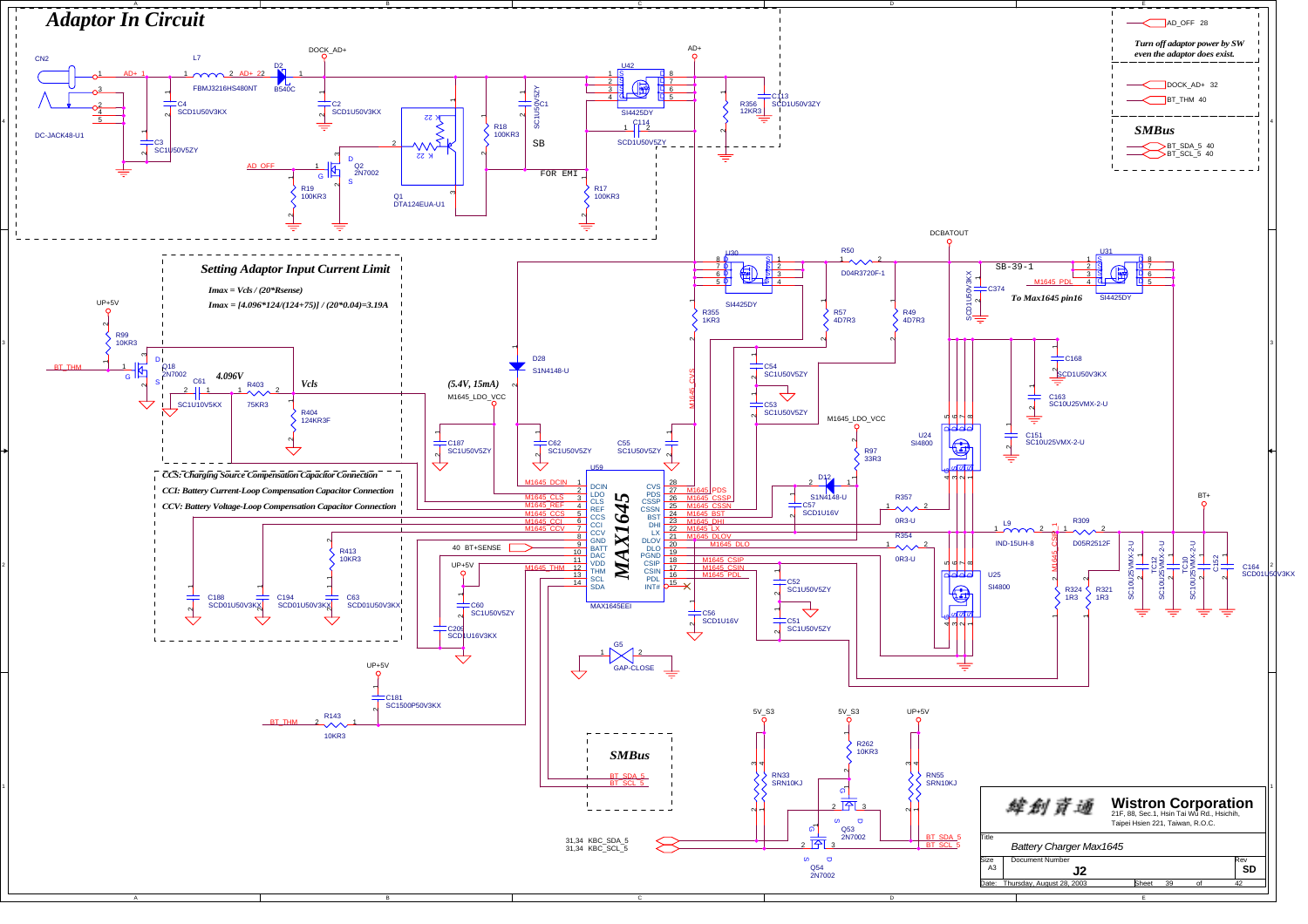# Adaptor In Circuit

CN2 DC-JACK48-U1

L7 FBMJ3216HS480NT

D2 B540C

DOCK_AD+

AD+

AD+ 1

AD+ 22

C4 SCD1U50V3KX

C3 SC1U50V5ZY

C2 SCD1U50V3KX

U42 SI4425DY

C113 SCD1U50V3ZY

R356 12KR3

C114 SCD1U50V5ZY

SC1U50V5ZY SC1

R18 100KR3

SB

FOR EMI

R17 100KR3

Q1 DTA124EUA-U1

Q2 2N7002

AD_OFF

R19 100KR3

---

AD_OFF 28

*Turn off adaptor power by SW even the adaptor does exist.*

DOCK_AD+ 32

BT_THM 40

## SMBus

BT_SDA_5 40

BT_SCL_5 40

---

## Setting Adaptor Input Current Limit

*Imax = Vcls / (20\*Rsense)*

*Imax = [4.096\*124/(124+75)] / (20\*0.04)=3.19A*

UP+5V

R99 10KR3

BT_THM

Q18 2N7002

C61 SC1U10V5KX

4.096V

R403 75KR3

Vcls

R404 124KR3F

(5.4V, 15mA)

M1645_LDO_VCC

D28 S1N4148-U

C187 SC1U50V5ZY

C62 SC1U50V5ZY

C55 SC1U50V5ZY

U30 SI4425DY

R355 1KR3

R50 D04R3720F-1

R57 4D7R3

R49 4D7R3

DCBATOUT

C374 SCD1U50V3KX

SB-39-1

M1645_PDL

*To Max1645 pin16*

U31 SI4425DY

C54 SC1U50V5ZY

C53 SC1U50V5ZY

M1645_CVS

C168 SCD1U50V3KX

C163 SC10U25VMX-2-U

C151 SC10U25VMX-2-U

M1645_LDO_VCC

R97 33R3

U24 SI4800

U59 MAX1645 MAX1645EEI

| Pin | Name | Net |
|---|---|---|
| 1 | DCIN | M1645_DCIN |
| 2 | LDO | |
| 3 | CLS | M1645_CLS |
| 4 | REF | M1645_REF |
| 5 | CCS | M1645_CCS |
| 6 | CCI | M1645_CCI |
| 7 | CCV | M1645_CCV |
| 8 | GND | |
| 9 | BATT | BT+SENSE |
| 10 | DAC | |
| 11 | VDD | UP+5V |
| 12 | THM | M1645_THM |
| 13 | SCL | |
| 14 | SDA | |
| 28 | CVS | |
| 27 | PDS | M1645_PDS |
| 26 | CSSP | M1645_CSSP |
| 25 | CSSN | M1645_CSSN |
| 24 | BST | M1645_BST |
| 23 | DHI | M1645_DHI |
| 22 | LX | M1645_LX |
| 21 | DLOV | M1645_DLOV |
| 20 | DLO | M1645_DLO |
| 19 | PGND | |
| 18 | CSIP | M1645_CSIP |
| 17 | CSIN | M1645_CSIN |
| 16 | PDL | M1645_PDL |
| 15 | INT# | |

*CCS: Charging Source Compensation Capacitor Connection*

*CCI: Battery Current-Loop Compensation Capacitor Connection*

*CCV: Battery Voltage-Loop Compensation Capacitor Connection*

R413 10KR3

C188 SCD01U50V3KX

C194 SCD01U50V3KX

C63 SCD01U50V3KX

40 BT+SENSE

C60 SC1U50V5ZY

C209 SCD1U16V3KX

G5 GAP-CLOSE

D12 S1N4148-U

C57 SCD1U16V

R357 0R3-U

R354 0R3-U

L9 IND-15UH-8

R309 D05R2512F

M1645_CSIP

BT+

U25 SI4800

R324 1R3

R321 1R3

C52 SC1U50V5ZY

C56 SCD1U16V

C51 SC1U50V5ZY

TC10 SC10U25VMX-2-U

TC12 SC10U25VMX-2-U

SC10U25VMX-2-U

C152

C164 SCD01U50V3KX

UP+5V

C181 SC1500P50V3KX

BT_THM

R143 10KR3

## SMBus

BT_SDA_5

BT_SCL_5

5V_S3

5V_S3

UP+5V

R262 10KR3

RN33 SRN10KJ

RN55 SRN10KJ

Q53 2N7002

Q54 2N7002

31,34 KBC_SDA_5

31,34 KBC_SCL_5

BT_SDA_5

BT_SCL_5

---

緯創資通 **Wistron Corporation**

21F, 88, Sec.1, Hsin Tai Wu Rd., Hsichih, Taipei Hsien 221, Taiwan, R.O.C.

| Title | Battery Charger Max1645 | |
|---|---|---|
| Size: A3 | Document Number: J2 | Rev: SD |
| Date: Thursday, August 28, 2003 | Sheet 39 of 42 | |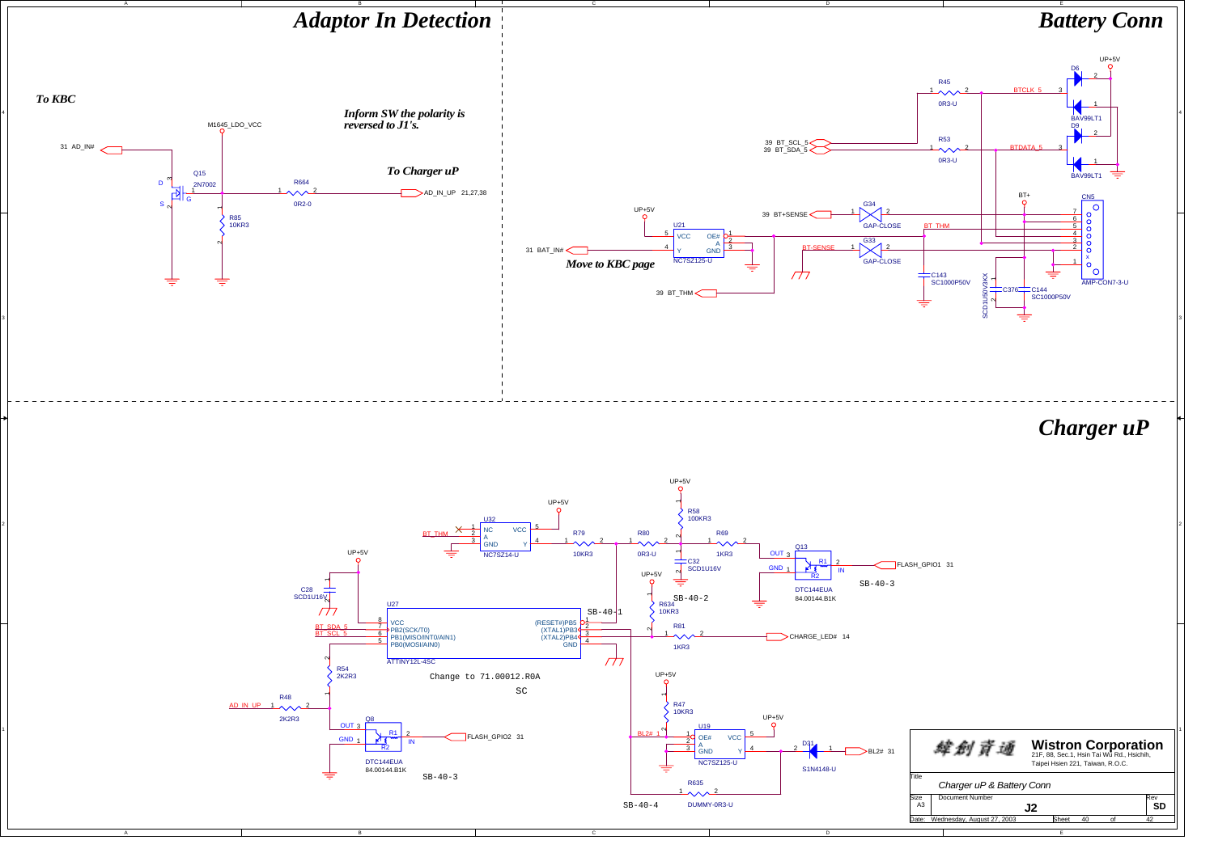# Adaptor In Detection

*To KBC*

*Inform SW the polarity is reversed to J1's.*

*To Charger uP*

31 AD_IN#

M1645_LDO_VCC

Q15 2N7002 (D 3, S 2, G 1)

R664 0R2-0

AD_IN_UP 21,27,38

R85 10KR3

# Battery Conn

UP+5V

R45 0R3-U — BTCLK_5

D6 BAV99LT1

R53 0R3-U — BTDATA_5

D9 BAV99LT1

39 BT_SCL_5

39 BT_SDA_5

BT+

CN5 AMP-CON7-3-U

39 BT+SENSE — G34 GAP-CLOSE

UP+5V

U21 NC7SZ125-U (VCC 5, OE# 1, A 2, GND 3, Y 4)

31 BAT_IN#

BT_THM

BT-SENSE — G33 GAP-CLOSE

*Move to KBC page*

39 BT_THM

C143 SC1000P50V

C376 SCD1U50V3KX

C144 SC1000P50V

# Charger uP

UP+5V

R58 100KR3

UP+5V

U32 NC7SZ14-U (NC 1, A 2, GND 3, VCC 5, Y 4)

BT_THM

R79 10KR3

R80 0R3-U

R69 1KR3

C32 SCD1U16V

Q13 DTC144EUA 84.00144.B1K (OUT 3, GND 1, IN 2)

FLASH_GPIO1 31

SB-40-3

UP+5V

C28 SCD1U16V

UP+5V

R634 10KR3

SB-40-2

SB-40-1

U27 ATTINY12L-4SC

- 8 VCC
- 7 PB2(SCK/T0) — BT_SDA_5
- 6 PB1(MISO/INT0/AIN1) — BT_SCL_5
- 5 PB0(MOSI/AIN0)
- 1 (RESET#)PB5
- 2 (XTAL1)PB3
- 3 (XTAL2)PB4
- 4 GND

R81 1KR3 — CHARGE_LED# 14

R54 2K2R3

Change to 71.00012.R0A

SC

AD_IN_UP — R48 2K2R3

Q8 DTC144EUA 84.00144.B1K (OUT 3, GND 1, IN 2)

FLASH_GPIO2 31

SB-40-3

UP+5V

R47 10KR3

BL2# — U19 NC7SZ125-U (OE# 1, A 2, GND 3, VCC 5, Y 4)

UP+5V

D31 S1N4148-U — BL2# 31

R635 DUMMY-0R3-U

SB-40-4

| | |
|---|---|
| Wistron Corporation | 21F, 88, Sec.1, Hsin Tai Wu Rd., Hsichih, Taipei Hsien 221, Taiwan, R.O.C. |
| Title | Charger uP & Battery Conn |
| Size | A3 |
| Document Number | J2 |
| Rev | SD |
| Date | Wednesday, August 27, 2003 |
| Sheet | 40 of 42 |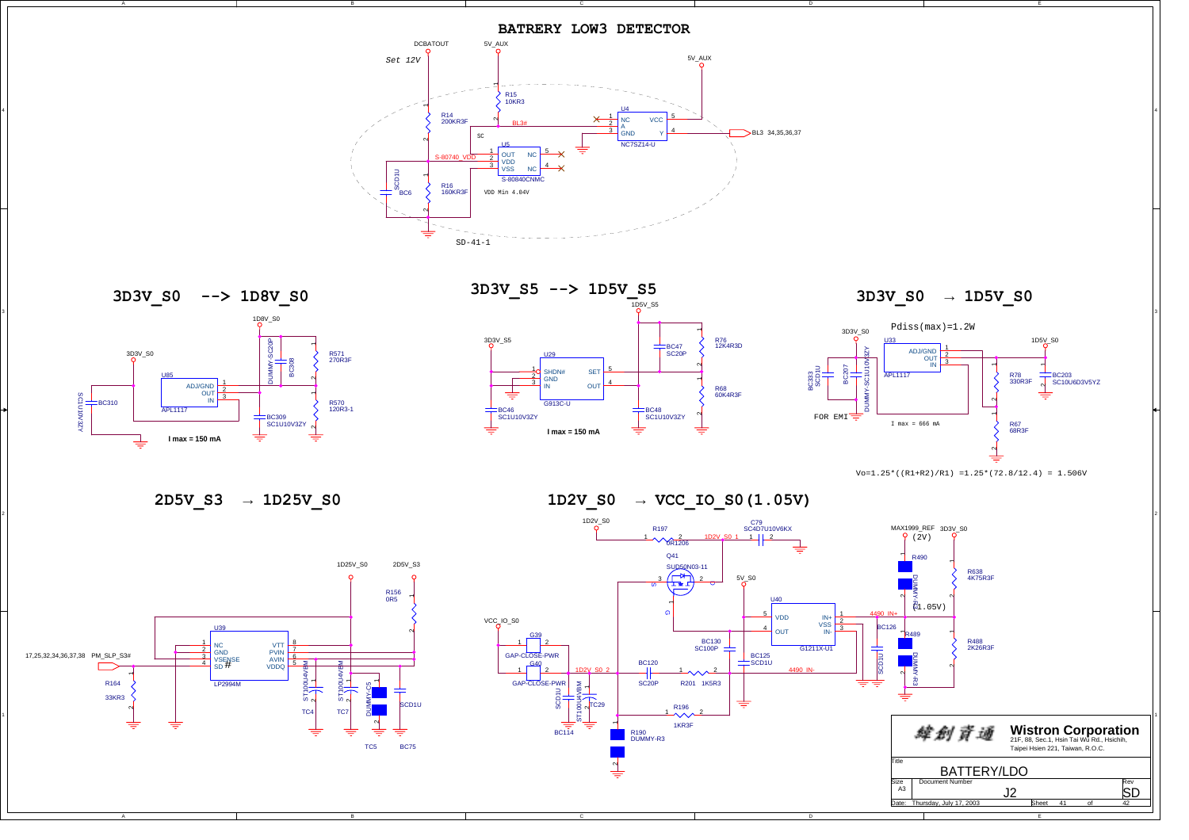# BATRERY LOW3 DETECTOR

DCBATOUT — *Set 12V*

5V_AUX

R15 10KR3

R14 200KR3F

BL3#

U4 NC7SZ14-U: NC, A, GND, VCC, Y

BL3 34,35,36,37

SC

U5 S-80840CNMC: OUT, VDD, VSS, NC, NC

S-80740_VDD

BC6 SCD1U

R16 160KR3F

VDD Min 4.04V

SD-41-1

## 3D3V_S0 --> 1D8V_S0

1D8V_S0

3D3V_S0

U85 APL1117: ADJ/GND, OUT, IN

BC310 SCD1U10V3ZY

DUMMY-SC20P

BC308

R571 270R3F

R570 120R3-1

BC309 SC1U10V3ZY

**I max = 150 mA**

## 3D3V_S5 --> 1D5V_S5

1D5V_S5

3D3V_S5

U29 G913C-U: SHDN#, GND, IN, SET, OUT

BC47 SC20P

R76 12K4R3D

R68 60K4R3F

BC46 SC1U10V3ZY

BC48 SC1U10V3ZY

**I max = 150 mA**

## 3D3V_S0 → 1D5V_S0

Pdiss(max)=1.2W

3D3V_S0

1D5V_S0

U33 APL1117: ADJ/GND, OUT, IN

BC333 SCD1U

BC207 DUMMY-SC10U10V3ZY

FOR EMI

R78 330R3F

BC203 SC10U6D3V5YZ

R67 68R3F

I max = 666 mA

Vo=1.25*((R1+R2)/R1) =1.25*(72.8/12.4) = 1.506V

## 2D5V_S3 → 1D25V_S0

1D25V_S0

2D5V_S3

R156 0R5

U39 LP2994M: NC, GND, VSENSE, SD#, VTT, PVIN, AVIN, VDDQ

17,25,32,34,36,37,38 PM_SLP_S3#

R164 33KR3

TC4 ST100U4VBM

TC7 ST100U4VBM

DUMMY-C5

TC5

BC75 SCD1U

## 1D2V_S0 → VCC_IO_S0(1.05V)

1D2V_S0

R197 0R1206

1D2V_S0

C79 SC4D7U10V6KX

Q41 SUD50N03-11

5V_S0

VCC_IO_S0

G39 GAP-CLOSE-PWR

G40 GAP-CLOSE-PWR

1D2V_S0

BC120 SC20P

R201 1K5R3

BC130 SC100P

BC125 SCD1U

U40 G1211X-U1: VDD, OUT, IN+, VSS, IN-

4490_IN+

4490_IN-

BC114 SCD1U

TC29 ST100U4VBM

R196 1KR3F

R190 DUMMY-R3

MAX1999_REF (2V)

3D3V_S0

R490 DUMMY-R3

(1.05V)

R638 4K75R3F

BC126 SCD1U

R489 DUMMY-R3

R488 2K26R3F

| | |
|---|---|
| 緯創資通 | **Wistron Corporation** 21F, 88, Sec.1, Hsin Tai Wu Rd., Hsichih, Taipei Hsien 221, Taiwan, R.O.C. |
| Title | BATTERY/LDO |
| Size A3 | Document Number J2 — Rev SD |
| Date: Thursday, July 17, 2003 | Sheet 41 of 42 |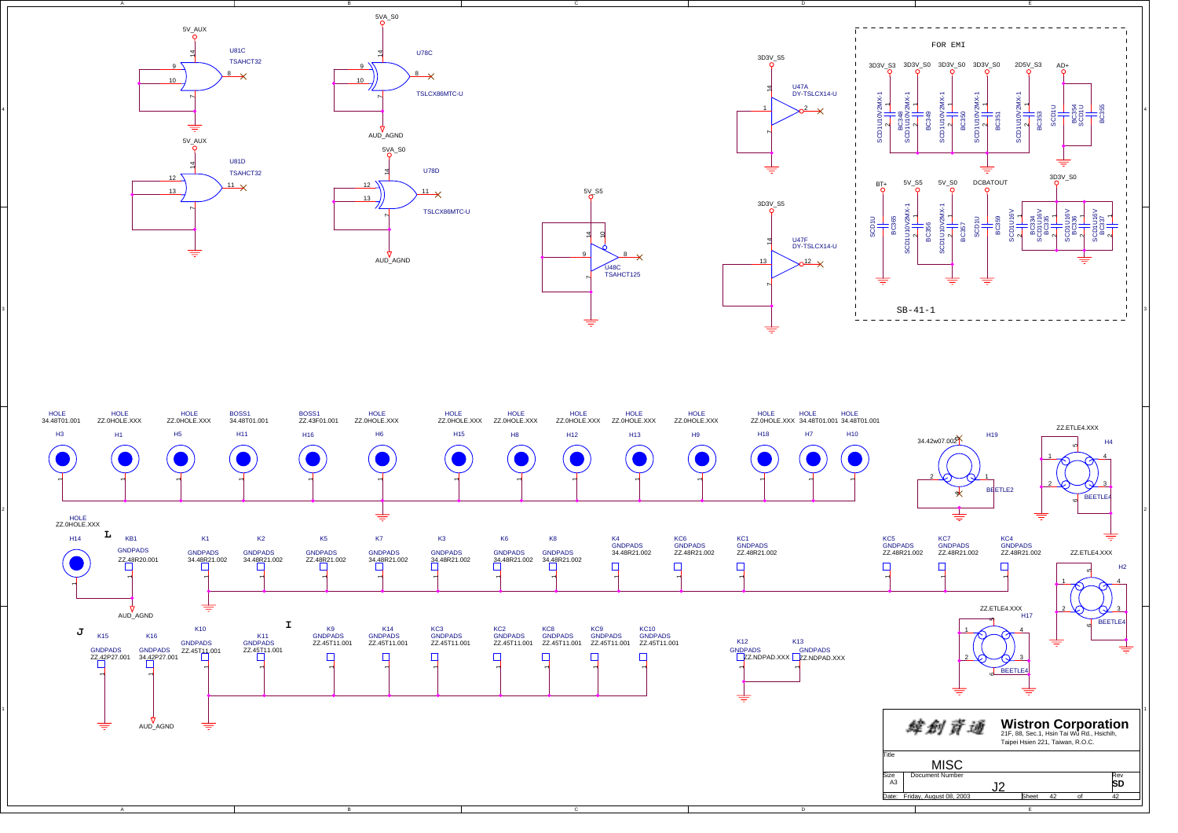FOR EMI

3D3V_S3 3D3V_S0 3D3V_S0 3D3V_S0 2D5V_S3 AD+

SCD1U10V2MX-1 BC348 SCD1U10V2MX-1 BC349 SCD1U10V2MX-1 BC350 SCD1U10V2MX-1 BC351 SCD1U10V2MX-1 BC353 SCD1U BC354 SCD1U BC355

BT+ 5V_S5 5V_S0 DCBATOUT 3D3V_S0

SCD1U BC365 SCD1U10V2MX-1 BC356 SCD1U10V2MX-1 BC357 SCD1U BC359 SCD1U16V BC334 SCD1U16V BC335 SCD1U16V BC336 SCD1U16V BC337

SB-41-1

5V_AUX U81C TSAHCT32

5V_AUX U81D TSAHCT32

5VA_S0 U78C TSLCX86MTC-U AUD_AGND

5VA_S0 U78D TSLCX86MTC-U AUD_AGND

5V_S5 U48C TSAHCT125

3D3V_S5 U47A DY-TSLCX14-U

3D3V_S5 U47F DY-TSLCX14-U

| | | | | | | | | | | | | | |
|---|---|---|---|---|---|---|---|---|---|---|---|---|---|
| H3 | H1 | H5 | H11 | H16 | H6 | H15 | H8 | H12 | H13 | H9 | H18 | H7 | H10 |
| HOLE | HOLE | HOLE | BOSS1 | BOSS1 | HOLE | HOLE | HOLE | HOLE | HOLE | HOLE | HOLE | HOLE | HOLE |
| 34.48T01.001 | ZZ.0HOLE.XXX | ZZ.0HOLE.XXX | 34.48T01.001 | ZZ.43F01.001 | ZZ.0HOLE.XXX | ZZ.0HOLE.XXX | ZZ.0HOLE.XXX | ZZ.0HOLE.XXX | ZZ.0HOLE.XXX | ZZ.0HOLE.XXX | ZZ.0HOLE.XXX | 34.48T01.001 | 34.48T01.001 |

H19 34.42w07.002 BEETLE2

H4 ZZ.ETLE4.XXX BEETLE4

H14 HOLE ZZ.0HOLE.XXX

L

| | | | | | | | | | | | | | | |
|---|---|---|---|---|---|---|---|---|---|---|---|---|---|---|
| KB1 | K1 | K2 | K5 | K7 | K3 | K6 | K8 | K4 | KC6 | KC1 | KC5 | KC7 | KC4 |
| GNDPADS | GNDPADS | GNDPADS | GNDPADS | GNDPADS | GNDPADS | GNDPADS | GNDPADS | GNDPADS | GNDPADS | GNDPADS | GNDPADS | GNDPADS | GNDPADS |
| ZZ.48R20.001 | 34.48R21.002 | ZZ.48R21.002 | ZZ.48R21.002 | ZZ.48R21.002 | ZZ.48R21.002 | ZZ.48R21.002 | ZZ.48R21.002 | 34.48R21.002 | ZZ.48R21.002 | ZZ.48R21.002 | ZZ.48R21.002 | ZZ.48R21.002 | ZZ.48R21.002 |

AUD_AGND

H2 ZZ.ETLE4.XXX BEETLE4

H17 ZZ.ETLE4.XXX BEETLE4

J

I

| | | | | | | | | | | | | | |
|---|---|---|---|---|---|---|---|---|---|---|---|---|---|
| K15 | K16 | K10 | K11 | K9 | K14 | KC3 | KC2 | KC8 | KC9 | KC10 | K12 | K13 |
| GNDPADS | GNDPADS | GNDPADS | GNDPADS | GNDPADS | GNDPADS | GNDPADS | GNDPADS | GNDPADS | GNDPADS | GNDPADS | GNDPADS | GNDPADS |
| ZZ.42P27.001 | 34.42P27.001 | ZZ.45T11.001 | ZZ.45T11.001 | ZZ.45T11.001 | ZZ.45T11.001 | ZZ.45T11.001 | ZZ.45T11.001 | ZZ.45T11.001 | ZZ.45T11.001 | ZZ.45T11.001 | ZZ.NDPAD.XXX | ZZ.NDPAD.XXX |

AUD_AGND

緯創資通 **Wistron Corporation**
21F, 88, Sec.1, Hsin Tai Wu Rd., Hsichih, Taipei Hsien 221, Taiwan, R.O.C.

Title: MISC

Size: A3 Document Number: J2 Rev: SD

Date: Friday, August 08, 2003 Sheet 42 of 42